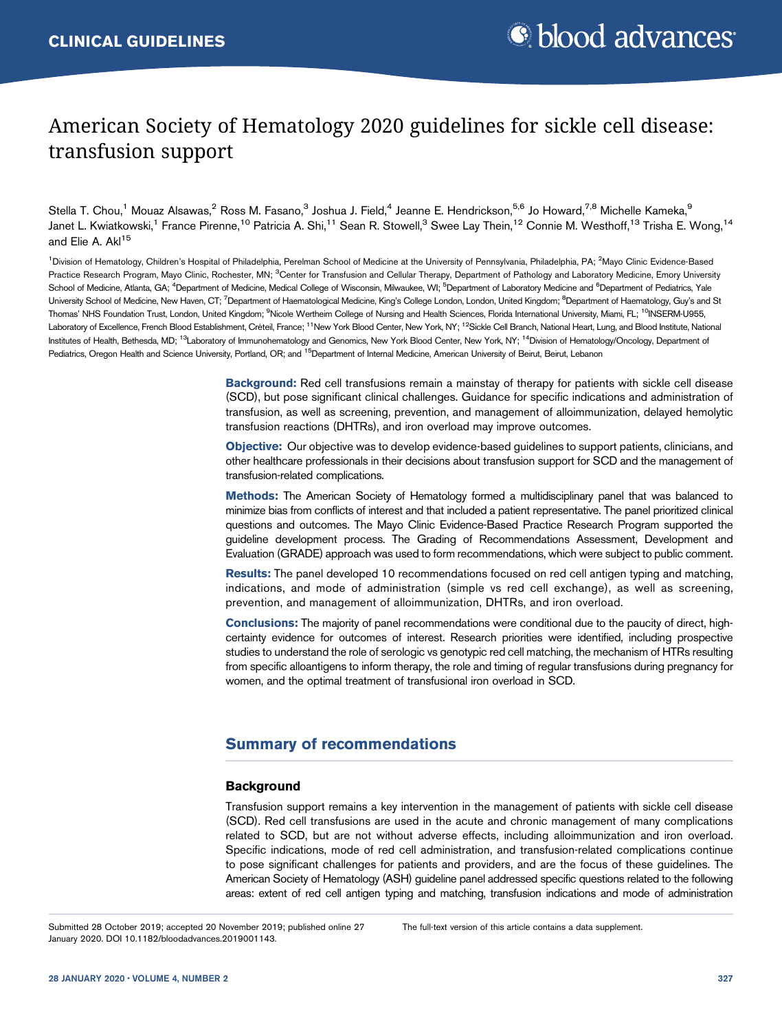CLINICAL GUIDELINES

# American Society of Hematology 2020 guidelines for sickle cell disease: transfusion support

Stella T. Chou,[1] Mouaz Alsawas,[2] Ross M. Fasano,[3] Joshua J. Field,[4] Jeanne E. Hendrickson,[5,6] Jo Howard,[7,8] Michelle Kameka,[9] Janet L. Kwiatkowski,[1] France Pirenne,[10] Patricia A. Shi,[11] Sean R. Stowell,[3] Swee Lay Thein,[12] Connie M. Westhoff,[13] Trisha E. Wong,[14] and Elie A. Akl[15]

[1]Division of Hematology, Children's Hospital of Philadelphia, Perelman School of Medicine at the University of Pennsylvania, Philadelphia, PA; [2]Mayo Clinic Evidence-Based Practice Research Program, Mayo Clinic, Rochester, MN; [3]Center for Transfusion and Cellular Therapy, Department of Pathology and Laboratory Medicine, Emory University School of Medicine, Atlanta, GA; [4]Department of Medicine, Medical College of Wisconsin, Milwaukee, WI; [5]Department of Laboratory Medicine and [6]Department of Pediatrics, Yale University School of Medicine, New Haven, CT; [7]Department of Haematological Medicine, King's College London, London, United Kingdom; [8]Department of Haematology, Guy's and St Thomas' NHS Foundation Trust, London, United Kingdom; [9]Nicole Wertheim College of Nursing and Health Sciences, Florida International University, Miami, FL; [10]INSERM-U955, Laboratory of Excellence, French Blood Establishment, Créteil, France; [11]New York Blood Center, New York, NY; [12]Sickle Cell Branch, National Heart, Lung, and Blood Institute, National Institutes of Health, Bethesda, MD; [13]Laboratory of Immunohematology and Genomics, New York Blood Center, New York, NY; [14]Division of Hematology/Oncology, Department of Pediatrics, Oregon Health and Science University, Portland, OR; and [15]Department of Internal Medicine, American University of Beirut, Beirut, Lebanon

**Background:** Red cell transfusions remain a mainstay of therapy for patients with sickle cell disease (SCD), but pose significant clinical challenges. Guidance for specific indications and administration of transfusion, as well as screening, prevention, and management of alloimmunization, delayed hemolytic transfusion reactions (DHTRs), and iron overload may improve outcomes.

**Objective:** Our objective was to develop evidence-based guidelines to support patients, clinicians, and other healthcare professionals in their decisions about transfusion support for SCD and the management of transfusion-related complications.

**Methods:** The American Society of Hematology formed a multidisciplinary panel that was balanced to minimize bias from conflicts of interest and that included a patient representative. The panel prioritized clinical questions and outcomes. The Mayo Clinic Evidence-Based Practice Research Program supported the guideline development process. The Grading of Recommendations Assessment, Development and Evaluation (GRADE) approach was used to form recommendations, which were subject to public comment.

**Results:** The panel developed 10 recommendations focused on red cell antigen typing and matching, indications, and mode of administration (simple vs red cell exchange), as well as screening, prevention, and management of alloimmunization, DHTRs, and iron overload.

**Conclusions:** The majority of panel recommendations were conditional due to the paucity of direct, high-certainty evidence for outcomes of interest. Research priorities were identified, including prospective studies to understand the role of serologic vs genotypic red cell matching, the mechanism of HTRs resulting from specific alloantigens to inform therapy, the role and timing of regular transfusions during pregnancy for women, and the optimal treatment of transfusional iron overload in SCD.

## Summary of recommendations

### Background

Transfusion support remains a key intervention in the management of patients with sickle cell disease (SCD). Red cell transfusions are used in the acute and chronic management of many complications related to SCD, but are not without adverse effects, including alloimmunization and iron overload. Specific indications, mode of red cell administration, and transfusion-related complications continue to pose significant challenges for patients and providers, and are the focus of these guidelines. The American Society of Hematology (ASH) guideline panel addressed specific questions related to the following areas: extent of red cell antigen typing and matching, transfusion indications and mode of administration

Submitted 28 October 2019; accepted 20 November 2019; published online 27 January 2020. DOI 10.1182/bloodadvances.2019001143.

The full-text version of this article contains a data supplement.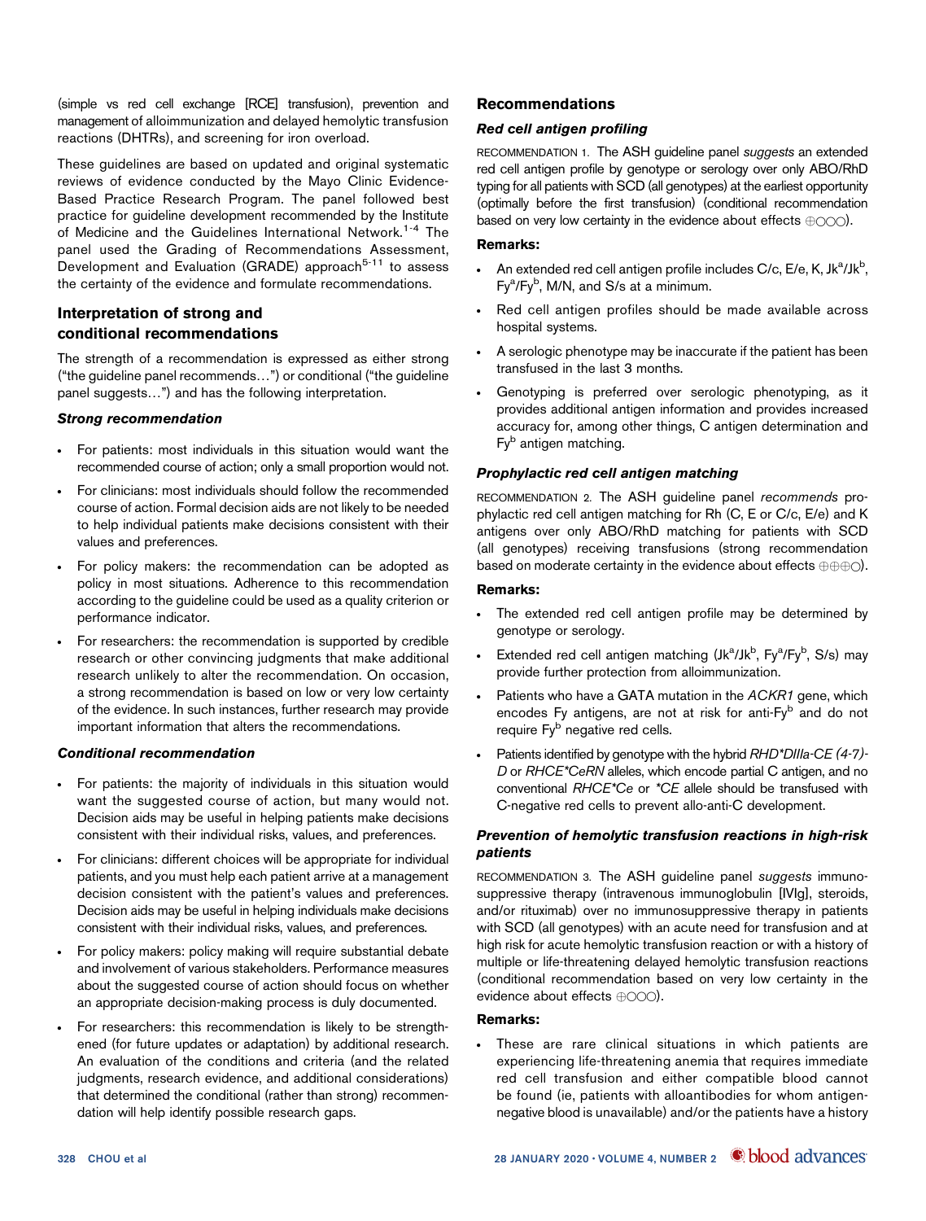(simple vs red cell exchange [RCE] transfusion), prevention and management of alloimmunization and delayed hemolytic transfusion reactions (DHTRs), and screening for iron overload.

These guidelines are based on updated and original systematic reviews of evidence conducted by the Mayo Clinic Evidence-Based Practice Research Program. The panel followed best practice for guideline development recommended by the Institute of Medicine and the Guidelines International Network.[1-4] The panel used the Grading of Recommendations Assessment, Development and Evaluation (GRADE) approach[5-11] to assess the certainty of the evidence and formulate recommendations.

## Interpretation of strong and conditional recommendations

The strength of a recommendation is expressed as either strong ("the guideline panel recommends…") or conditional ("the guideline panel suggests…") and has the following interpretation.

### *Strong recommendation*

- For patients: most individuals in this situation would want the recommended course of action; only a small proportion would not.
- For clinicians: most individuals should follow the recommended course of action. Formal decision aids are not likely to be needed to help individual patients make decisions consistent with their values and preferences.
- For policy makers: the recommendation can be adopted as policy in most situations. Adherence to this recommendation according to the guideline could be used as a quality criterion or performance indicator.
- For researchers: the recommendation is supported by credible research or other convincing judgments that make additional research unlikely to alter the recommendation. On occasion, a strong recommendation is based on low or very low certainty of the evidence. In such instances, further research may provide important information that alters the recommendations.

### *Conditional recommendation*

- For patients: the majority of individuals in this situation would want the suggested course of action, but many would not. Decision aids may be useful in helping patients make decisions consistent with their individual risks, values, and preferences.
- For clinicians: different choices will be appropriate for individual patients, and you must help each patient arrive at a management decision consistent with the patient's values and preferences. Decision aids may be useful in helping individuals make decisions consistent with their individual risks, values, and preferences.
- For policy makers: policy making will require substantial debate and involvement of various stakeholders. Performance measures about the suggested course of action should focus on whether an appropriate decision-making process is duly documented.
- For researchers: this recommendation is likely to be strengthened (for future updates or adaptation) by additional research. An evaluation of the conditions and criteria (and the related judgments, research evidence, and additional considerations) that determined the conditional (rather than strong) recommendation will help identify possible research gaps.

## Recommendations

### *Red cell antigen profiling*

RECOMMENDATION 1. The ASH guideline panel *suggests* an extended red cell antigen profile by genotype or serology over only ABO/RhD typing for all patients with SCD (all genotypes) at the earliest opportunity (optimally before the first transfusion) (conditional recommendation based on very low certainty in the evidence about effects ⊕○○○).

**Remarks:**

- An extended red cell antigen profile includes C/c, E/e, K, $Jk^a/Jk^b$, $Fy^a/Fy^b$, M/N, and S/s at a minimum.
- Red cell antigen profiles should be made available across hospital systems.
- A serologic phenotype may be inaccurate if the patient has been transfused in the last 3 months.
- Genotyping is preferred over serologic phenotyping, as it provides additional antigen information and provides increased accuracy for, among other things, C antigen determination and $Fy^b$ antigen matching.

### *Prophylactic red cell antigen matching*

RECOMMENDATION 2. The ASH guideline panel *recommends* prophylactic red cell antigen matching for Rh (C, E or C/c, E/e) and K antigens over only ABO/RhD matching for patients with SCD (all genotypes) receiving transfusions (strong recommendation based on moderate certainty in the evidence about effects ⊕⊕⊕○).

**Remarks:**

- The extended red cell antigen profile may be determined by genotype or serology.
- Extended red cell antigen matching ($Jk^a/Jk^b$, $Fy^a/Fy^b$, S/s) may provide further protection from alloimmunization.
- Patients who have a GATA mutation in the *ACKR1* gene, which encodes Fy antigens, are not at risk for anti-$Fy^b$ and do not require $Fy^b$ negative red cells.
- Patients identified by genotype with the hybrid *RHD\*DIIIa-CE (4-7)-D* or *RHCE\*CeRN* alleles, which encode partial C antigen, and no conventional *RHCE\*Ce* or *\*CE* allele should be transfused with C-negative red cells to prevent allo-anti-C development.

### *Prevention of hemolytic transfusion reactions in high-risk patients*

RECOMMENDATION 3. The ASH guideline panel *suggests* immunosuppressive therapy (intravenous immunoglobulin [IVIg], steroids, and/or rituximab) over no immunosuppressive therapy in patients with SCD (all genotypes) with an acute need for transfusion and at high risk for acute hemolytic transfusion reaction or with a history of multiple or life-threatening delayed hemolytic transfusion reactions (conditional recommendation based on very low certainty in the evidence about effects ⊕○○○).

**Remarks:**

- These are rare clinical situations in which patients are experiencing life-threatening anemia that requires immediate red cell transfusion and either compatible blood cannot be found (ie, patients with alloantibodies for whom antigen-negative blood is unavailable) and/or the patients have a history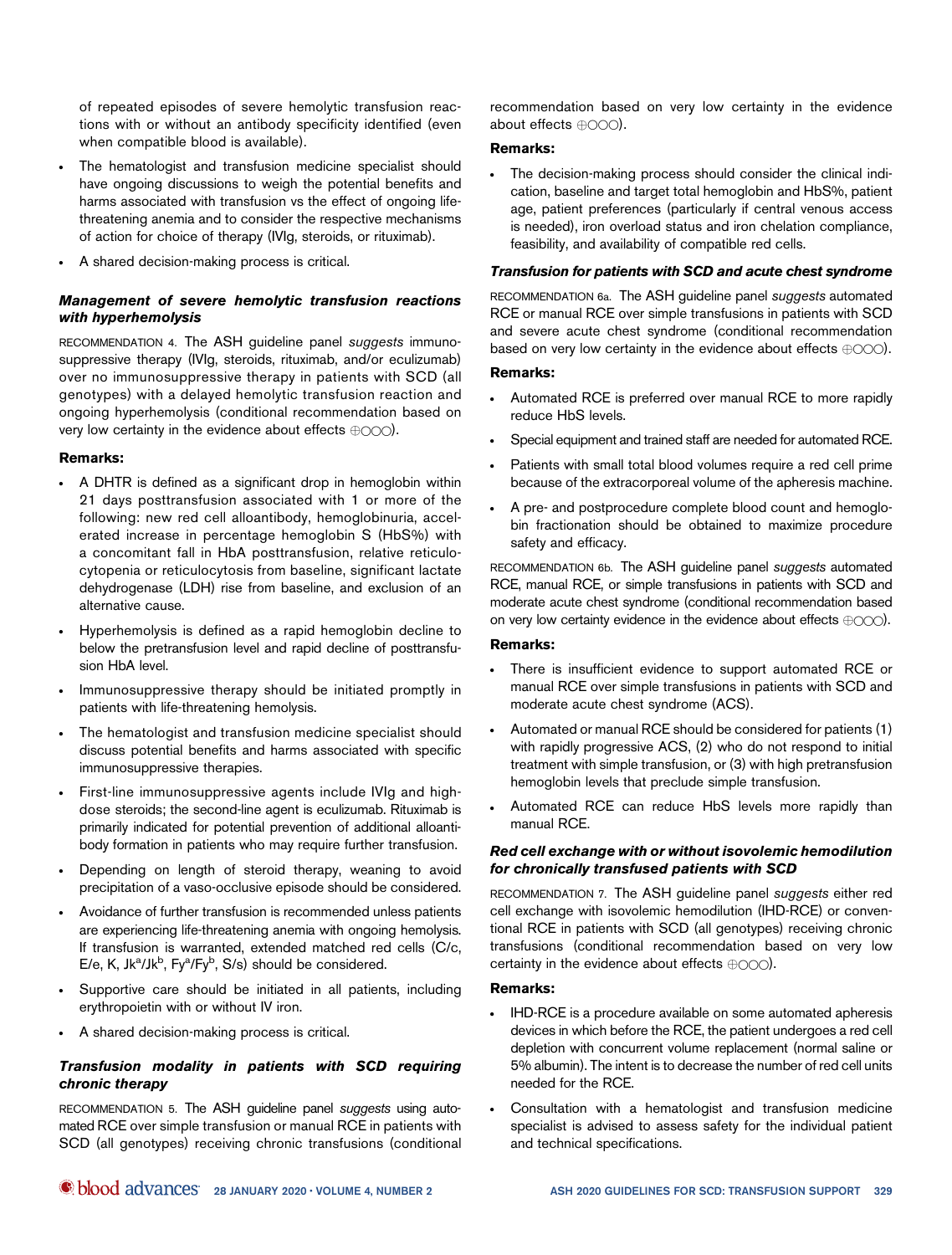of repeated episodes of severe hemolytic transfusion reactions with or without an antibody specificity identified (even when compatible blood is available).

- The hematologist and transfusion medicine specialist should have ongoing discussions to weigh the potential benefits and harms associated with transfusion vs the effect of ongoing life-threatening anemia and to consider the respective mechanisms of action for choice of therapy (IVIg, steroids, or rituximab).
- A shared decision-making process is critical.

### *Management of severe hemolytic transfusion reactions with hyperhemolysis*

RECOMMENDATION 4. The ASH guideline panel *suggests* immunosuppressive therapy (IVIg, steroids, rituximab, and/or eculizumab) over no immunosuppressive therapy in patients with SCD (all genotypes) with a delayed hemolytic transfusion reaction and ongoing hyperhemolysis (conditional recommendation based on very low certainty in the evidence about effects ⊕○○○).

**Remarks:**

- A DHTR is defined as a significant drop in hemoglobin within 21 days posttransfusion associated with 1 or more of the following: new red cell alloantibody, hemoglobinuria, accelerated increase in percentage hemoglobin S (HbS%) with a concomitant fall in HbA posttransfusion, relative reticulocytopenia or reticulocytosis from baseline, significant lactate dehydrogenase (LDH) rise from baseline, and exclusion of an alternative cause.
- Hyperhemolysis is defined as a rapid hemoglobin decline to below the pretransfusion level and rapid decline of posttransfusion HbA level.
- Immunosuppressive therapy should be initiated promptly in patients with life-threatening hemolysis.
- The hematologist and transfusion medicine specialist should discuss potential benefits and harms associated with specific immunosuppressive therapies.
- First-line immunosuppressive agents include IVIg and high-dose steroids; the second-line agent is eculizumab. Rituximab is primarily indicated for potential prevention of additional alloantibody formation in patients who may require further transfusion.
- Depending on length of steroid therapy, weaning to avoid precipitation of a vaso-occlusive episode should be considered.
- Avoidance of further transfusion is recommended unless patients are experiencing life-threatening anemia with ongoing hemolysis. If transfusion is warranted, extended matched red cells (C/c, E/e, K, $Jk^a$/$Jk^b$, $Fy^a$/$Fy^b$, S/s) should be considered.
- Supportive care should be initiated in all patients, including erythropoietin with or without IV iron.
- A shared decision-making process is critical.

### *Transfusion modality in patients with SCD requiring chronic therapy*

RECOMMENDATION 5. The ASH guideline panel *suggests* using automated RCE over simple transfusion or manual RCE in patients with SCD (all genotypes) receiving chronic transfusions (conditional recommendation based on very low certainty in the evidence about effects ⊕○○○).

**Remarks:**

- The decision-making process should consider the clinical indication, baseline and target total hemoglobin and HbS%, patient age, patient preferences (particularly if central venous access is needed), iron overload status and iron chelation compliance, feasibility, and availability of compatible red cells.

### *Transfusion for patients with SCD and acute chest syndrome*

RECOMMENDATION 6a. The ASH guideline panel *suggests* automated RCE or manual RCE over simple transfusions in patients with SCD and severe acute chest syndrome (conditional recommendation based on very low certainty in the evidence about effects ⊕○○○).

**Remarks:**

- Automated RCE is preferred over manual RCE to more rapidly reduce HbS levels.
- Special equipment and trained staff are needed for automated RCE.
- Patients with small total blood volumes require a red cell prime because of the extracorporeal volume of the apheresis machine.
- A pre- and postprocedure complete blood count and hemoglobin fractionation should be obtained to maximize procedure safety and efficacy.

RECOMMENDATION 6b. The ASH guideline panel *suggests* automated RCE, manual RCE, or simple transfusions in patients with SCD and moderate acute chest syndrome (conditional recommendation based on very low certainty evidence in the evidence about effects ⊕○○○).

**Remarks:**

- There is insufficient evidence to support automated RCE or manual RCE over simple transfusions in patients with SCD and moderate acute chest syndrome (ACS).
- Automated or manual RCE should be considered for patients (1) with rapidly progressive ACS, (2) who do not respond to initial treatment with simple transfusion, or (3) with high pretransfusion hemoglobin levels that preclude simple transfusion.
- Automated RCE can reduce HbS levels more rapidly than manual RCE.

### *Red cell exchange with or without isovolemic hemodilution for chronically transfused patients with SCD*

RECOMMENDATION 7. The ASH guideline panel *suggests* either red cell exchange with isovolemic hemodilution (IHD-RCE) or conventional RCE in patients with SCD (all genotypes) receiving chronic transfusions (conditional recommendation based on very low certainty in the evidence about effects ⊕○○○).

**Remarks:**

- IHD-RCE is a procedure available on some automated apheresis devices in which before the RCE, the patient undergoes a red cell depletion with concurrent volume replacement (normal saline or 5% albumin). The intent is to decrease the number of red cell units needed for the RCE.
- Consultation with a hematologist and transfusion medicine specialist is advised to assess safety for the individual patient and technical specifications.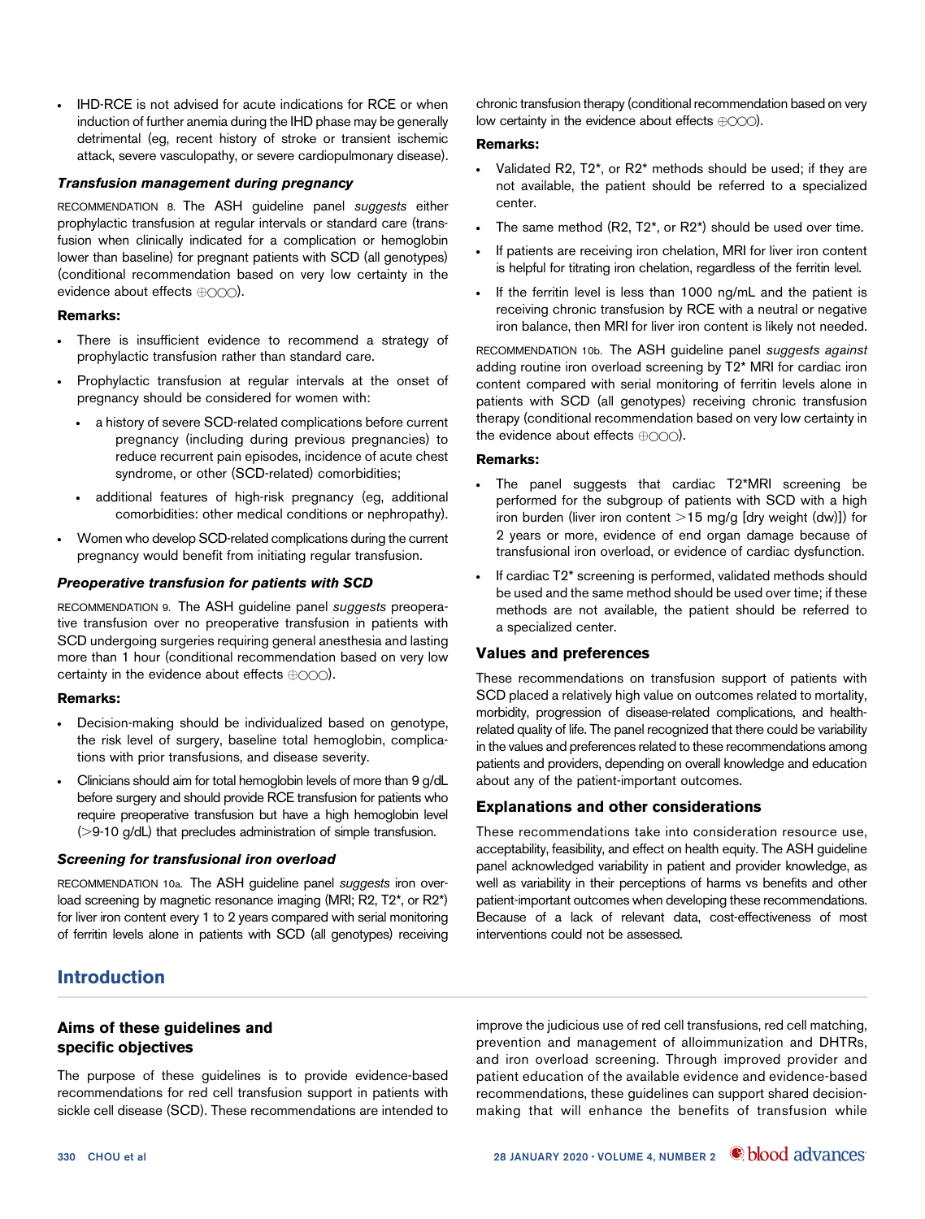- IHD-RCE is not advised for acute indications for RCE or when induction of further anemia during the IHD phase may be generally detrimental (eg, recent history of stroke or transient ischemic attack, severe vasculopathy, or severe cardiopulmonary disease).

### *Transfusion management during pregnancy*

RECOMMENDATION 8. The ASH guideline panel *suggests* either prophylactic transfusion at regular intervals or standard care (transfusion when clinically indicated for a complication or hemoglobin lower than baseline) for pregnant patients with SCD (all genotypes) (conditional recommendation based on very low certainty in the evidence about effects ⊕◯◯◯).

**Remarks:**

- There is insufficient evidence to recommend a strategy of prophylactic transfusion rather than standard care.
- Prophylactic transfusion at regular intervals at the onset of pregnancy should be considered for women with:
  - a history of severe SCD-related complications before current pregnancy (including during previous pregnancies) to reduce recurrent pain episodes, incidence of acute chest syndrome, or other (SCD-related) comorbidities;
  - additional features of high-risk pregnancy (eg, additional comorbidities: other medical conditions or nephropathy).
- Women who develop SCD-related complications during the current pregnancy would benefit from initiating regular transfusion.

### *Preoperative transfusion for patients with SCD*

RECOMMENDATION 9. The ASH guideline panel *suggests* preoperative transfusion over no preoperative transfusion in patients with SCD undergoing surgeries requiring general anesthesia and lasting more than 1 hour (conditional recommendation based on very low certainty in the evidence about effects ⊕◯◯◯).

**Remarks:**

- Decision-making should be individualized based on genotype, the risk level of surgery, baseline total hemoglobin, complications with prior transfusions, and disease severity.
- Clinicians should aim for total hemoglobin levels of more than 9 g/dL before surgery and should provide RCE transfusion for patients who require preoperative transfusion but have a high hemoglobin level (>9-10 g/dL) that precludes administration of simple transfusion.

### *Screening for transfusional iron overload*

RECOMMENDATION 10a. The ASH guideline panel *suggests* iron overload screening by magnetic resonance imaging (MRI; R2, T2*, or R2*) for liver iron content every 1 to 2 years compared with serial monitoring of ferritin levels alone in patients with SCD (all genotypes) receiving chronic transfusion therapy (conditional recommendation based on very low certainty in the evidence about effects ⊕◯◯◯).

**Remarks:**

- Validated R2, T2*, or R2* methods should be used; if they are not available, the patient should be referred to a specialized center.
- The same method (R2, T2*, or R2*) should be used over time.
- If patients are receiving iron chelation, MRI for liver iron content is helpful for titrating iron chelation, regardless of the ferritin level.
- If the ferritin level is less than 1000 ng/mL and the patient is receiving chronic transfusion by RCE with a neutral or negative iron balance, then MRI for liver iron content is likely not needed.

RECOMMENDATION 10b. The ASH guideline panel *suggests against* adding routine iron overload screening by T2* MRI for cardiac iron content compared with serial monitoring of ferritin levels alone in patients with SCD (all genotypes) receiving chronic transfusion therapy (conditional recommendation based on very low certainty in the evidence about effects ⊕◯◯◯).

**Remarks:**

- The panel suggests that cardiac T2*MRI screening be performed for the subgroup of patients with SCD with a high iron burden (liver iron content >15 mg/g [dry weight (dw)]) for 2 years or more, evidence of end organ damage because of transfusional iron overload, or evidence of cardiac dysfunction.
- If cardiac T2* screening is performed, validated methods should be used and the same method should be used over time; if these methods are not available, the patient should be referred to a specialized center.

### Values and preferences

These recommendations on transfusion support of patients with SCD placed a relatively high value on outcomes related to mortality, morbidity, progression of disease-related complications, and health-related quality of life. The panel recognized that there could be variability in the values and preferences related to these recommendations among patients and providers, depending on overall knowledge and education about any of the patient-important outcomes.

### Explanations and other considerations

These recommendations take into consideration resource use, acceptability, feasibility, and effect on health equity. The ASH guideline panel acknowledged variability in patient and provider knowledge, as well as variability in their perceptions of harms vs benefits and other patient-important outcomes when developing these recommendations. Because of a lack of relevant data, cost-effectiveness of most interventions could not be assessed.

## Introduction

### Aims of these guidelines and specific objectives

The purpose of these guidelines is to provide evidence-based recommendations for red cell transfusion support in patients with sickle cell disease (SCD). These recommendations are intended to improve the judicious use of red cell transfusions, red cell matching, prevention and management of alloimmunization and DHTRs, and iron overload screening. Through improved provider and patient education of the available evidence and evidence-based recommendations, these guidelines can support shared decision-making that will enhance the benefits of transfusion while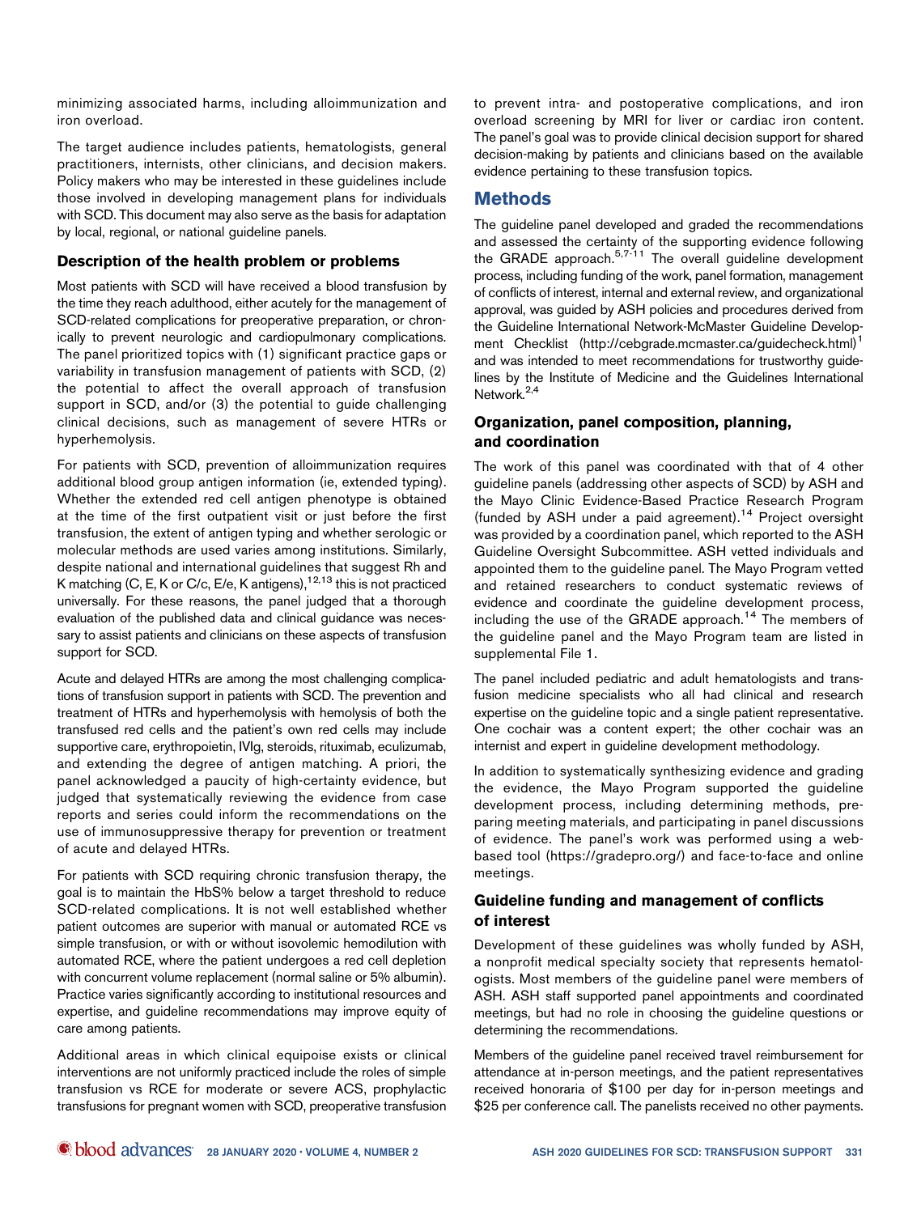minimizing associated harms, including alloimmunization and iron overload.

The target audience includes patients, hematologists, general practitioners, internists, other clinicians, and decision makers. Policy makers who may be interested in these guidelines include those involved in developing management plans for individuals with SCD. This document may also serve as the basis for adaptation by local, regional, or national guideline panels.

### Description of the health problem or problems

Most patients with SCD will have received a blood transfusion by the time they reach adulthood, either acutely for the management of SCD-related complications for preoperative preparation, or chronically to prevent neurologic and cardiopulmonary complications. The panel prioritized topics with (1) significant practice gaps or variability in transfusion management of patients with SCD, (2) the potential to affect the overall approach of transfusion support in SCD, and/or (3) the potential to guide challenging clinical decisions, such as management of severe HTRs or hyperhemolysis.

For patients with SCD, prevention of alloimmunization requires additional blood group antigen information (ie, extended typing). Whether the extended red cell antigen phenotype is obtained at the time of the first outpatient visit or just before the first transfusion, the extent of antigen typing and whether serologic or molecular methods are used varies among institutions. Similarly, despite national and international guidelines that suggest Rh and K matching (C, E, K or C/c, E/e, K antigens),[12,13] this is not practiced universally. For these reasons, the panel judged that a thorough evaluation of the published data and clinical guidance was necessary to assist patients and clinicians on these aspects of transfusion support for SCD.

Acute and delayed HTRs are among the most challenging complications of transfusion support in patients with SCD. The prevention and treatment of HTRs and hyperhemolysis with hemolysis of both the transfused red cells and the patient's own red cells may include supportive care, erythropoietin, IVIg, steroids, rituximab, eculizumab, and extending the degree of antigen matching. A priori, the panel acknowledged a paucity of high-certainty evidence, but judged that systematically reviewing the evidence from case reports and series could inform the recommendations on the use of immunosuppressive therapy for prevention or treatment of acute and delayed HTRs.

For patients with SCD requiring chronic transfusion therapy, the goal is to maintain the HbS% below a target threshold to reduce SCD-related complications. It is not well established whether patient outcomes are superior with manual or automated RCE vs simple transfusion, or with or without isovolemic hemodilution with automated RCE, where the patient undergoes a red cell depletion with concurrent volume replacement (normal saline or 5% albumin). Practice varies significantly according to institutional resources and expertise, and guideline recommendations may improve equity of care among patients.

Additional areas in which clinical equipoise exists or clinical interventions are not uniformly practiced include the roles of simple transfusion vs RCE for moderate or severe ACS, prophylactic transfusions for pregnant women with SCD, preoperative transfusion to prevent intra- and postoperative complications, and iron overload screening by MRI for liver or cardiac iron content. The panel's goal was to provide clinical decision support for shared decision-making by patients and clinicians based on the available evidence pertaining to these transfusion topics.

## Methods

The guideline panel developed and graded the recommendations and assessed the certainty of the supporting evidence following the GRADE approach.[5,7-11] The overall guideline development process, including funding of the work, panel formation, management of conflicts of interest, internal and external review, and organizational approval, was guided by ASH policies and procedures derived from the Guideline International Network-McMaster Guideline Development Checklist (http://cebgrade.mcmaster.ca/guidecheck.html)[1] and was intended to meet recommendations for trustworthy guidelines by the Institute of Medicine and the Guidelines International Network.[2,4]

### Organization, panel composition, planning, and coordination

The work of this panel was coordinated with that of 4 other guideline panels (addressing other aspects of SCD) by ASH and the Mayo Clinic Evidence-Based Practice Research Program (funded by ASH under a paid agreement).[14] Project oversight was provided by a coordination panel, which reported to the ASH Guideline Oversight Subcommittee. ASH vetted individuals and appointed them to the guideline panel. The Mayo Program vetted and retained researchers to conduct systematic reviews of evidence and coordinate the guideline development process, including the use of the GRADE approach.[14] The members of the guideline panel and the Mayo Program team are listed in supplemental File 1.

The panel included pediatric and adult hematologists and transfusion medicine specialists who all had clinical and research expertise on the guideline topic and a single patient representative. One cochair was a content expert; the other cochair was an internist and expert in guideline development methodology.

In addition to systematically synthesizing evidence and grading the evidence, the Mayo Program supported the guideline development process, including determining methods, preparing meeting materials, and participating in panel discussions of evidence. The panel's work was performed using a web-based tool (https://gradepro.org/) and face-to-face and online meetings.

### Guideline funding and management of conflicts of interest

Development of these guidelines was wholly funded by ASH, a nonprofit medical specialty society that represents hematologists. Most members of the guideline panel were members of ASH. ASH staff supported panel appointments and coordinated meetings, but had no role in choosing the guideline questions or determining the recommendations.

Members of the guideline panel received travel reimbursement for attendance at in-person meetings, and the patient representatives received honoraria of $100 per day for in-person meetings and $25 per conference call. The panelists received no other payments.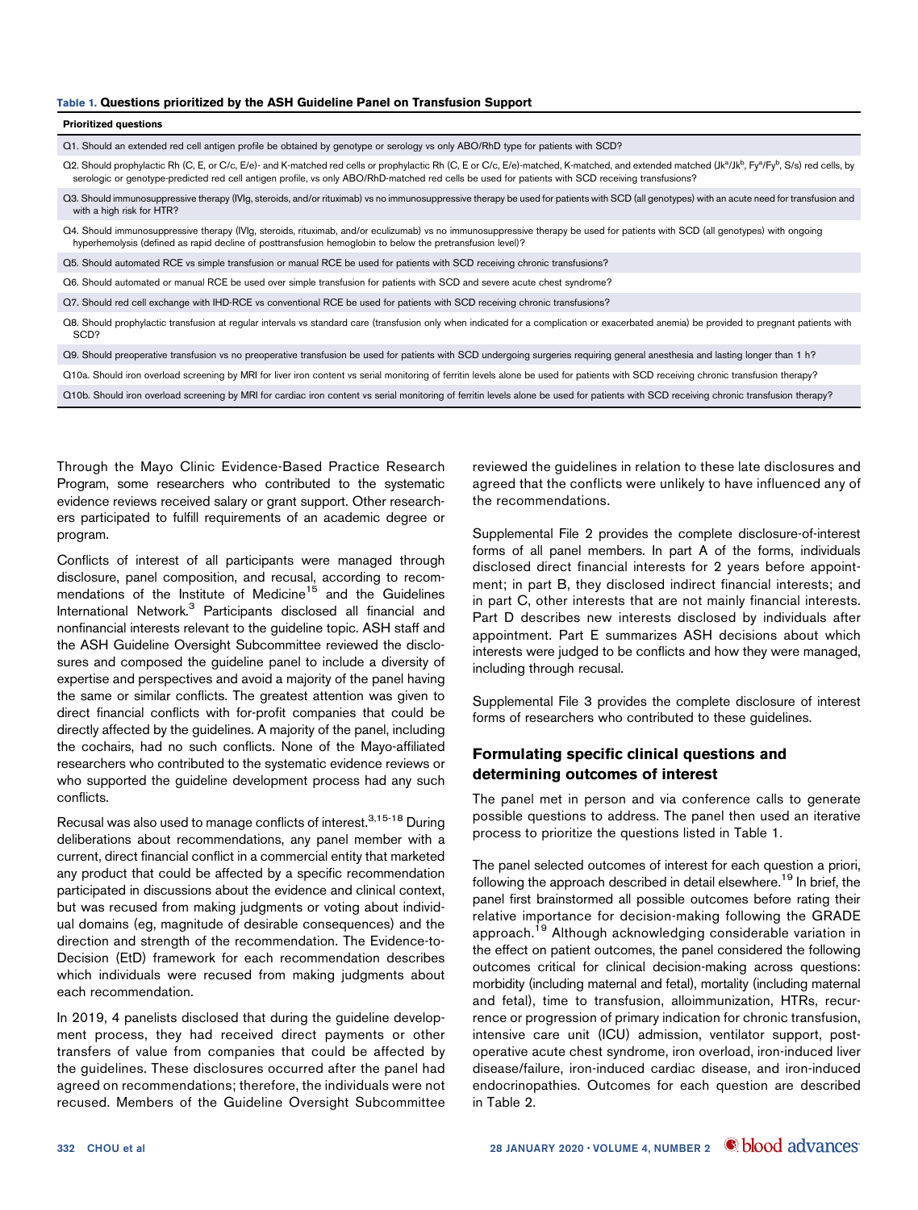**Table 1. Questions prioritized by the ASH Guideline Panel on Transfusion Support**

| Prioritized questions |
|---|
| Q1. Should an extended red cell antigen profile be obtained by genotype or serology vs only ABO/RhD type for patients with SCD? |
| Q2. Should prophylactic Rh (C, E, or C/c, E/e)- and K-matched red cells or prophylactic Rh (C, E or C/c, E/e)-matched, K-matched, and extended matched (Jk$^a$/Jk$^b$, Fy$^a$/Fy$^b$, S/s) red cells, by serologic or genotype-predicted red cell antigen profile, vs only ABO/RhD-matched red cells be used for patients with SCD receiving transfusions? |
| Q3. Should immunosuppressive therapy (IVIg, steroids, and/or rituximab) vs no immunosuppressive therapy be used for patients with SCD (all genotypes) with an acute need for transfusion and with a high risk for HTR? |
| Q4. Should immunosuppressive therapy (IVIg, steroids, rituximab, and/or eculizumab) vs no immunosuppressive therapy be used for patients with SCD (all genotypes) with ongoing hyperhemolysis (defined as rapid decline of posttransfusion hemoglobin to below the pretransfusion level)? |
| Q5. Should automated RCE vs simple transfusion or manual RCE be used for patients with SCD receiving chronic transfusions? |
| Q6. Should automated or manual RCE be used over simple transfusion for patients with SCD and severe acute chest syndrome? |
| Q7. Should red cell exchange with IHD-RCE vs conventional RCE be used for patients with SCD receiving chronic transfusions? |
| Q8. Should prophylactic transfusion at regular intervals vs standard care (transfusion only when indicated for a complication or exacerbated anemia) be provided to pregnant patients with SCD? |
| Q9. Should preoperative transfusion vs no preoperative transfusion be used for patients with SCD undergoing surgeries requiring general anesthesia and lasting longer than 1 h? |
| Q10a. Should iron overload screening by MRI for liver iron content vs serial monitoring of ferritin levels alone be used for patients with SCD receiving chronic transfusion therapy? |
| Q10b. Should iron overload screening by MRI for cardiac iron content vs serial monitoring of ferritin levels alone be used for patients with SCD receiving chronic transfusion therapy? |

Through the Mayo Clinic Evidence-Based Practice Research Program, some researchers who contributed to the systematic evidence reviews received salary or grant support. Other researchers participated to fulfill requirements of an academic degree or program.

Conflicts of interest of all participants were managed through disclosure, panel composition, and recusal, according to recommendations of the Institute of Medicine[15] and the Guidelines International Network.[3] Participants disclosed all financial and nonfinancial interests relevant to the guideline topic. ASH staff and the ASH Guideline Oversight Subcommittee reviewed the disclosures and composed the guideline panel to include a diversity of expertise and perspectives and avoid a majority of the panel having the same or similar conflicts. The greatest attention was given to direct financial conflicts with for-profit companies that could be directly affected by the guidelines. A majority of the panel, including the cochairs, had no such conflicts. None of the Mayo-affiliated researchers who contributed to the systematic evidence reviews or who supported the guideline development process had any such conflicts.

Recusal was also used to manage conflicts of interest.[3,15-18] During deliberations about recommendations, any panel member with a current, direct financial conflict in a commercial entity that marketed any product that could be affected by a specific recommendation participated in discussions about the evidence and clinical context, but was recused from making judgments or voting about individual domains (eg, magnitude of desirable consequences) and the direction and strength of the recommendation. The Evidence-to-Decision (EtD) framework for each recommendation describes which individuals were recused from making judgments about each recommendation.

In 2019, 4 panelists disclosed that during the guideline development process, they had received direct payments or other transfers of value from companies that could be affected by the guidelines. These disclosures occurred after the panel had agreed on recommendations; therefore, the individuals were not recused. Members of the Guideline Oversight Subcommittee reviewed the guidelines in relation to these late disclosures and agreed that the conflicts were unlikely to have influenced any of the recommendations.

Supplemental File 2 provides the complete disclosure-of-interest forms of all panel members. In part A of the forms, individuals disclosed direct financial interests for 2 years before appointment; in part B, they disclosed indirect financial interests; and in part C, other interests that are not mainly financial interests. Part D describes new interests disclosed by individuals after appointment. Part E summarizes ASH decisions about which interests were judged to be conflicts and how they were managed, including through recusal.

Supplemental File 3 provides the complete disclosure of interest forms of researchers who contributed to these guidelines.

## Formulating specific clinical questions and determining outcomes of interest

The panel met in person and via conference calls to generate possible questions to address. The panel then used an iterative process to prioritize the questions listed in Table 1.

The panel selected outcomes of interest for each question a priori, following the approach described in detail elsewhere.[19] In brief, the panel first brainstormed all possible outcomes before rating their relative importance for decision-making following the GRADE approach.[19] Although acknowledging considerable variation in the effect on patient outcomes, the panel considered the following outcomes critical for clinical decision-making across questions: morbidity (including maternal and fetal), mortality (including maternal and fetal), time to transfusion, alloimmunization, HTRs, recurrence or progression of primary indication for chronic transfusion, intensive care unit (ICU) admission, ventilator support, postoperative acute chest syndrome, iron overload, iron-induced liver disease/failure, iron-induced cardiac disease, and iron-induced endocrinopathies. Outcomes for each question are described in Table 2.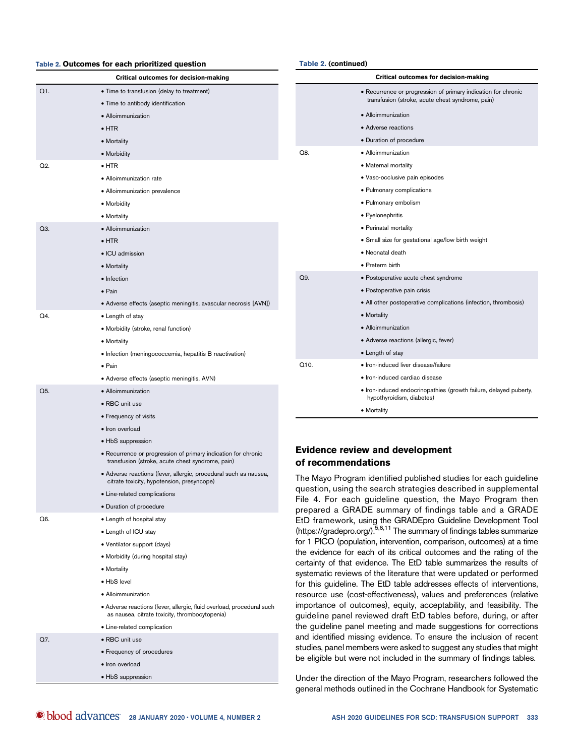**Table 2. Outcomes for each prioritized question**

| | Critical outcomes for decision-making |
|---|---|
| Q1. | • Time to transfusion (delay to treatment) |
| | • Time to antibody identification |
| | • Alloimmunization |
| | • HTR |
| | • Mortality |
| | • Morbidity |
| Q2. | • HTR |
| | • Alloimmunization rate |
| | • Alloimmunization prevalence |
| | • Morbidity |
| | • Mortality |
| Q3. | • Alloimmunization |
| | • HTR |
| | • ICU admission |
| | • Mortality |
| | • Infection |
| | • Pain |
| | • Adverse effects (aseptic meningitis, avascular necrosis [AVN]) |
| Q4. | • Length of stay |
| | • Morbidity (stroke, renal function) |
| | • Mortality |
| | • Infection (meningococcemia, hepatitis B reactivation) |
| | • Pain |
| | • Adverse effects (aseptic meningitis, AVN) |
| Q5. | • Alloimmunization |
| | • RBC unit use |
| | • Frequency of visits |
| | • Iron overload |
| | • HbS suppression |
| | • Recurrence or progression of primary indication for chronic transfusion (stroke, acute chest syndrome, pain) |
| | • Adverse reactions (fever, allergic, procedural such as nausea, citrate toxicity, hypotension, presyncope) |
| | • Line-related complications |
| | • Duration of procedure |
| Q6. | • Length of hospital stay |
| | • Length of ICU stay |
| | • Ventilator support (days) |
| | • Morbidity (during hospital stay) |
| | • Mortality |
| | • HbS level |
| | • Alloimmunization |
| | • Adverse reactions (fever, allergic, fluid overload, procedural such as nausea, citrate toxicity, thrombocytopenia) |
| | • Line-related complication |
| Q7. | • RBC unit use |
| | • Frequency of procedures |
| | • Iron overload |
| | • HbS suppression |
| | • Recurrence or progression of primary indication for chronic transfusion (stroke, acute chest syndrome, pain) |
| | • Alloimmunization |
| | • Adverse reactions |
| | • Duration of procedure |
| Q8. | • Alloimmunization |
| | • Maternal mortality |
| | • Vaso-occlusive pain episodes |
| | • Pulmonary complications |
| | • Pulmonary embolism |
| | • Pyelonephritis |
| | • Perinatal mortality |
| | • Small size for gestational age/low birth weight |
| | • Neonatal death |
| | • Preterm birth |
| Q9. | • Postoperative acute chest syndrome |
| | • Postoperative pain crisis |
| | • All other postoperative complications (infection, thrombosis) |
| | • Mortality |
| | • Alloimmunization |
| | • Adverse reactions (allergic, fever) |
| | • Length of stay |
| Q10. | • Iron-induced liver disease/failure |
| | • Iron-induced cardiac disease |
| | • Iron-induced endocrinopathies (growth failure, delayed puberty, hypothyroidism, diabetes) |
| | • Mortality |

## Evidence review and development of recommendations

The Mayo Program identified published studies for each guideline question, using the search strategies described in supplemental File 4. For each guideline question, the Mayo Program then prepared a GRADE summary of findings table and a GRADE EtD framework, using the GRADEpro Guideline Development Tool (https://gradepro.org/).[5,6,11] The summary of findings tables summarize for 1 PICO (population, intervention, comparison, outcomes) at a time the evidence for each of its critical outcomes and the rating of the certainty of that evidence. The EtD table summarizes the results of systematic reviews of the literature that were updated or performed for this guideline. The EtD table addresses effects of interventions, resource use (cost-effectiveness), values and preferences (relative importance of outcomes), equity, acceptability, and feasibility. The guideline panel reviewed draft EtD tables before, during, or after the guideline panel meeting and made suggestions for corrections and identified missing evidence. To ensure the inclusion of recent studies, panel members were asked to suggest any studies that might be eligible but were not included in the summary of findings tables.

Under the direction of the Mayo Program, researchers followed the general methods outlined in the Cochrane Handbook for Systematic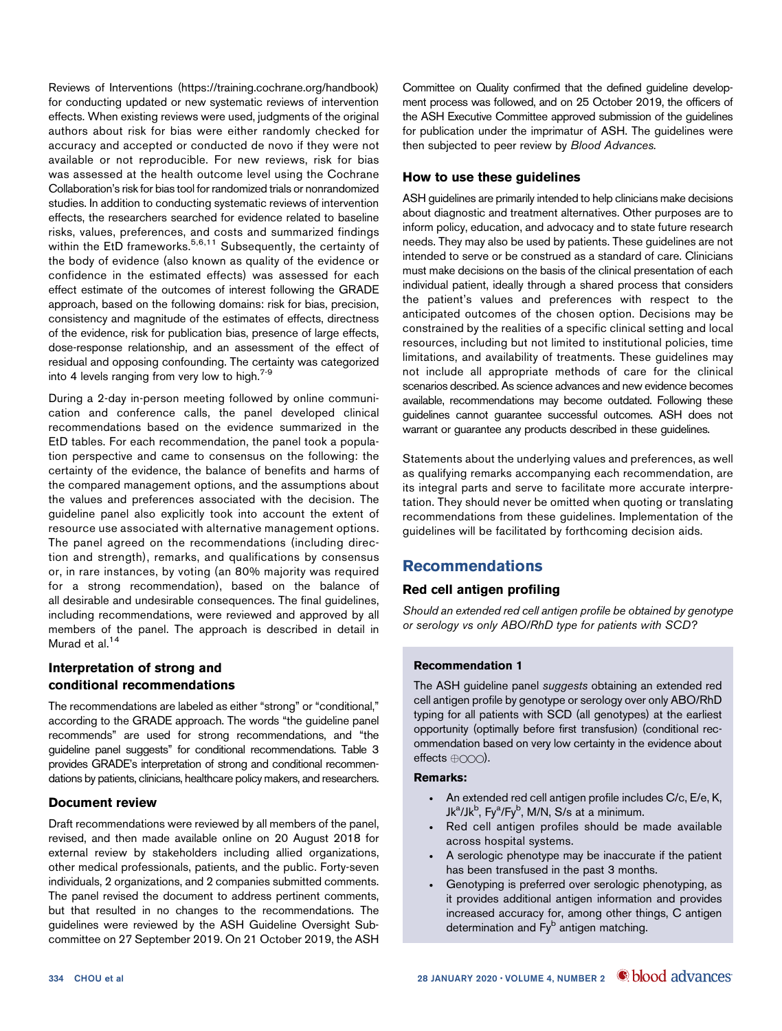Reviews of Interventions (https://training.cochrane.org/handbook) for conducting updated or new systematic reviews of intervention effects. When existing reviews were used, judgments of the original authors about risk for bias were either randomly checked for accuracy and accepted or conducted de novo if they were not available or not reproducible. For new reviews, risk for bias was assessed at the health outcome level using the Cochrane Collaboration's risk for bias tool for randomized trials or nonrandomized studies. In addition to conducting systematic reviews of intervention effects, the researchers searched for evidence related to baseline risks, values, preferences, and costs and summarized findings within the EtD frameworks.[5,6,11] Subsequently, the certainty of the body of evidence (also known as quality of the evidence or confidence in the estimated effects) was assessed for each effect estimate of the outcomes of interest following the GRADE approach, based on the following domains: risk for bias, precision, consistency and magnitude of the estimates of effects, directness of the evidence, risk for publication bias, presence of large effects, dose-response relationship, and an assessment of the effect of residual and opposing confounding. The certainty was categorized into 4 levels ranging from very low to high.[7-9]

During a 2-day in-person meeting followed by online communication and conference calls, the panel developed clinical recommendations based on the evidence summarized in the EtD tables. For each recommendation, the panel took a population perspective and came to consensus on the following: the certainty of the evidence, the balance of benefits and harms of the compared management options, and the assumptions about the values and preferences associated with the decision. The guideline panel also explicitly took into account the extent of resource use associated with alternative management options. The panel agreed on the recommendations (including direction and strength), remarks, and qualifications by consensus or, in rare instances, by voting (an 80% majority was required for a strong recommendation), based on the balance of all desirable and undesirable consequences. The final guidelines, including recommendations, were reviewed and approved by all members of the panel. The approach is described in detail in Murad et al.[14]

### Interpretation of strong and conditional recommendations

The recommendations are labeled as either "strong" or "conditional," according to the GRADE approach. The words "the guideline panel recommends" are used for strong recommendations, and "the guideline panel suggests" for conditional recommendations. Table 3 provides GRADE's interpretation of strong and conditional recommendations by patients, clinicians, healthcare policy makers, and researchers.

### Document review

Draft recommendations were reviewed by all members of the panel, revised, and then made available online on 20 August 2018 for external review by stakeholders including allied organizations, other medical professionals, patients, and the public. Forty-seven individuals, 2 organizations, and 2 companies submitted comments. The panel revised the document to address pertinent comments, but that resulted in no changes to the recommendations. The guidelines were reviewed by the ASH Guideline Oversight Subcommittee on 27 September 2019. On 21 October 2019, the ASH Committee on Quality confirmed that the defined guideline development process was followed, and on 25 October 2019, the officers of the ASH Executive Committee approved submission of the guidelines for publication under the imprimatur of ASH. The guidelines were then subjected to peer review by *Blood Advances*.

### How to use these guidelines

ASH guidelines are primarily intended to help clinicians make decisions about diagnostic and treatment alternatives. Other purposes are to inform policy, education, and advocacy and to state future research needs. They may also be used by patients. These guidelines are not intended to serve or be construed as a standard of care. Clinicians must make decisions on the basis of the clinical presentation of each individual patient, ideally through a shared process that considers the patient's values and preferences with respect to the anticipated outcomes of the chosen option. Decisions may be constrained by the realities of a specific clinical setting and local resources, including but not limited to institutional policies, time limitations, and availability of treatments. These guidelines may not include all appropriate methods of care for the clinical scenarios described. As science advances and new evidence becomes available, recommendations may become outdated. Following these guidelines cannot guarantee successful outcomes. ASH does not warrant or guarantee any products described in these guidelines.

Statements about the underlying values and preferences, as well as qualifying remarks accompanying each recommendation, are its integral parts and serve to facilitate more accurate interpretation. They should never be omitted when quoting or translating recommendations from these guidelines. Implementation of the guidelines will be facilitated by forthcoming decision aids.

## Recommendations

### Red cell antigen profiling

*Should an extended red cell antigen profile be obtained by genotype or serology vs only ABO/RhD type for patients with SCD?*

#### Recommendation 1

The ASH guideline panel *suggests* obtaining an extended red cell antigen profile by genotype or serology over only ABO/RhD typing for all patients with SCD (all genotypes) at the earliest opportunity (optimally before first transfusion) (conditional recommendation based on very low certainty in the evidence about effects ⊕◯◯◯).

**Remarks:**

- An extended red cell antigen profile includes C/c, E/e, K, $Jk^a/Jk^b$, $Fy^a/Fy^b$, M/N, S/s at a minimum.
- Red cell antigen profiles should be made available across hospital systems.
- A serologic phenotype may be inaccurate if the patient has been transfused in the past 3 months.
- Genotyping is preferred over serologic phenotyping, as it provides additional antigen information and provides increased accuracy for, among other things, C antigen determination and $Fy^b$ antigen matching.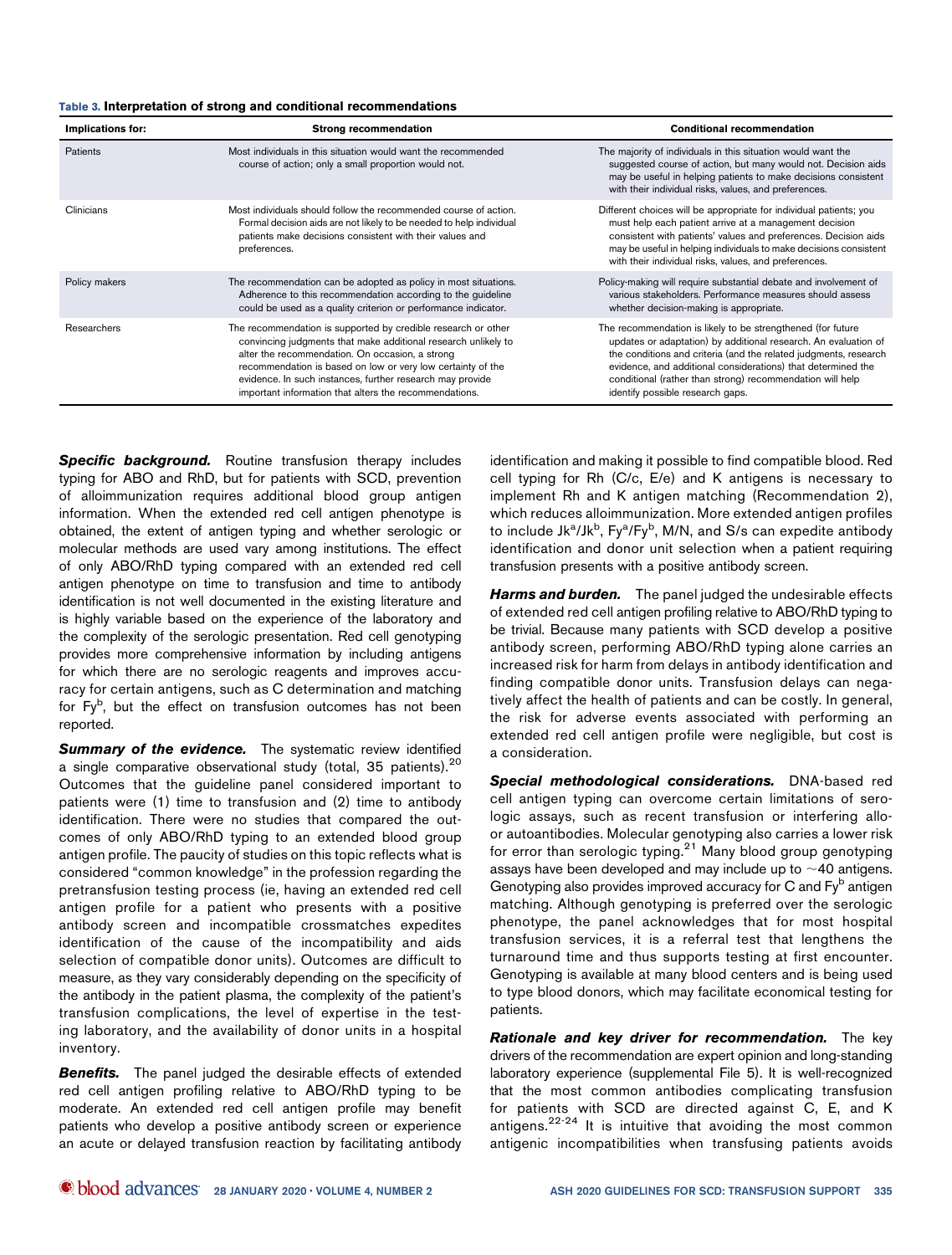**Table 3. Interpretation of strong and conditional recommendations**

| Implications for: | Strong recommendation | Conditional recommendation |
| --- | --- | --- |
| Patients | Most individuals in this situation would want the recommended course of action; only a small proportion would not. | The majority of individuals in this situation would want the suggested course of action, but many would not. Decision aids may be useful in helping patients to make decisions consistent with their individual risks, values, and preferences. |
| Clinicians | Most individuals should follow the recommended course of action. Formal decision aids are not likely to be needed to help individual patients make decisions consistent with their values and preferences. | Different choices will be appropriate for individual patients; you must help each patient arrive at a management decision consistent with patients' values and preferences. Decision aids may be useful in helping individuals to make decisions consistent with their individual risks, values, and preferences. |
| Policy makers | The recommendation can be adopted as policy in most situations. Adherence to this recommendation according to the guideline could be used as a quality criterion or performance indicator. | Policy-making will require substantial debate and involvement of various stakeholders. Performance measures should assess whether decision-making is appropriate. |
| Researchers | The recommendation is supported by credible research or other convincing judgments that make additional research unlikely to alter the recommendation. On occasion, a strong recommendation is based on low or very low certainty of the evidence. In such instances, further research may provide important information that alters the recommendations. | The recommendation is likely to be strengthened (for future updates or adaptation) by additional research. An evaluation of the conditions and criteria (and the related judgments, research evidence, and additional considerations) that determined the conditional (rather than strong) recommendation will help identify possible research gaps. |

***Specific background.*** Routine transfusion therapy includes typing for ABO and RhD, but for patients with SCD, prevention of alloimmunization requires additional blood group antigen information. When the extended red cell antigen phenotype is obtained, the extent of antigen typing and whether serologic or molecular methods are used vary among institutions. The effect of only ABO/RhD typing compared with an extended red cell antigen phenotype on time to transfusion and time to antibody identification is not well documented in the existing literature and is highly variable based on the experience of the laboratory and the complexity of the serologic presentation. Red cell genotyping provides more comprehensive information by including antigens for which there are no serologic reagents and improves accuracy for certain antigens, such as C determination and matching for Fy$^b$, but the effect on transfusion outcomes has not been reported.

***Summary of the evidence.*** The systematic review identified a single comparative observational study (total, 35 patients).[20] Outcomes that the guideline panel considered important to patients were (1) time to transfusion and (2) time to antibody identification. There were no studies that compared the outcomes of only ABO/RhD typing to an extended blood group antigen profile. The paucity of studies on this topic reflects what is considered "common knowledge" in the profession regarding the pretransfusion testing process (ie, having an extended red cell antigen profile for a patient who presents with a positive antibody screen and incompatible crossmatches expedites identification of the cause of the incompatibility and aids selection of compatible donor units). Outcomes are difficult to measure, as they vary considerably depending on the specificity of the antibody in the patient plasma, the complexity of the patient's transfusion complications, the level of expertise in the testing laboratory, and the availability of donor units in a hospital inventory.

***Benefits.*** The panel judged the desirable effects of extended red cell antigen profiling relative to ABO/RhD typing to be moderate. An extended red cell antigen profile may benefit patients who develop a positive antibody screen or experience an acute or delayed transfusion reaction by facilitating antibody identification and making it possible to find compatible blood. Red cell typing for Rh (C/c, E/e) and K antigens is necessary to implement Rh and K antigen matching (Recommendation 2), which reduces alloimmunization. More extended antigen profiles to include Jk$^a$/Jk$^b$, Fy$^a$/Fy$^b$, M/N, and S/s can expedite antibody identification and donor unit selection when a patient requiring transfusion presents with a positive antibody screen.

***Harms and burden.*** The panel judged the undesirable effects of extended red cell antigen profiling relative to ABO/RhD typing to be trivial. Because many patients with SCD develop a positive antibody screen, performing ABO/RhD typing alone carries an increased risk for harm from delays in antibody identification and finding compatible donor units. Transfusion delays can negatively affect the health of patients and can be costly. In general, the risk for adverse events associated with performing an extended red cell antigen profile were negligible, but cost is a consideration.

***Special methodological considerations.*** DNA-based red cell antigen typing can overcome certain limitations of serologic assays, such as recent transfusion or interfering allo- or autoantibodies. Molecular genotyping also carries a lower risk for error than serologic typing.[21] Many blood group genotyping assays have been developed and may include up to ~40 antigens. Genotyping also provides improved accuracy for C and Fy$^b$ antigen matching. Although genotyping is preferred over the serologic phenotype, the panel acknowledges that for most hospital transfusion services, it is a referral test that lengthens the turnaround time and thus supports testing at first encounter. Genotyping is available at many blood centers and is being used to type blood donors, which may facilitate economical testing for patients.

***Rationale and key driver for recommendation.*** The key drivers of the recommendation are expert opinion and long-standing laboratory experience (supplemental File 5). It is well-recognized that the most common antibodies complicating transfusion for patients with SCD are directed against C, E, and K antigens.[22-24] It is intuitive that avoiding the most common antigenic incompatibilities when transfusing patients avoids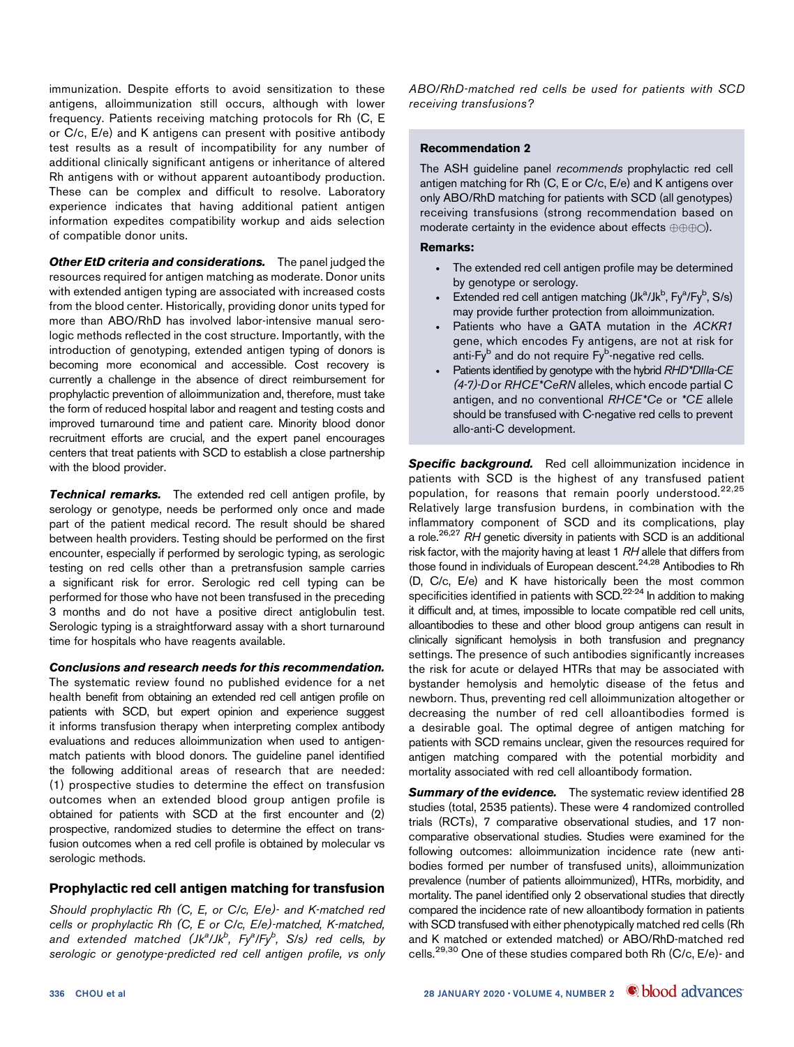immunization. Despite efforts to avoid sensitization to these antigens, alloimmunization still occurs, although with lower frequency. Patients receiving matching protocols for Rh (C, E or C/c, E/e) and K antigens can present with positive antibody test results as a result of incompatibility for any number of additional clinically significant antigens or inheritance of altered Rh antigens with or without apparent autoantibody production. These can be complex and difficult to resolve. Laboratory experience indicates that having additional patient antigen information expedites compatibility workup and aids selection of compatible donor units.

***Other EtD criteria and considerations.*** The panel judged the resources required for antigen matching as moderate. Donor units with extended antigen typing are associated with increased costs from the blood center. Historically, providing donor units typed for more than ABO/RhD has involved labor-intensive manual serologic methods reflected in the cost structure. Importantly, with the introduction of genotyping, extended antigen typing of donors is becoming more economical and accessible. Cost recovery is currently a challenge in the absence of direct reimbursement for prophylactic prevention of alloimmunization and, therefore, must take the form of reduced hospital labor and reagent and testing costs and improved turnaround time and patient care. Minority blood donor recruitment efforts are crucial, and the expert panel encourages centers that treat patients with SCD to establish a close partnership with the blood provider.

***Technical remarks.*** The extended red cell antigen profile, by serology or genotype, needs be performed only once and made part of the patient medical record. The result should be shared between health providers. Testing should be performed on the first encounter, especially if performed by serologic typing, as serologic testing on red cells other than a pretransfusion sample carries a significant risk for error. Serologic red cell typing can be performed for those who have not been transfused in the preceding 3 months and do not have a positive direct antiglobulin test. Serologic typing is a straightforward assay with a short turnaround time for hospitals who have reagents available.

***Conclusions and research needs for this recommendation.*** The systematic review found no published evidence for a net health benefit from obtaining an extended red cell antigen profile on patients with SCD, but expert opinion and experience suggest it informs transfusion therapy when interpreting complex antibody evaluations and reduces alloimmunization when used to antigen-match patients with blood donors. The guideline panel identified the following additional areas of research that are needed: (1) prospective studies to determine the effect on transfusion outcomes when an extended blood group antigen profile is obtained for patients with SCD at the first encounter and (2) prospective, randomized studies to determine the effect on transfusion outcomes when a red cell profile is obtained by molecular vs serologic methods.

## Prophylactic red cell antigen matching for transfusion

*Should prophylactic Rh (C, E, or C/c, E/e)- and K-matched red cells or prophylactic Rh (C, E or C/c, E/e)-matched, K-matched, and extended matched (Jk$^a$/Jk$^b$, Fy$^a$/Fy$^b$, S/s) red cells, by serologic or genotype-predicted red cell antigen profile, vs only ABO/RhD-matched red cells be used for patients with SCD receiving transfusions?*

**Recommendation 2**

The ASH guideline panel *recommends* prophylactic red cell antigen matching for Rh (C, E or C/c, E/e) and K antigens over only ABO/RhD matching for patients with SCD (all genotypes) receiving transfusions (strong recommendation based on moderate certainty in the evidence about effects ⊕⊕⊕◯).

**Remarks:**

- The extended red cell antigen profile may be determined by genotype or serology.
- Extended red cell antigen matching (Jk$^a$/Jk$^b$, Fy$^a$/Fy$^b$, S/s) may provide further protection from alloimmunization.
- Patients who have a GATA mutation in the *ACKR1* gene, which encodes Fy antigens, are not at risk for anti-Fy$^b$ and do not require Fy$^b$-negative red cells.
- Patients identified by genotype with the hybrid *RHD\*DIIIa-CE (4-7)-D* or *RHCE\*CeRN* alleles, which encode partial C antigen, and no conventional *RHCE\*Ce* or *\*CE* allele should be transfused with C-negative red cells to prevent allo-anti-C development.

***Specific background.*** Red cell alloimmunization incidence in patients with SCD is the highest of any transfused patient population, for reasons that remain poorly understood.[22,25] Relatively large transfusion burdens, in combination with the inflammatory component of SCD and its complications, play a role.[26,27] *RH* genetic diversity in patients with SCD is an additional risk factor, with the majority having at least 1 *RH* allele that differs from those found in individuals of European descent.[24,28] Antibodies to Rh (D, C/c, E/e) and K have historically been the most common specificities identified in patients with SCD.[22-24] In addition to making it difficult and, at times, impossible to locate compatible red cell units, alloantibodies to these and other blood group antigens can result in clinically significant hemolysis in both transfusion and pregnancy settings. The presence of such antibodies significantly increases the risk for acute or delayed HTRs that may be associated with bystander hemolysis and hemolytic disease of the fetus and newborn. Thus, preventing red cell alloimmunization altogether or decreasing the number of red cell alloantibodies formed is a desirable goal. The optimal degree of antigen matching for patients with SCD remains unclear, given the resources required for antigen matching compared with the potential morbidity and mortality associated with red cell alloantibody formation.

***Summary of the evidence.*** The systematic review identified 28 studies (total, 2535 patients). These were 4 randomized controlled trials (RCTs), 7 comparative observational studies, and 17 noncomparative observational studies. Studies were examined for the following outcomes: alloimmunization incidence rate (new antibodies formed per number of transfused units), alloimmunization prevalence (number of patients alloimmunized), HTRs, morbidity, and mortality. The panel identified only 2 observational studies that directly compared the incidence rate of new alloantibody formation in patients with SCD transfused with either phenotypically matched red cells (Rh and K matched or extended matched) or ABO/RhD-matched red cells.[29,30] One of these studies compared both Rh (C/c, E/e)- and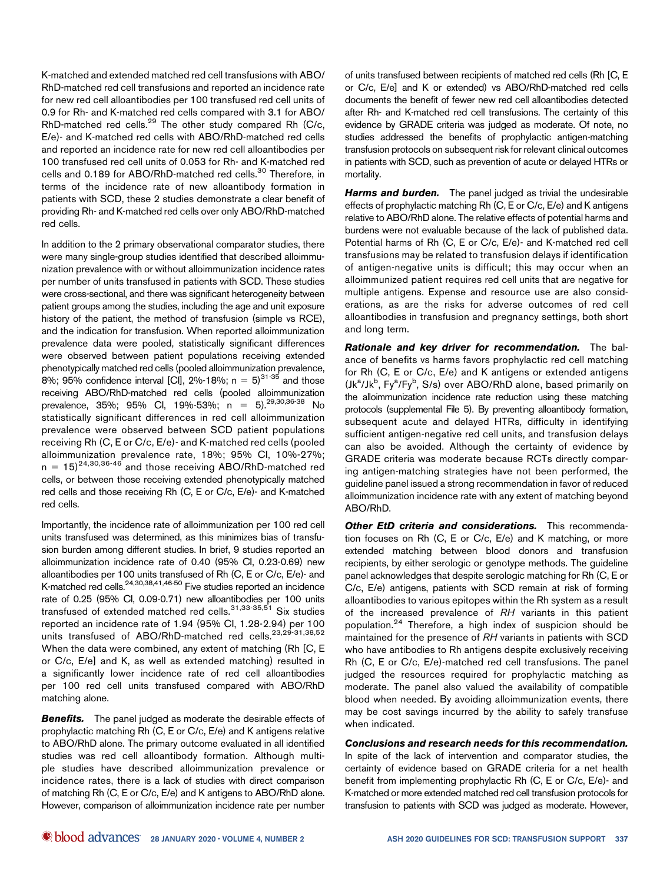K-matched and extended matched red cell transfusions with ABO/RhD-matched red cell transfusions and reported an incidence rate for new red cell alloantibodies per 100 transfused red cell units of 0.9 for Rh- and K-matched red cells compared with 3.1 for ABO/RhD-matched red cells.[29] The other study compared Rh (C/c, E/e)- and K-matched red cells with ABO/RhD-matched red cells and reported an incidence rate for new red cell alloantibodies per 100 transfused red cell units of 0.053 for Rh- and K-matched red cells and 0.189 for ABO/RhD-matched red cells.[30] Therefore, in terms of the incidence rate of new alloantibody formation in patients with SCD, these 2 studies demonstrate a clear benefit of providing Rh- and K-matched red cells over only ABO/RhD-matched red cells.

In addition to the 2 primary observational comparator studies, there were many single-group studies identified that described alloimmunization prevalence with or without alloimmunization incidence rates per number of units transfused in patients with SCD. These studies were cross-sectional, and there was significant heterogeneity between patient groups among the studies, including the age and unit exposure history of the patient, the method of transfusion (simple vs RCE), and the indication for transfusion. When reported alloimmunization prevalence data were pooled, statistically significant differences were observed between patient populations receiving extended phenotypically matched red cells (pooled alloimmunization prevalence, 8%; 95% confidence interval [CI], 2%-18%; n = 5)[31-35] and those receiving ABO/RhD-matched red cells (pooled alloimmunization prevalence, 35%; 95% CI, 19%-53%; n = 5).[29,30,36-38] No statistically significant differences in red cell alloimmunization prevalence were observed between SCD patient populations receiving Rh (C, E or C/c, E/e)- and K-matched red cells (pooled alloimmunization prevalence rate, 18%; 95% CI, 10%-27%; n = 15)[24,30,36-46] and those receiving ABO/RhD-matched red cells, or between those receiving extended phenotypically matched red cells and those receiving Rh (C, E or C/c, E/e)- and K-matched red cells.

Importantly, the incidence rate of alloimmunization per 100 red cell units transfused was determined, as this minimizes bias of transfusion burden among different studies. In brief, 9 studies reported an alloimmunization incidence rate of 0.40 (95% CI, 0.23-0.69) new alloantibodies per 100 units transfused of Rh (C, E or C/c, E/e)- and K-matched red cells.[24,30,38,41,46-50] Five studies reported an incidence rate of 0.25 (95% CI, 0.09-0.71) new alloantibodies per 100 units transfused of extended matched red cells.[31,33-35,51] Six studies reported an incidence rate of 1.94 (95% CI, 1.28-2.94) per 100 units transfused of ABO/RhD-matched red cells.[23,29-31,38,52] When the data were combined, any extent of matching (Rh [C, E or C/c, E/e] and K, as well as extended matching) resulted in a significantly lower incidence rate of red cell alloantibodies per 100 red cell units transfused compared with ABO/RhD matching alone.

***Benefits.*** The panel judged as moderate the desirable effects of prophylactic matching Rh (C, E or C/c, E/e) and K antigens relative to ABO/RhD alone. The primary outcome evaluated in all identified studies was red cell alloantibody formation. Although multiple studies have described alloimmunization prevalence or incidence rates, there is a lack of studies with direct comparison of matching Rh (C, E or C/c, E/e) and K antigens to ABO/RhD alone. However, comparison of alloimmunization incidence rate per number of units transfused between recipients of matched red cells (Rh [C, E or C/c, E/e] and K or extended) vs ABO/RhD-matched red cells documents the benefit of fewer new red cell alloantibodies detected after Rh- and K-matched red cell transfusions. The certainty of this evidence by GRADE criteria was judged as moderate. Of note, no studies addressed the benefits of prophylactic antigen-matching transfusion protocols on subsequent risk for relevant clinical outcomes in patients with SCD, such as prevention of acute or delayed HTRs or mortality.

***Harms and burden.*** The panel judged as trivial the undesirable effects of prophylactic matching Rh (C, E or C/c, E/e) and K antigens relative to ABO/RhD alone. The relative effects of potential harms and burdens were not evaluable because of the lack of published data. Potential harms of Rh (C, E or C/c, E/e)- and K-matched red cell transfusions may be related to transfusion delays if identification of antigen-negative units is difficult; this may occur when an alloimmunized patient requires red cell units that are negative for multiple antigens. Expense and resource use are also considerations, as are the risks for adverse outcomes of red cell alloantibodies in transfusion and pregnancy settings, both short and long term.

***Rationale and key driver for recommendation.*** The balance of benefits vs harms favors prophylactic red cell matching for Rh (C, E or C/c, E/e) and K antigens or extended antigens ($Jk^a/Jk^b$, $Fy^a/Fy^b$, S/s) over ABO/RhD alone, based primarily on the alloimmunization incidence rate reduction using these matching protocols (supplemental File 5). By preventing alloantibody formation, subsequent acute and delayed HTRs, difficulty in identifying sufficient antigen-negative red cell units, and transfusion delays can also be avoided. Although the certainty of evidence by GRADE criteria was moderate because RCTs directly comparing antigen-matching strategies have not been performed, the guideline panel issued a strong recommendation in favor of reduced alloimmunization incidence rate with any extent of matching beyond ABO/RhD.

***Other EtD criteria and considerations.*** This recommendation focuses on Rh (C, E or C/c, E/e) and K matching, or more extended matching between blood donors and transfusion recipients, by either serologic or genotype methods. The guideline panel acknowledges that despite serologic matching for Rh (C, E or C/c, E/e) antigens, patients with SCD remain at risk of forming alloantibodies to various epitopes within the Rh system as a result of the increased prevalence of *RH* variants in this patient population.[24] Therefore, a high index of suspicion should be maintained for the presence of *RH* variants in patients with SCD who have antibodies to Rh antigens despite exclusively receiving Rh (C, E or C/c, E/e)-matched red cell transfusions. The panel judged the resources required for prophylactic matching as moderate. The panel also valued the availability of compatible blood when needed. By avoiding alloimmunization events, there may be cost savings incurred by the ability to safely transfuse when indicated.

***Conclusions and research needs for this recommendation.*** In spite of the lack of intervention and comparator studies, the certainty of evidence based on GRADE criteria for a net health benefit from implementing prophylactic Rh (C, E or C/c, E/e)- and K-matched or more extended matched red cell transfusion protocols for transfusion to patients with SCD was judged as moderate. However,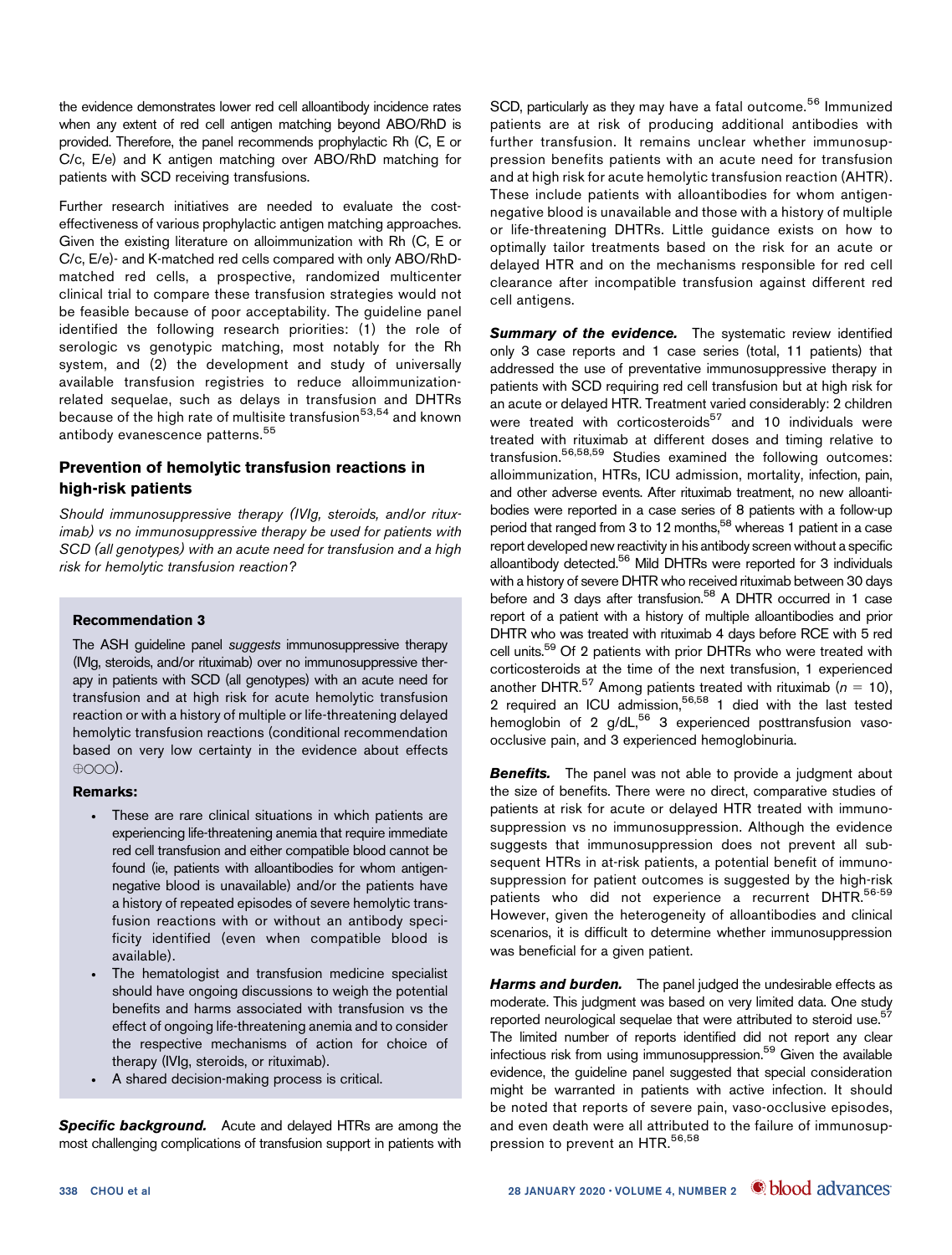the evidence demonstrates lower red cell alloantibody incidence rates when any extent of red cell antigen matching beyond ABO/RhD is provided. Therefore, the panel recommends prophylactic Rh (C, E or C/c, E/e) and K antigen matching over ABO/RhD matching for patients with SCD receiving transfusions.

Further research initiatives are needed to evaluate the cost-effectiveness of various prophylactic antigen matching approaches. Given the existing literature on alloimmunization with Rh (C, E or C/c, E/e)- and K-matched red cells compared with only ABO/RhD-matched red cells, a prospective, randomized multicenter clinical trial to compare these transfusion strategies would not be feasible because of poor acceptability. The guideline panel identified the following research priorities: (1) the role of serologic vs genotypic matching, most notably for the Rh system, and (2) the development and study of universally available transfusion registries to reduce alloimmunization-related sequelae, such as delays in transfusion and DHTRs because of the high rate of multisite transfusion[53,54] and known antibody evanescence patterns.[55]

## Prevention of hemolytic transfusion reactions in high-risk patients

*Should immunosuppressive therapy (IVIg, steroids, and/or rituximab) vs no immunosuppressive therapy be used for patients with SCD (all genotypes) with an acute need for transfusion and a high risk for hemolytic transfusion reaction?*

### Recommendation 3

The ASH guideline panel *suggests* immunosuppressive therapy (IVIg, steroids, and/or rituximab) over no immunosuppressive therapy in patients with SCD (all genotypes) with an acute need for transfusion and at high risk for acute hemolytic transfusion reaction or with a history of multiple or life-threatening delayed hemolytic transfusion reactions (conditional recommendation based on very low certainty in the evidence about effects ⊕○○○).

**Remarks:**

- These are rare clinical situations in which patients are experiencing life-threatening anemia that require immediate red cell transfusion and either compatible blood cannot be found (ie, patients with alloantibodies for whom antigen-negative blood is unavailable) and/or the patients have a history of repeated episodes of severe hemolytic transfusion reactions with or without an antibody specificity identified (even when compatible blood is available).
- The hematologist and transfusion medicine specialist should have ongoing discussions to weigh the potential benefits and harms associated with transfusion vs the effect of ongoing life-threatening anemia and to consider the respective mechanisms of action for choice of therapy (IVIg, steroids, or rituximab).
- A shared decision-making process is critical.

***Specific background.*** Acute and delayed HTRs are among the most challenging complications of transfusion support in patients with SCD, particularly as they may have a fatal outcome.[56] Immunized patients are at risk of producing additional antibodies with further transfusion. It remains unclear whether immunosuppression benefits patients with an acute need for transfusion and at high risk for acute hemolytic transfusion reaction (AHTR). These include patients with alloantibodies for whom antigen-negative blood is unavailable and those with a history of multiple or life-threatening DHTRs. Little guidance exists on how to optimally tailor treatments based on the risk for an acute or delayed HTR and on the mechanisms responsible for red cell clearance after incompatible transfusion against different red cell antigens.

***Summary of the evidence.*** The systematic review identified only 3 case reports and 1 case series (total, 11 patients) that addressed the use of preventative immunosuppressive therapy in patients with SCD requiring red cell transfusion but at high risk for an acute or delayed HTR. Treatment varied considerably: 2 children were treated with corticosteroids[57] and 10 individuals were treated with rituximab at different doses and timing relative to transfusion.[56,58,59] Studies examined the following outcomes: alloimmunization, HTRs, ICU admission, mortality, infection, pain, and other adverse events. After rituximab treatment, no new alloantibodies were reported in a case series of 8 patients with a follow-up period that ranged from 3 to 12 months,[58] whereas 1 patient in a case report developed new reactivity in his antibody screen without a specific alloantibody detected.[56] Mild DHTRs were reported for 3 individuals with a history of severe DHTR who received rituximab between 30 days before and 3 days after transfusion.[58] A DHTR occurred in 1 case report of a patient with a history of multiple alloantibodies and prior DHTR who was treated with rituximab 4 days before RCE with 5 red cell units.[59] Of 2 patients with prior DHTRs who were treated with corticosteroids at the time of the next transfusion, 1 experienced another DHTR.[57] Among patients treated with rituximab ($n = 10$), 2 required an ICU admission,[56,58] 1 died with the last tested hemoglobin of 2 g/dL,[56] 3 experienced posttransfusion vaso-occlusive pain, and 3 experienced hemoglobinuria.

***Benefits.*** The panel was not able to provide a judgment about the size of benefits. There were no direct, comparative studies of patients at risk for acute or delayed HTR treated with immunosuppression vs no immunosuppression. Although the evidence suggests that immunosuppression does not prevent all subsequent HTRs in at-risk patients, a potential benefit of immunosuppression for patient outcomes is suggested by the high-risk patients who did not experience a recurrent DHTR.[56-59] However, given the heterogeneity of alloantibodies and clinical scenarios, it is difficult to determine whether immunosuppression was beneficial for a given patient.

***Harms and burden.*** The panel judged the undesirable effects as moderate. This judgment was based on very limited data. One study reported neurological sequelae that were attributed to steroid use.[57] The limited number of reports identified did not report any clear infectious risk from using immunosuppression.[59] Given the available evidence, the guideline panel suggested that special consideration might be warranted in patients with active infection. It should be noted that reports of severe pain, vaso-occlusive episodes, and even death were all attributed to the failure of immunosuppression to prevent an HTR.[56,58]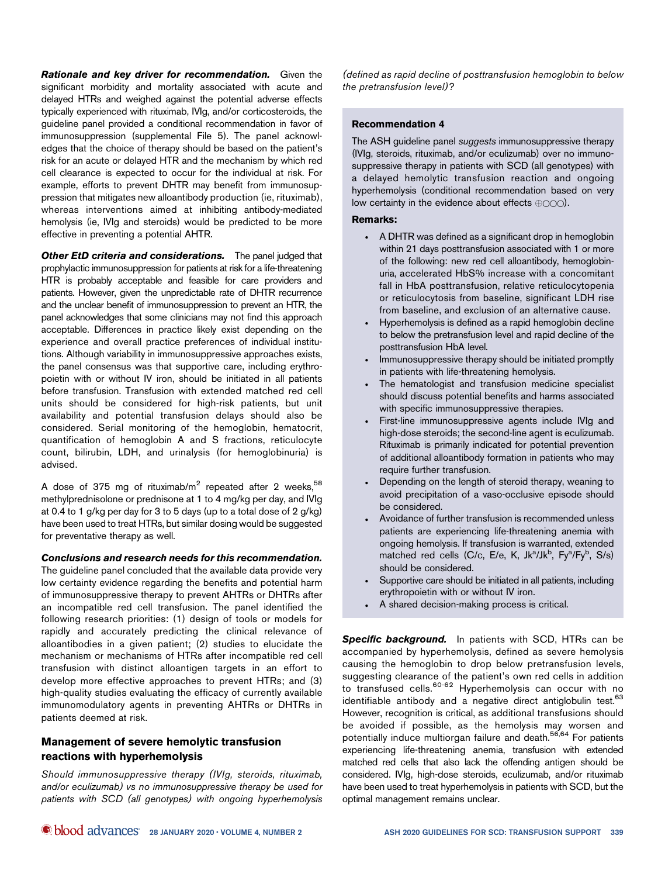***Rationale and key driver for recommendation.*** Given the significant morbidity and mortality associated with acute and delayed HTRs and weighed against the potential adverse effects typically experienced with rituximab, IVIg, and/or corticosteroids, the guideline panel provided a conditional recommendation in favor of immunosuppression (supplemental File 5). The panel acknowledges that the choice of therapy should be based on the patient's risk for an acute or delayed HTR and the mechanism by which red cell clearance is expected to occur for the individual at risk. For example, efforts to prevent DHTR may benefit from immunosuppression that mitigates new alloantibody production (ie, rituximab), whereas interventions aimed at inhibiting antibody-mediated hemolysis (ie, IVIg and steroids) would be predicted to be more effective in preventing a potential AHTR.

***Other EtD criteria and considerations.*** The panel judged that prophylactic immunosuppression for patients at risk for a life-threatening HTR is probably acceptable and feasible for care providers and patients. However, given the unpredictable rate of DHTR recurrence and the unclear benefit of immunosuppression to prevent an HTR, the panel acknowledges that some clinicians may not find this approach acceptable. Differences in practice likely exist depending on the experience and overall practice preferences of individual institutions. Although variability in immunosuppressive approaches exists, the panel consensus was that supportive care, including erythropoietin with or without IV iron, should be initiated in all patients before transfusion. Transfusion with extended matched red cell units should be considered for high-risk patients, but unit availability and potential transfusion delays should also be considered. Serial monitoring of the hemoglobin, hematocrit, quantification of hemoglobin A and S fractions, reticulocyte count, bilirubin, LDH, and urinalysis (for hemoglobinuria) is advised.

A dose of 375 mg of rituximab/m$^2$ repeated after 2 weeks,[58] methylprednisolone or prednisone at 1 to 4 mg/kg per day, and IVIg at 0.4 to 1 g/kg per day for 3 to 5 days (up to a total dose of 2 g/kg) have been used to treat HTRs, but similar dosing would be suggested for preventative therapy as well.

***Conclusions and research needs for this recommendation.*** The guideline panel concluded that the available data provide very low certainty evidence regarding the benefits and potential harm of immunosuppressive therapy to prevent AHTRs or DHTRs after an incompatible red cell transfusion. The panel identified the following research priorities: (1) design of tools or models for rapidly and accurately predicting the clinical relevance of alloantibodies in a given patient; (2) studies to elucidate the mechanism or mechanisms of HTRs after incompatible red cell transfusion with distinct alloantigen targets in an effort to develop more effective approaches to prevent HTRs; and (3) high-quality studies evaluating the efficacy of currently available immunomodulatory agents in preventing AHTRs or DHTRs in patients deemed at risk.

## Management of severe hemolytic transfusion reactions with hyperhemolysis

*Should immunosuppressive therapy (IVIg, steroids, rituximab, and/or eculizumab) vs no immunosuppressive therapy be used for patients with SCD (all genotypes) with ongoing hyperhemolysis (defined as rapid decline of posttransfusion hemoglobin to below the pretransfusion level)?*

**Recommendation 4**

The ASH guideline panel *suggests* immunosuppressive therapy (IVIg, steroids, rituximab, and/or eculizumab) over no immunosuppressive therapy in patients with SCD (all genotypes) with a delayed hemolytic transfusion reaction and ongoing hyperhemolysis (conditional recommendation based on very low certainty in the evidence about effects ⊕○○○).

**Remarks:**

- A DHTR was defined as a significant drop in hemoglobin within 21 days posttransfusion associated with 1 or more of the following: new red cell alloantibody, hemoglobinuria, accelerated HbS% increase with a concomitant fall in HbA posttransfusion, relative reticulocytopenia or reticulocytosis from baseline, significant LDH rise from baseline, and exclusion of an alternative cause.
- Hyperhemolysis is defined as a rapid hemoglobin decline to below the pretransfusion level and rapid decline of the posttransfusion HbA level.
- Immunosuppressive therapy should be initiated promptly in patients with life-threatening hemolysis.
- The hematologist and transfusion medicine specialist should discuss potential benefits and harms associated with specific immunosuppressive therapies.
- First-line immunosuppressive agents include IVIg and high-dose steroids; the second-line agent is eculizumab. Rituximab is primarily indicated for potential prevention of additional alloantibody formation in patients who may require further transfusion.
- Depending on the length of steroid therapy, weaning to avoid precipitation of a vaso-occlusive episode should be considered.
- Avoidance of further transfusion is recommended unless patients are experiencing life-threatening anemia with ongoing hemolysis. If transfusion is warranted, extended matched red cells (C/c, E/e, K, Jk$^a$/Jk$^b$, Fy$^a$/Fy$^b$, S/s) should be considered.
- Supportive care should be initiated in all patients, including erythropoietin with or without IV iron.
- A shared decision-making process is critical.

***Specific background.*** In patients with SCD, HTRs can be accompanied by hyperhemolysis, defined as severe hemolysis causing the hemoglobin to drop below pretransfusion levels, suggesting clearance of the patient's own red cells in addition to transfused cells.[60-62] Hyperhemolysis can occur with no identifiable antibody and a negative direct antiglobulin test.[63] However, recognition is critical, as additional transfusions should be avoided if possible, as the hemolysis may worsen and potentially induce multiorgan failure and death.[56,64] For patients experiencing life-threatening anemia, transfusion with extended matched red cells that also lack the offending antigen should be considered. IVIg, high-dose steroids, eculizumab, and/or rituximab have been used to treat hyperhemolysis in patients with SCD, but the optimal management remains unclear.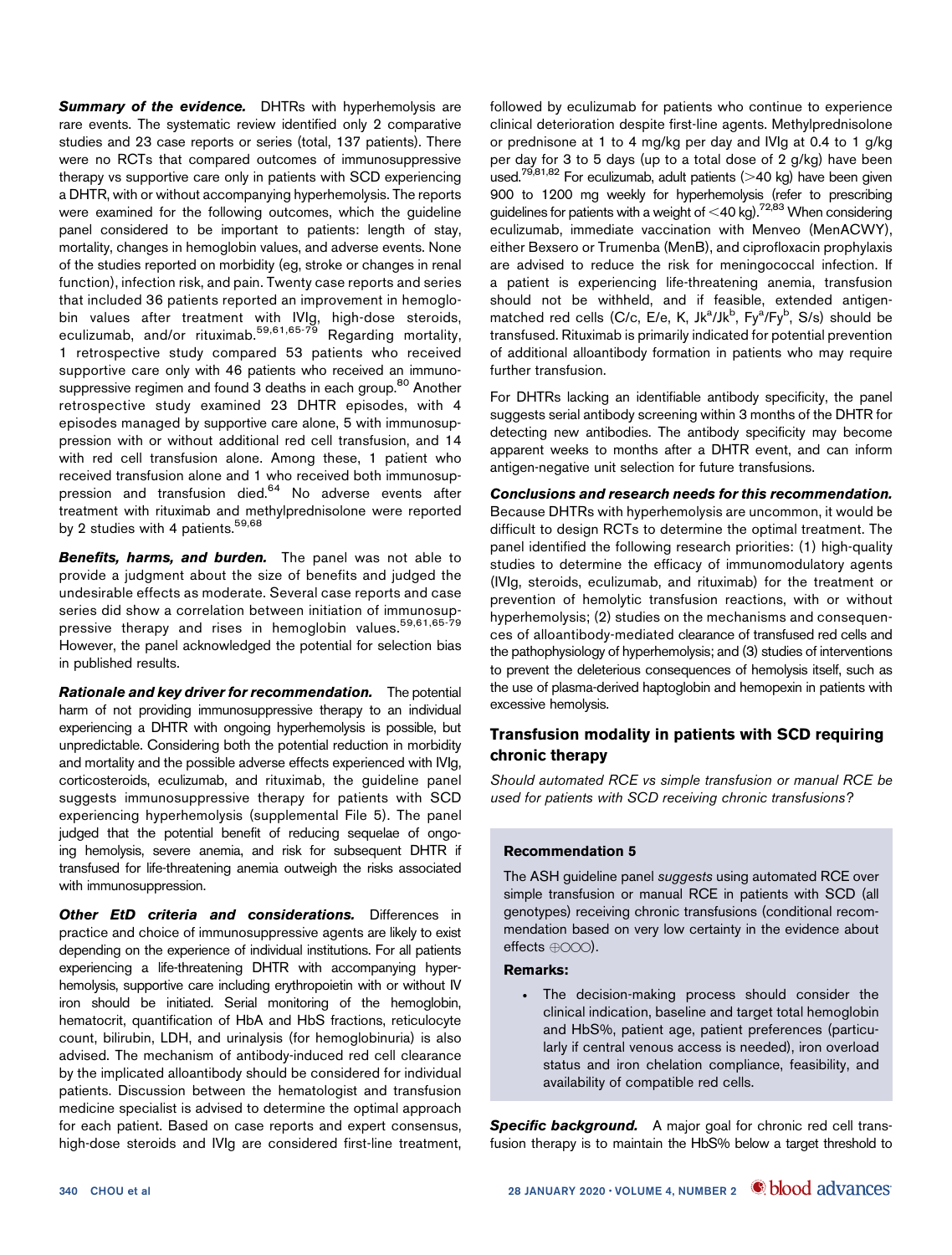***Summary of the evidence.*** DHTRs with hyperhemolysis are rare events. The systematic review identified only 2 comparative studies and 23 case reports or series (total, 137 patients). There were no RCTs that compared outcomes of immunosuppressive therapy vs supportive care only in patients with SCD experiencing a DHTR, with or without accompanying hyperhemolysis. The reports were examined for the following outcomes, which the guideline panel considered to be important to patients: length of stay, mortality, changes in hemoglobin values, and adverse events. None of the studies reported on morbidity (eg, stroke or changes in renal function), infection risk, and pain. Twenty case reports and series that included 36 patients reported an improvement in hemoglobin values after treatment with IVIg, high-dose steroids, eculizumab, and/or rituximab.[59,61,65-79] Regarding mortality, 1 retrospective study compared 53 patients who received supportive care only with 46 patients who received an immunosuppressive regimen and found 3 deaths in each group.[80] Another retrospective study examined 23 DHTR episodes, with 4 episodes managed by supportive care alone, 5 with immunosuppression with or without additional red cell transfusion, and 14 with red cell transfusion alone. Among these, 1 patient who received transfusion alone and 1 who received both immunosuppression and transfusion died.[64] No adverse events after treatment with rituximab and methylprednisolone were reported by 2 studies with 4 patients.[59,68]

***Benefits, harms, and burden.*** The panel was not able to provide a judgment about the size of benefits and judged the undesirable effects as moderate. Several case reports and case series did show a correlation between initiation of immunosuppressive therapy and rises in hemoglobin values.[59,61,65-79] However, the panel acknowledged the potential for selection bias in published results.

***Rationale and key driver for recommendation.*** The potential harm of not providing immunosuppressive therapy to an individual experiencing a DHTR with ongoing hyperhemolysis is possible, but unpredictable. Considering both the potential reduction in morbidity and mortality and the possible adverse effects experienced with IVIg, corticosteroids, eculizumab, and rituximab, the guideline panel suggests immunosuppressive therapy for patients with SCD experiencing hyperhemolysis (supplemental File 5). The panel judged that the potential benefit of reducing sequelae of ongoing hemolysis, severe anemia, and risk for subsequent DHTR if transfused for life-threatening anemia outweigh the risks associated with immunosuppression.

***Other EtD criteria and considerations.*** Differences in practice and choice of immunosuppressive agents are likely to exist depending on the experience of individual institutions. For all patients experiencing a life-threatening DHTR with accompanying hyperhemolysis, supportive care including erythropoietin with or without IV iron should be initiated. Serial monitoring of the hemoglobin, hematocrit, quantification of HbA and HbS fractions, reticulocyte count, bilirubin, LDH, and urinalysis (for hemoglobinuria) is also advised. The mechanism of antibody-induced red cell clearance by the implicated alloantibody should be considered for individual patients. Discussion between the hematologist and transfusion medicine specialist is advised to determine the optimal approach for each patient. Based on case reports and expert consensus, high-dose steroids and IVIg are considered first-line treatment, followed by eculizumab for patients who continue to experience clinical deterioration despite first-line agents. Methylprednisolone or prednisone at 1 to 4 mg/kg per day and IVIg at 0.4 to 1 g/kg per day for 3 to 5 days (up to a total dose of 2 g/kg) have been used.[79,81,82] For eculizumab, adult patients (>40 kg) have been given 900 to 1200 mg weekly for hyperhemolysis (refer to prescribing guidelines for patients with a weight of <40 kg).[72,83] When considering eculizumab, immediate vaccination with Menveo (MenACWY), either Bexsero or Trumenba (MenB), and ciprofloxacin prophylaxis are advised to reduce the risk for meningococcal infection. If a patient is experiencing life-threatening anemia, transfusion should not be withheld, and if feasible, extended antigen-matched red cells (C/c, E/e, K, $Jk^a/Jk^b$, $Fy^a/Fy^b$, S/s) should be transfused. Rituximab is primarily indicated for potential prevention of additional alloantibody formation in patients who may require further transfusion.

For DHTRs lacking an identifiable antibody specificity, the panel suggests serial antibody screening within 3 months of the DHTR for detecting new antibodies. The antibody specificity may become apparent weeks to months after a DHTR event, and can inform antigen-negative unit selection for future transfusions.

***Conclusions and research needs for this recommendation.*** Because DHTRs with hyperhemolysis are uncommon, it would be difficult to design RCTs to determine the optimal treatment. The panel identified the following research priorities: (1) high-quality studies to determine the efficacy of immunomodulatory agents (IVIg, steroids, eculizumab, and rituximab) for the treatment or prevention of hemolytic transfusion reactions, with or without hyperhemolysis; (2) studies on the mechanisms and consequences of alloantibody-mediated clearance of transfused red cells and the pathophysiology of hyperhemolysis; and (3) studies of interventions to prevent the deleterious consequences of hemolysis itself, such as the use of plasma-derived haptoglobin and hemopexin in patients with excessive hemolysis.

## Transfusion modality in patients with SCD requiring chronic therapy

*Should automated RCE vs simple transfusion or manual RCE be used for patients with SCD receiving chronic transfusions?*

### Recommendation 5

The ASH guideline panel *suggests* using automated RCE over simple transfusion or manual RCE in patients with SCD (all genotypes) receiving chronic transfusions (conditional recommendation based on very low certainty in the evidence about effects ⊕○○○).

**Remarks:**

- The decision-making process should consider the clinical indication, baseline and target total hemoglobin and HbS%, patient age, patient preferences (particularly if central venous access is needed), iron overload status and iron chelation compliance, feasibility, and availability of compatible red cells.

***Specific background.*** A major goal for chronic red cell transfusion therapy is to maintain the HbS% below a target threshold to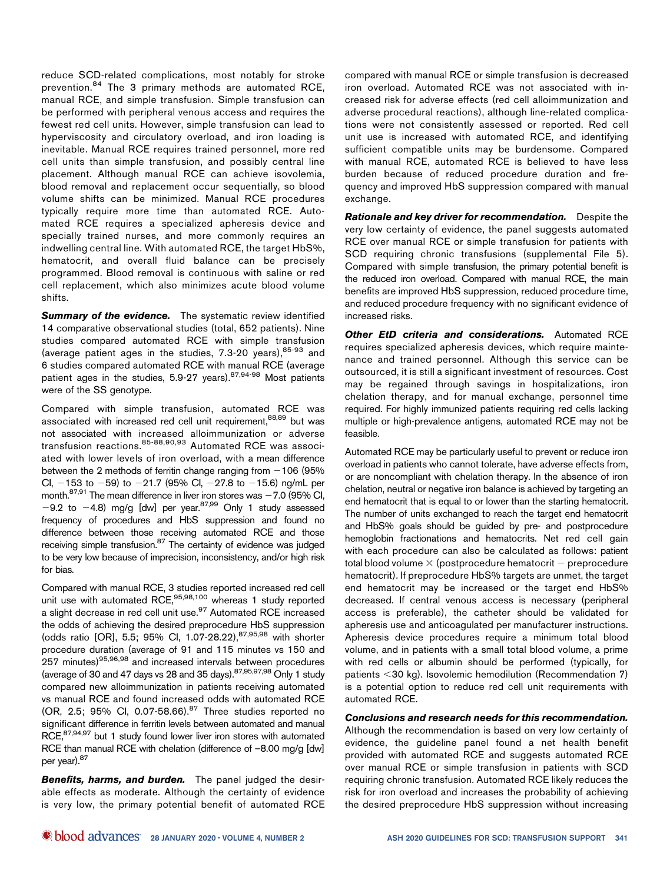reduce SCD-related complications, most notably for stroke prevention.[84] The 3 primary methods are automated RCE, manual RCE, and simple transfusion. Simple transfusion can be performed with peripheral venous access and requires the fewest red cell units. However, simple transfusion can lead to hyperviscosity and circulatory overload, and iron loading is inevitable. Manual RCE requires trained personnel, more red cell units than simple transfusion, and possibly central line placement. Although manual RCE can achieve isovolemia, blood removal and replacement occur sequentially, so blood volume shifts can be minimized. Manual RCE procedures typically require more time than automated RCE. Automated RCE requires a specialized apheresis device and specially trained nurses, and more commonly requires an indwelling central line. With automated RCE, the target HbS%, hematocrit, and overall fluid balance can be precisely programmed. Blood removal is continuous with saline or red cell replacement, which also minimizes acute blood volume shifts.

***Summary of the evidence.*** The systematic review identified 14 comparative observational studies (total, 652 patients). Nine studies compared automated RCE with simple transfusion (average patient ages in the studies, 7.3-20 years),[85-93] and 6 studies compared automated RCE with manual RCE (average patient ages in the studies, 5.9-27 years).[87,94-98] Most patients were of the SS genotype.

Compared with simple transfusion, automated RCE was associated with increased red cell unit requirement,[88,89] but was not associated with increased alloimmunization or adverse transfusion reactions.[85-88,90,93] Automated RCE was associated with lower levels of iron overload, with a mean difference between the 2 methods of ferritin change ranging from −106 (95% CI, −153 to −59) to −21.7 (95% CI, −27.8 to −15.6) ng/mL per month.[87,91] The mean difference in liver iron stores was −7.0 (95% CI, −9.2 to −4.8) mg/g [dw] per year.[87,99] Only 1 study assessed frequency of procedures and HbS suppression and found no difference between those receiving automated RCE and those receiving simple transfusion.[87] The certainty of evidence was judged to be very low because of imprecision, inconsistency, and/or high risk for bias.

Compared with manual RCE, 3 studies reported increased red cell unit use with automated RCE,[95,98,100] whereas 1 study reported a slight decrease in red cell unit use.[97] Automated RCE increased the odds of achieving the desired preprocedure HbS suppression (odds ratio [OR], 5.5; 95% CI, 1.07-28.22),[87,95,98] with shorter procedure duration (average of 91 and 115 minutes vs 150 and 257 minutes)[95,96,98] and increased intervals between procedures (average of 30 and 47 days vs 28 and 35 days).[87,95,97,98] Only 1 study compared new alloimmunization in patients receiving automated vs manual RCE and found increased odds with automated RCE (OR, 2.5; 95% CI, 0.07-58.66).[87] Three studies reported no significant difference in ferritin levels between automated and manual RCE,[87,94,97] but 1 study found lower liver iron stores with automated RCE than manual RCE with chelation (difference of −8.00 mg/g [dw] per year).[87]

***Benefits, harms, and burden.*** The panel judged the desirable effects as moderate. Although the certainty of evidence is very low, the primary potential benefit of automated RCE compared with manual RCE or simple transfusion is decreased iron overload. Automated RCE was not associated with increased risk for adverse effects (red cell alloimmunization and adverse procedural reactions), although line-related complications were not consistently assessed or reported. Red cell unit use is increased with automated RCE, and identifying sufficient compatible units may be burdensome. Compared with manual RCE, automated RCE is believed to have less burden because of reduced procedure duration and frequency and improved HbS suppression compared with manual exchange.

***Rationale and key driver for recommendation.*** Despite the very low certainty of evidence, the panel suggests automated RCE over manual RCE or simple transfusion for patients with SCD requiring chronic transfusions (supplemental File 5). Compared with simple transfusion, the primary potential benefit is the reduced iron overload. Compared with manual RCE, the main benefits are improved HbS suppression, reduced procedure time, and reduced procedure frequency with no significant evidence of increased risks.

***Other EtD criteria and considerations.*** Automated RCE requires specialized apheresis devices, which require maintenance and trained personnel. Although this service can be outsourced, it is still a significant investment of resources. Cost may be regained through savings in hospitalizations, iron chelation therapy, and for manual exchange, personnel time required. For highly immunized patients requiring red cells lacking multiple or high-prevalence antigens, automated RCE may not be feasible.

Automated RCE may be particularly useful to prevent or reduce iron overload in patients who cannot tolerate, have adverse effects from, or are noncompliant with chelation therapy. In the absence of iron chelation, neutral or negative iron balance is achieved by targeting an end hematocrit that is equal to or lower than the starting hematocrit. The number of units exchanged to reach the target end hematocrit and HbS% goals should be guided by pre- and postprocedure hemoglobin fractionations and hematocrits. Net red cell gain with each procedure can also be calculated as follows: patient total blood volume × (postprocedure hematocrit − preprocedure hematocrit). If preprocedure HbS% targets are unmet, the target end hematocrit may be increased or the target end HbS% decreased. If central venous access is necessary (peripheral access is preferable), the catheter should be validated for apheresis use and anticoagulated per manufacturer instructions. Apheresis device procedures require a minimum total blood volume, and in patients with a small total blood volume, a prime with red cells or albumin should be performed (typically, for patients <30 kg). Isovolemic hemodilution (Recommendation 7) is a potential option to reduce red cell unit requirements with automated RCE.

***Conclusions and research needs for this recommendation.*** Although the recommendation is based on very low certainty of evidence, the guideline panel found a net health benefit provided with automated RCE and suggests automated RCE over manual RCE or simple transfusion in patients with SCD requiring chronic transfusion. Automated RCE likely reduces the risk for iron overload and increases the probability of achieving the desired preprocedure HbS suppression without increasing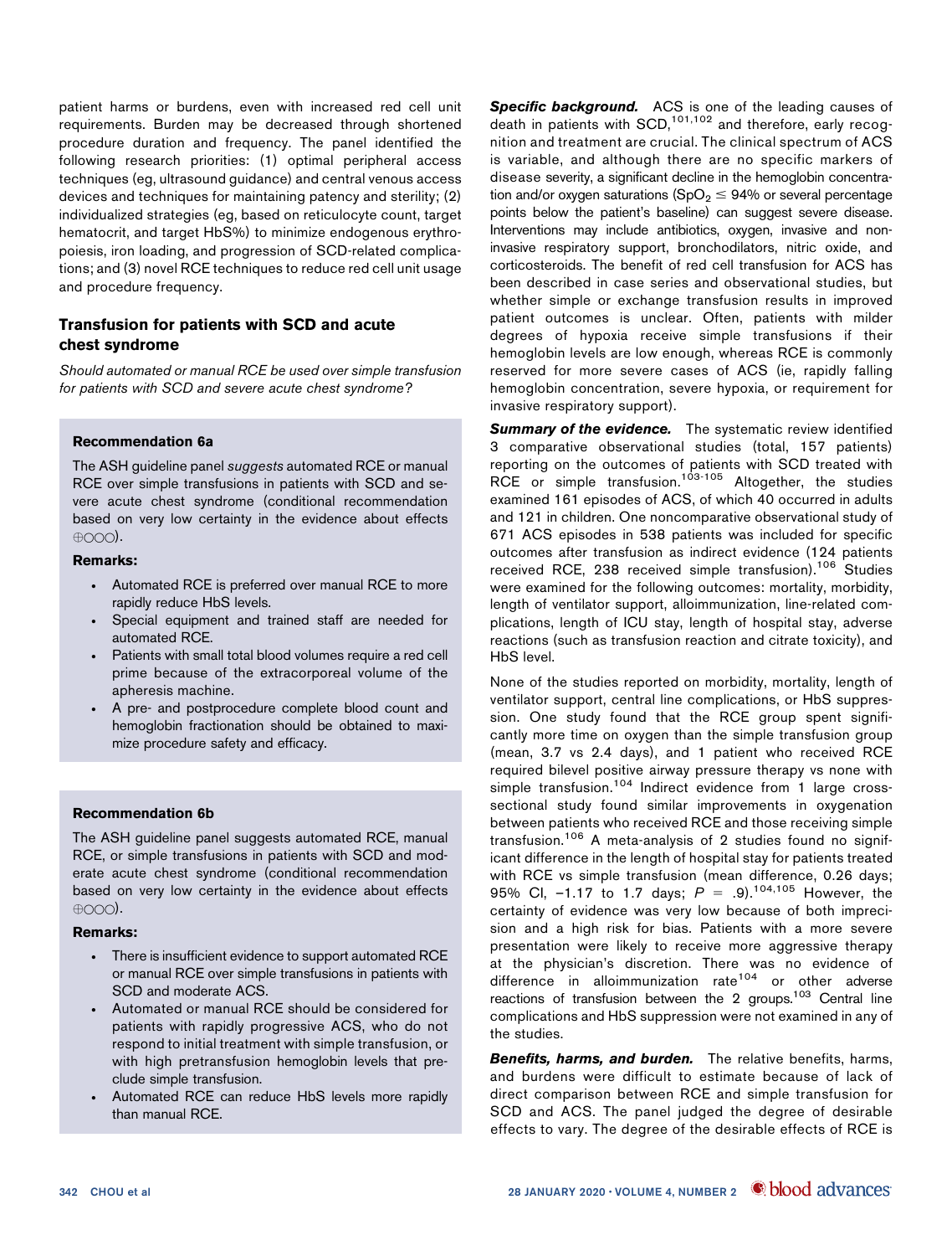patient harms or burdens, even with increased red cell unit requirements. Burden may be decreased through shortened procedure duration and frequency. The panel identified the following research priorities: (1) optimal peripheral access techniques (eg, ultrasound guidance) and central venous access devices and techniques for maintaining patency and sterility; (2) individualized strategies (eg, based on reticulocyte count, target hematocrit, and target HbS%) to minimize endogenous erythropoiesis, iron loading, and progression of SCD-related complications; and (3) novel RCE techniques to reduce red cell unit usage and procedure frequency.

## Transfusion for patients with SCD and acute chest syndrome

*Should automated or manual RCE be used over simple transfusion for patients with SCD and severe acute chest syndrome?*

#### Recommendation 6a

The ASH guideline panel *suggests* automated RCE or manual RCE over simple transfusions in patients with SCD and severe acute chest syndrome (conditional recommendation based on very low certainty in the evidence about effects ⊕○○○).

**Remarks:**

- Automated RCE is preferred over manual RCE to more rapidly reduce HbS levels.
- Special equipment and trained staff are needed for automated RCE.
- Patients with small total blood volumes require a red cell prime because of the extracorporeal volume of the apheresis machine.
- A pre- and postprocedure complete blood count and hemoglobin fractionation should be obtained to maximize procedure safety and efficacy.

#### Recommendation 6b

The ASH guideline panel suggests automated RCE, manual RCE, or simple transfusions in patients with SCD and moderate acute chest syndrome (conditional recommendation based on very low certainty in the evidence about effects ⊕○○○).

**Remarks:**

- There is insufficient evidence to support automated RCE or manual RCE over simple transfusions in patients with SCD and moderate ACS.
- Automated or manual RCE should be considered for patients with rapidly progressive ACS, who do not respond to initial treatment with simple transfusion, or with high pretransfusion hemoglobin levels that preclude simple transfusion.
- Automated RCE can reduce HbS levels more rapidly than manual RCE.

***Specific background.*** ACS is one of the leading causes of death in patients with SCD,[101,102] and therefore, early recognition and treatment are crucial. The clinical spectrum of ACS is variable, and although there are no specific markers of disease severity, a significant decline in the hemoglobin concentration and/or oxygen saturations ($SpO_2 \leq 94\%$ or several percentage points below the patient's baseline) can suggest severe disease. Interventions may include antibiotics, oxygen, invasive and noninvasive respiratory support, bronchodilators, nitric oxide, and corticosteroids. The benefit of red cell transfusion for ACS has been described in case series and observational studies, but whether simple or exchange transfusion results in improved patient outcomes is unclear. Often, patients with milder degrees of hypoxia receive simple transfusions if their hemoglobin levels are low enough, whereas RCE is commonly reserved for more severe cases of ACS (ie, rapidly falling hemoglobin concentration, severe hypoxia, or requirement for invasive respiratory support).

***Summary of the evidence.*** The systematic review identified 3 comparative observational studies (total, 157 patients) reporting on the outcomes of patients with SCD treated with RCE or simple transfusion.[103-105] Altogether, the studies examined 161 episodes of ACS, of which 40 occurred in adults and 121 in children. One noncomparative observational study of 671 ACS episodes in 538 patients was included for specific outcomes after transfusion as indirect evidence (124 patients received RCE, 238 received simple transfusion).[106] Studies were examined for the following outcomes: mortality, morbidity, length of ventilator support, alloimmunization, line-related complications, length of ICU stay, length of hospital stay, adverse reactions (such as transfusion reaction and citrate toxicity), and HbS level.

None of the studies reported on morbidity, mortality, length of ventilator support, central line complications, or HbS suppression. One study found that the RCE group spent significantly more time on oxygen than the simple transfusion group (mean, 3.7 vs 2.4 days), and 1 patient who received RCE required bilevel positive airway pressure therapy vs none with simple transfusion.[104] Indirect evidence from 1 large cross-sectional study found similar improvements in oxygenation between patients who received RCE and those receiving simple transfusion.[106] A meta-analysis of 2 studies found no significant difference in the length of hospital stay for patients treated with RCE vs simple transfusion (mean difference, 0.26 days; 95% CI, −1.17 to 1.7 days; $P = .9$).[104,105] However, the certainty of evidence was very low because of both imprecision and a high risk for bias. Patients with a more severe presentation were likely to receive more aggressive therapy at the physician's discretion. There was no evidence of difference in alloimmunization rate[104] or other adverse reactions of transfusion between the 2 groups.[103] Central line complications and HbS suppression were not examined in any of the studies.

***Benefits, harms, and burden.*** The relative benefits, harms, and burdens were difficult to estimate because of lack of direct comparison between RCE and simple transfusion for SCD and ACS. The panel judged the degree of desirable effects to vary. The degree of the desirable effects of RCE is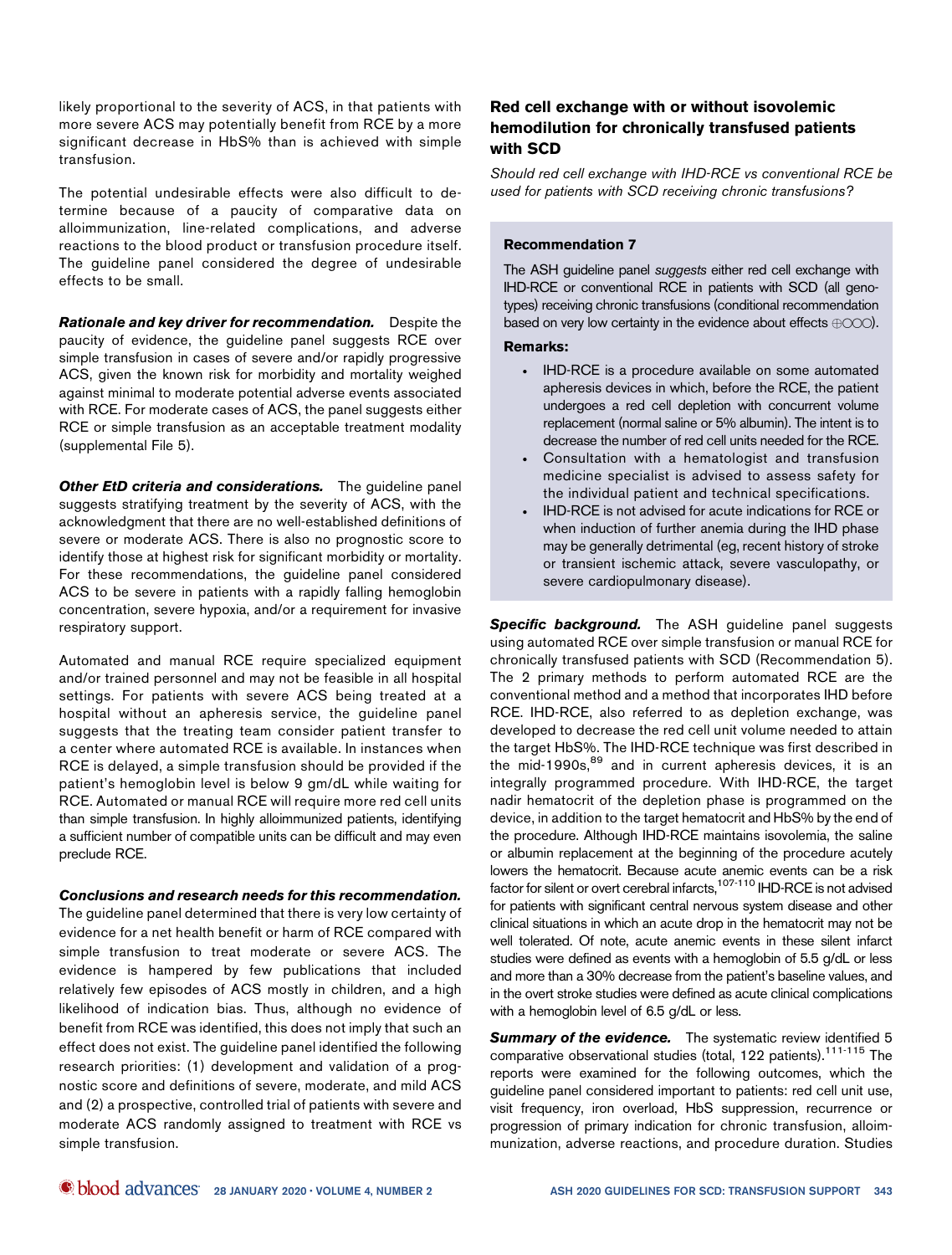likely proportional to the severity of ACS, in that patients with more severe ACS may potentially benefit from RCE by a more significant decrease in HbS% than is achieved with simple transfusion.

The potential undesirable effects were also difficult to determine because of a paucity of comparative data on alloimmunization, line-related complications, and adverse reactions to the blood product or transfusion procedure itself. The guideline panel considered the degree of undesirable effects to be small.

***Rationale and key driver for recommendation.*** Despite the paucity of evidence, the guideline panel suggests RCE over simple transfusion in cases of severe and/or rapidly progressive ACS, given the known risk for morbidity and mortality weighed against minimal to moderate potential adverse events associated with RCE. For moderate cases of ACS, the panel suggests either RCE or simple transfusion as an acceptable treatment modality (supplemental File 5).

***Other EtD criteria and considerations.*** The guideline panel suggests stratifying treatment by the severity of ACS, with the acknowledgment that there are no well-established definitions of severe or moderate ACS. There is also no prognostic score to identify those at highest risk for significant morbidity or mortality. For these recommendations, the guideline panel considered ACS to be severe in patients with a rapidly falling hemoglobin concentration, severe hypoxia, and/or a requirement for invasive respiratory support.

Automated and manual RCE require specialized equipment and/or trained personnel and may not be feasible in all hospital settings. For patients with severe ACS being treated at a hospital without an apheresis service, the guideline panel suggests that the treating team consider patient transfer to a center where automated RCE is available. In instances when RCE is delayed, a simple transfusion should be provided if the patient's hemoglobin level is below 9 gm/dL while waiting for RCE. Automated or manual RCE will require more red cell units than simple transfusion. In highly alloimmunized patients, identifying a sufficient number of compatible units can be difficult and may even preclude RCE.

***Conclusions and research needs for this recommendation.*** The guideline panel determined that there is very low certainty of evidence for a net health benefit or harm of RCE compared with simple transfusion to treat moderate or severe ACS. The evidence is hampered by few publications that included relatively few episodes of ACS mostly in children, and a high likelihood of indication bias. Thus, although no evidence of benefit from RCE was identified, this does not imply that such an effect does not exist. The guideline panel identified the following research priorities: (1) development and validation of a prognostic score and definitions of severe, moderate, and mild ACS and (2) a prospective, controlled trial of patients with severe and moderate ACS randomly assigned to treatment with RCE vs simple transfusion.

## Red cell exchange with or without isovolemic hemodilution for chronically transfused patients with SCD

*Should red cell exchange with IHD-RCE vs conventional RCE be used for patients with SCD receiving chronic transfusions?*

**Recommendation 7**

The ASH guideline panel *suggests* either red cell exchange with IHD-RCE or conventional RCE in patients with SCD (all genotypes) receiving chronic transfusions (conditional recommendation based on very low certainty in the evidence about effects ⊕○○○).

**Remarks:**

- IHD-RCE is a procedure available on some automated apheresis devices in which, before the RCE, the patient undergoes a red cell depletion with concurrent volume replacement (normal saline or 5% albumin). The intent is to decrease the number of red cell units needed for the RCE.
- Consultation with a hematologist and transfusion medicine specialist is advised to assess safety for the individual patient and technical specifications.
- IHD-RCE is not advised for acute indications for RCE or when induction of further anemia during the IHD phase may be generally detrimental (eg, recent history of stroke or transient ischemic attack, severe vasculopathy, or severe cardiopulmonary disease).

***Specific background.*** The ASH guideline panel suggests using automated RCE over simple transfusion or manual RCE for chronically transfused patients with SCD (Recommendation 5). The 2 primary methods to perform automated RCE are the conventional method and a method that incorporates IHD before RCE. IHD-RCE, also referred to as depletion exchange, was developed to decrease the red cell unit volume needed to attain the target HbS%. The IHD-RCE technique was first described in the mid-1990s,[89] and in current apheresis devices, it is an integrally programmed procedure. With IHD-RCE, the target nadir hematocrit of the depletion phase is programmed on the device, in addition to the target hematocrit and HbS% by the end of the procedure. Although IHD-RCE maintains isovolemia, the saline or albumin replacement at the beginning of the procedure acutely lowers the hematocrit. Because acute anemic events can be a risk factor for silent or overt cerebral infarcts,[107-110] IHD-RCE is not advised for patients with significant central nervous system disease and other clinical situations in which an acute drop in the hematocrit may not be well tolerated. Of note, acute anemic events in these silent infarct studies were defined as events with a hemoglobin of 5.5 g/dL or less and more than a 30% decrease from the patient's baseline values, and in the overt stroke studies were defined as acute clinical complications with a hemoglobin level of 6.5 g/dL or less.

***Summary of the evidence.*** The systematic review identified 5 comparative observational studies (total, 122 patients).[111-115] The reports were examined for the following outcomes, which the guideline panel considered important to patients: red cell unit use, visit frequency, iron overload, HbS suppression, recurrence or progression of primary indication for chronic transfusion, alloimmunization, adverse reactions, and procedure duration. Studies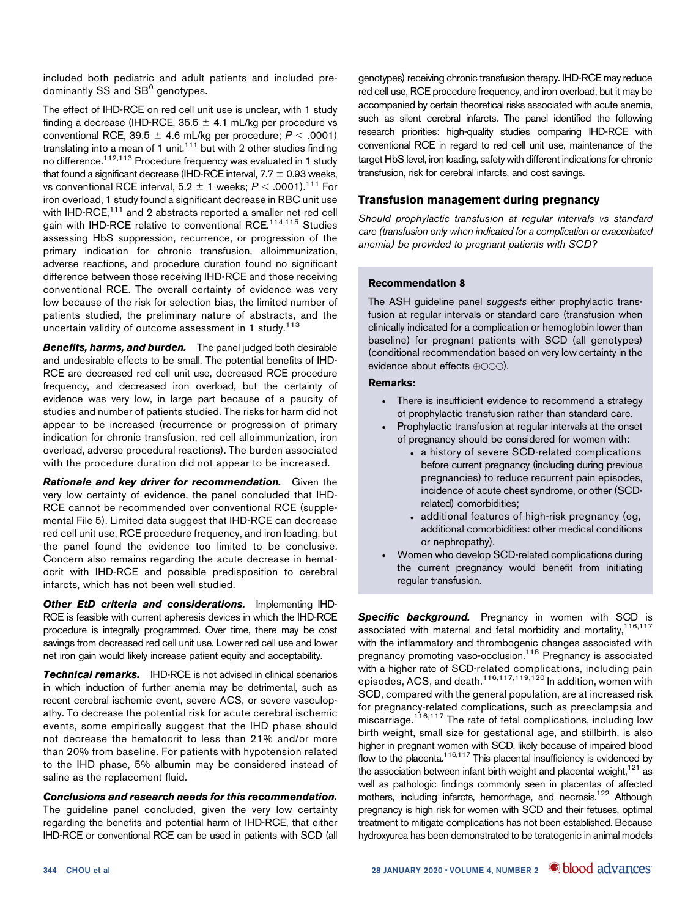included both pediatric and adult patients and included predominantly SS and SB$^0$ genotypes.

The effect of IHD-RCE on red cell unit use is unclear, with 1 study finding a decrease (IHD-RCE, 35.5 ± 4.1 mL/kg per procedure vs conventional RCE, 39.5 ± 4.6 mL/kg per procedure; $P < .0001$) translating into a mean of 1 unit,[111] but with 2 other studies finding no difference.[112,113] Procedure frequency was evaluated in 1 study that found a significant decrease (IHD-RCE interval, 7.7 ± 0.93 weeks, vs conventional RCE interval, 5.2 ± 1 weeks; $P < .0001$).[111] For iron overload, 1 study found a significant decrease in RBC unit use with IHD-RCE,[111] and 2 abstracts reported a smaller net red cell gain with IHD-RCE relative to conventional RCE.[114,115] Studies assessing HbS suppression, recurrence, or progression of the primary indication for chronic transfusion, alloimmunization, adverse reactions, and procedure duration found no significant difference between those receiving IHD-RCE and those receiving conventional RCE. The overall certainty of evidence was very low because of the risk for selection bias, the limited number of patients studied, the preliminary nature of abstracts, and the uncertain validity of outcome assessment in 1 study.[113]

***Benefits, harms, and burden.*** The panel judged both desirable and undesirable effects to be small. The potential benefits of IHD-RCE are decreased red cell unit use, decreased RCE procedure frequency, and decreased iron overload, but the certainty of evidence was very low, in large part because of a paucity of studies and number of patients studied. The risks for harm did not appear to be increased (recurrence or progression of primary indication for chronic transfusion, red cell alloimmunization, iron overload, adverse procedural reactions). The burden associated with the procedure duration did not appear to be increased.

***Rationale and key driver for recommendation.*** Given the very low certainty of evidence, the panel concluded that IHD-RCE cannot be recommended over conventional RCE (supplemental File 5). Limited data suggest that IHD-RCE can decrease red cell unit use, RCE procedure frequency, and iron loading, but the panel found the evidence too limited to be conclusive. Concern also remains regarding the acute decrease in hematocrit with IHD-RCE and possible predisposition to cerebral infarcts, which has not been well studied.

***Other EtD criteria and considerations.*** Implementing IHD-RCE is feasible with current apheresis devices in which the IHD-RCE procedure is integrally programmed. Over time, there may be cost savings from decreased red cell unit use. Lower red cell use and lower net iron gain would likely increase patient equity and acceptability.

***Technical remarks.*** IHD-RCE is not advised in clinical scenarios in which induction of further anemia may be detrimental, such as recent cerebral ischemic event, severe ACS, or severe vasculopathy. To decrease the potential risk for acute cerebral ischemic events, some empirically suggest that the IHD phase should not decrease the hematocrit to less than 21% and/or more than 20% from baseline. For patients with hypotension related to the IHD phase, 5% albumin may be considered instead of saline as the replacement fluid.

***Conclusions and research needs for this recommendation.*** The guideline panel concluded, given the very low certainty regarding the benefits and potential harm of IHD-RCE, that either IHD-RCE or conventional RCE can be used in patients with SCD (all genotypes) receiving chronic transfusion therapy. IHD-RCE may reduce red cell use, RCE procedure frequency, and iron overload, but it may be accompanied by certain theoretical risks associated with acute anemia, such as silent cerebral infarcts. The panel identified the following research priorities: high-quality studies comparing IHD-RCE with conventional RCE in regard to red cell unit use, maintenance of the target HbS level, iron loading, safety with different indications for chronic transfusion, risk for cerebral infarcts, and cost savings.

## Transfusion management during pregnancy

*Should prophylactic transfusion at regular intervals vs standard care (transfusion only when indicated for a complication or exacerbated anemia) be provided to pregnant patients with SCD?*

**Recommendation 8**

The ASH guideline panel *suggests* either prophylactic transfusion at regular intervals or standard care (transfusion when clinically indicated for a complication or hemoglobin lower than baseline) for pregnant patients with SCD (all genotypes) (conditional recommendation based on very low certainty in the evidence about effects ⊕○○○).

**Remarks:**

- There is insufficient evidence to recommend a strategy of prophylactic transfusion rather than standard care.
- Prophylactic transfusion at regular intervals at the onset of pregnancy should be considered for women with:
  - a history of severe SCD-related complications before current pregnancy (including during previous pregnancies) to reduce recurrent pain episodes, incidence of acute chest syndrome, or other (SCD-related) comorbidities;
  - additional features of high-risk pregnancy (eg, additional comorbidities: other medical conditions or nephropathy).
- Women who develop SCD-related complications during the current pregnancy would benefit from initiating regular transfusion.

***Specific background.*** Pregnancy in women with SCD is associated with maternal and fetal morbidity and mortality,[116,117] with the inflammatory and thrombogenic changes associated with pregnancy promoting vaso-occlusion.[118] Pregnancy is associated with a higher rate of SCD-related complications, including pain episodes, ACS, and death.[116,117,119,120] In addition, women with SCD, compared with the general population, are at increased risk for pregnancy-related complications, such as preeclampsia and miscarriage.[116,117] The rate of fetal complications, including low birth weight, small size for gestational age, and stillbirth, is also higher in pregnant women with SCD, likely because of impaired blood flow to the placenta.[116,117] This placental insufficiency is evidenced by the association between infant birth weight and placental weight,[121] as well as pathologic findings commonly seen in placentas of affected mothers, including infarcts, hemorrhage, and necrosis.[122] Although pregnancy is high risk for women with SCD and their fetuses, optimal treatment to mitigate complications has not been established. Because hydroxyurea has been demonstrated to be teratogenic in animal models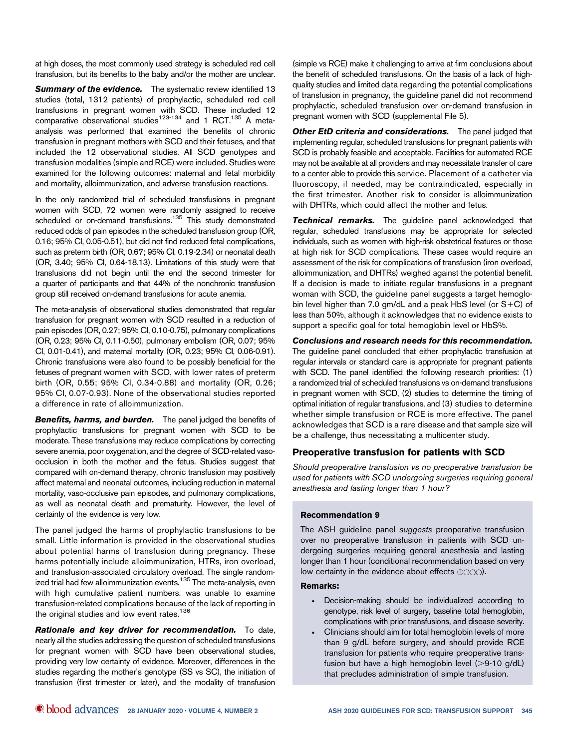at high doses, the most commonly used strategy is scheduled red cell transfusion, but its benefits to the baby and/or the mother are unclear.

***Summary of the evidence.*** The systematic review identified 13 studies (total, 1312 patients) of prophylactic, scheduled red cell transfusions in pregnant women with SCD. These included 12 comparative observational studies[123-134] and 1 RCT.[135] A meta-analysis was performed that examined the benefits of chronic transfusion in pregnant mothers with SCD and their fetuses, and that included the 12 observational studies. All SCD genotypes and transfusion modalities (simple and RCE) were included. Studies were examined for the following outcomes: maternal and fetal morbidity and mortality, alloimmunization, and adverse transfusion reactions.

In the only randomized trial of scheduled transfusions in pregnant women with SCD, 72 women were randomly assigned to receive scheduled or on-demand transfusions.[135] This study demonstrated reduced odds of pain episodes in the scheduled transfusion group (OR, 0.16; 95% CI, 0.05-0.51), but did not find reduced fetal complications, such as preterm birth (OR, 0.67; 95% CI, 0.19-2.34) or neonatal death (OR, 3.40; 95% CI, 0.64-18.13). Limitations of this study were that transfusions did not begin until the end the second trimester for a quarter of participants and that 44% of the nonchronic transfusion group still received on-demand transfusions for acute anemia.

The meta-analysis of observational studies demonstrated that regular transfusion for pregnant women with SCD resulted in a reduction of pain episodes (OR, 0.27; 95% CI, 0.10-0.75), pulmonary complications (OR, 0.23; 95% CI, 0.11-0.50), pulmonary embolism (OR, 0.07; 95% CI, 0.01-0.41), and maternal mortality (OR, 0.23; 95% CI, 0.06-0.91). Chronic transfusions were also found to be possibly beneficial for the fetuses of pregnant women with SCD, with lower rates of preterm birth (OR, 0.55; 95% CI, 0.34-0.88) and mortality (OR, 0.26; 95% CI, 0.07-0.93). None of the observational studies reported a difference in rate of alloimmunization.

***Benefits, harms, and burden.*** The panel judged the benefits of prophylactic transfusions for pregnant women with SCD to be moderate. These transfusions may reduce complications by correcting severe anemia, poor oxygenation, and the degree of SCD-related vaso-occlusion in both the mother and the fetus. Studies suggest that compared with on-demand therapy, chronic transfusion may positively affect maternal and neonatal outcomes, including reduction in maternal mortality, vaso-occlusive pain episodes, and pulmonary complications, as well as neonatal death and prematurity. However, the level of certainty of the evidence is very low.

The panel judged the harms of prophylactic transfusions to be small. Little information is provided in the observational studies about potential harms of transfusion during pregnancy. These harms potentially include alloimmunization, HTRs, iron overload, and transfusion-associated circulatory overload. The single randomized trial had few alloimmunization events.[135] The meta-analysis, even with high cumulative patient numbers, was unable to examine transfusion-related complications because of the lack of reporting in the original studies and low event rates.[136]

***Rationale and key driver for recommendation.*** To date, nearly all the studies addressing the question of scheduled transfusions for pregnant women with SCD have been observational studies, providing very low certainty of evidence. Moreover, differences in the studies regarding the mother's genotype (SS vs SC), the initiation of transfusion (first trimester or later), and the modality of transfusion (simple vs RCE) make it challenging to arrive at firm conclusions about the benefit of scheduled transfusions. On the basis of a lack of high-quality studies and limited data regarding the potential complications of transfusion in pregnancy, the guideline panel did not recommend prophylactic, scheduled transfusion over on-demand transfusion in pregnant women with SCD (supplemental File 5).

***Other EtD criteria and considerations.*** The panel judged that implementing regular, scheduled transfusions for pregnant patients with SCD is probably feasible and acceptable. Facilities for automated RCE may not be available at all providers and may necessitate transfer of care to a center able to provide this service. Placement of a catheter via fluoroscopy, if needed, may be contraindicated, especially in the first trimester. Another risk to consider is alloimmunization with DHTRs, which could affect the mother and fetus.

***Technical remarks.*** The guideline panel acknowledged that regular, scheduled transfusions may be appropriate for selected individuals, such as women with high-risk obstetrical features or those at high risk for SCD complications. These cases would require an assessment of the risk for complications of transfusion (iron overload, alloimmunization, and DHTRs) weighed against the potential benefit. If a decision is made to initiate regular transfusions in a pregnant woman with SCD, the guideline panel suggests a target hemoglobin level higher than 7.0 gm/dL and a peak HbS level (or S+C) of less than 50%, although it acknowledges that no evidence exists to support a specific goal for total hemoglobin level or HbS%.

***Conclusions and research needs for this recommendation.*** The guideline panel concluded that either prophylactic transfusion at regular intervals or standard care is appropriate for pregnant patients with SCD. The panel identified the following research priorities: (1) a randomized trial of scheduled transfusions vs on-demand transfusions in pregnant women with SCD, (2) studies to determine the timing of optimal initiation of regular transfusions, and (3) studies to determine whether simple transfusion or RCE is more effective. The panel acknowledges that SCD is a rare disease and that sample size will be a challenge, thus necessitating a multicenter study.

## Preoperative transfusion for patients with SCD

*Should preoperative transfusion vs no preoperative transfusion be used for patients with SCD undergoing surgeries requiring general anesthesia and lasting longer than 1 hour?*

### Recommendation 9

The ASH guideline panel *suggests* preoperative transfusion over no preoperative transfusion in patients with SCD undergoing surgeries requiring general anesthesia and lasting longer than 1 hour (conditional recommendation based on very low certainty in the evidence about effects ⊕○○○).

**Remarks:**

- Decision-making should be individualized according to genotype, risk level of surgery, baseline total hemoglobin, complications with prior transfusions, and disease severity.
- Clinicians should aim for total hemoglobin levels of more than 9 g/dL before surgery, and should provide RCE transfusion for patients who require preoperative transfusion but have a high hemoglobin level (>9-10 g/dL) that precludes administration of simple transfusion.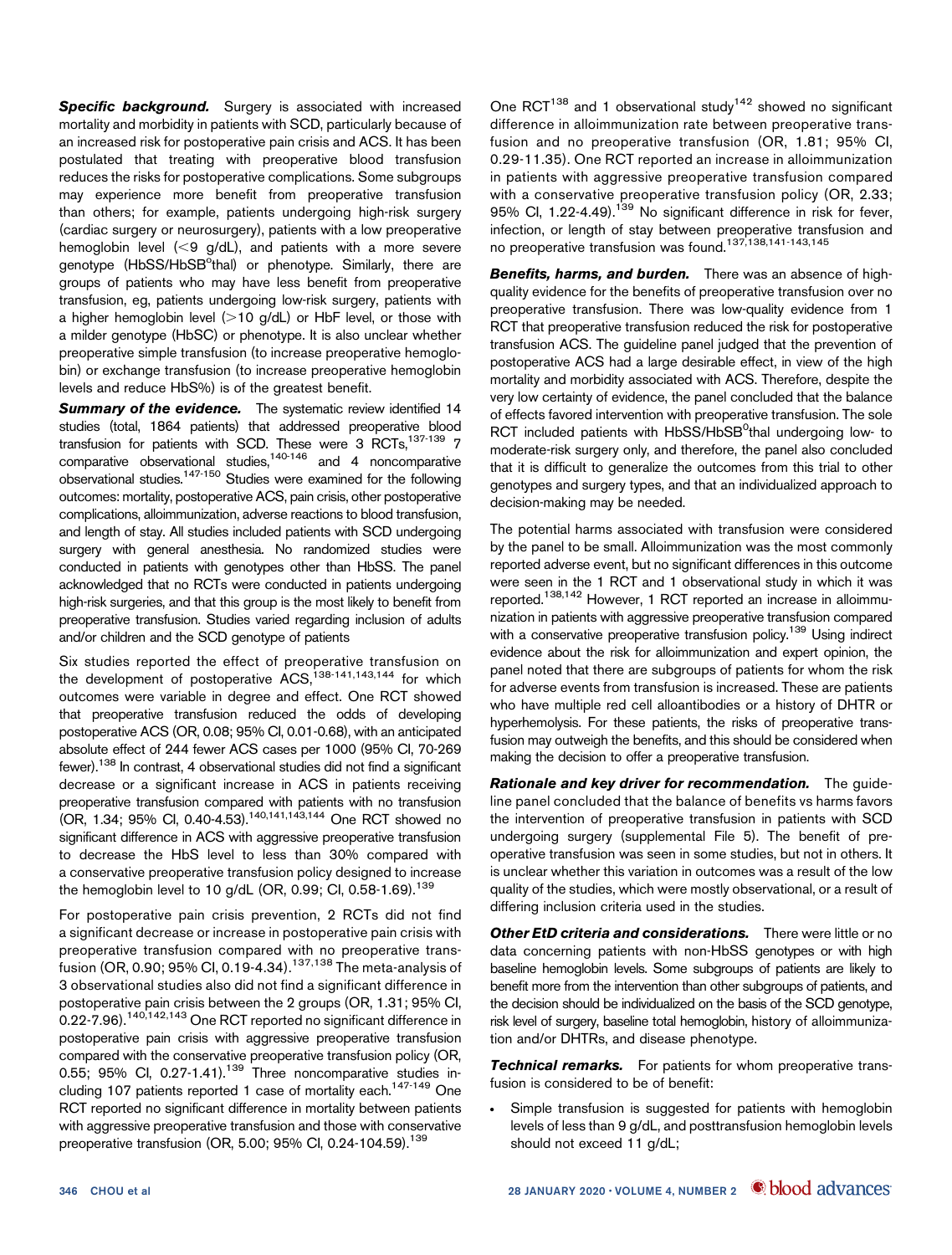***Specific background.*** Surgery is associated with increased mortality and morbidity in patients with SCD, particularly because of an increased risk for postoperative pain crisis and ACS. It has been postulated that treating with preoperative blood transfusion reduces the risks for postoperative complications. Some subgroups may experience more benefit from preoperative transfusion than others; for example, patients undergoing high-risk surgery (cardiac surgery or neurosurgery), patients with a low preoperative hemoglobin level (<9 g/dL), and patients with a more severe genotype (HbSS/HbSB$^{o}$thal) or phenotype. Similarly, there are groups of patients who may have less benefit from preoperative transfusion, eg, patients undergoing low-risk surgery, patients with a higher hemoglobin level (>10 g/dL) or HbF level, or those with a milder genotype (HbSC) or phenotype. It is also unclear whether preoperative simple transfusion (to increase preoperative hemoglobin) or exchange transfusion (to increase preoperative hemoglobin levels and reduce HbS%) is of the greatest benefit.

***Summary of the evidence.*** The systematic review identified 14 studies (total, 1864 patients) that addressed preoperative blood transfusion for patients with SCD. These were 3 RCTs,[137-139] 7 comparative observational studies,[140-146] and 4 noncomparative observational studies.[147-150] Studies were examined for the following outcomes: mortality, postoperative ACS, pain crisis, other postoperative complications, alloimmunization, adverse reactions to blood transfusion, and length of stay. All studies included patients with SCD undergoing surgery with general anesthesia. No randomized studies were conducted in patients with genotypes other than HbSS. The panel acknowledged that no RCTs were conducted in patients undergoing high-risk surgeries, and that this group is the most likely to benefit from preoperative transfusion. Studies varied regarding inclusion of adults and/or children and the SCD genotype of patients

Six studies reported the effect of preoperative transfusion on the development of postoperative ACS,[138-141,143,144] for which outcomes were variable in degree and effect. One RCT showed that preoperative transfusion reduced the odds of developing postoperative ACS (OR, 0.08; 95% CI, 0.01-0.68), with an anticipated absolute effect of 244 fewer ACS cases per 1000 (95% CI, 70-269 fewer).[138] In contrast, 4 observational studies did not find a significant decrease or a significant increase in ACS in patients receiving preoperative transfusion compared with patients with no transfusion (OR, 1.34; 95% CI, 0.40-4.53).[140,141,143,144] One RCT showed no significant difference in ACS with aggressive preoperative transfusion to decrease the HbS level to less than 30% compared with a conservative preoperative transfusion policy designed to increase the hemoglobin level to 10 g/dL (OR, 0.99; CI, 0.58-1.69).[139]

For postoperative pain crisis prevention, 2 RCTs did not find a significant decrease or increase in postoperative pain crisis with preoperative transfusion compared with no preoperative transfusion (OR, 0.90; 95% CI, 0.19-4.34).[137,138] The meta-analysis of 3 observational studies also did not find a significant difference in postoperative pain crisis between the 2 groups (OR, 1.31; 95% CI, 0.22-7.96).[140,142,143] One RCT reported no significant difference in postoperative pain crisis with aggressive preoperative transfusion compared with the conservative preoperative transfusion policy (OR, 0.55; 95% CI, 0.27-1.41).[139] Three noncomparative studies including 107 patients reported 1 case of mortality each.[147-149] One RCT reported no significant difference in mortality between patients with aggressive preoperative transfusion and those with conservative preoperative transfusion (OR, 5.00; 95% CI, 0.24-104.59).[139]

One RCT[138] and 1 observational study[142] showed no significant difference in alloimmunization rate between preoperative transfusion and no preoperative transfusion (OR, 1.81; 95% CI, 0.29-11.35). One RCT reported an increase in alloimmunization in patients with aggressive preoperative transfusion compared with a conservative preoperative transfusion policy (OR, 2.33; 95% CI, 1.22-4.49).[139] No significant difference in risk for fever, infection, or length of stay between preoperative transfusion and no preoperative transfusion was found.[137,138,141-143,145]

***Benefits, harms, and burden.*** There was an absence of high-quality evidence for the benefits of preoperative transfusion over no preoperative transfusion. There was low-quality evidence from 1 RCT that preoperative transfusion reduced the risk for postoperative transfusion ACS. The guideline panel judged that the prevention of postoperative ACS had a large desirable effect, in view of the high mortality and morbidity associated with ACS. Therefore, despite the very low certainty of evidence, the panel concluded that the balance of effects favored intervention with preoperative transfusion. The sole RCT included patients with HbSS/HbSB$^{0}$thal undergoing low- to moderate-risk surgery only, and therefore, the panel also concluded that it is difficult to generalize the outcomes from this trial to other genotypes and surgery types, and that an individualized approach to decision-making may be needed.

The potential harms associated with transfusion were considered by the panel to be small. Alloimmunization was the most commonly reported adverse event, but no significant differences in this outcome were seen in the 1 RCT and 1 observational study in which it was reported.[138,142] However, 1 RCT reported an increase in alloimmunization in patients with aggressive preoperative transfusion compared with a conservative preoperative transfusion policy.[139] Using indirect evidence about the risk for alloimmunization and expert opinion, the panel noted that there are subgroups of patients for whom the risk for adverse events from transfusion is increased. These are patients who have multiple red cell alloantibodies or a history of DHTR or hyperhemolysis. For these patients, the risks of preoperative transfusion may outweigh the benefits, and this should be considered when making the decision to offer a preoperative transfusion.

***Rationale and key driver for recommendation.*** The guideline panel concluded that the balance of benefits vs harms favors the intervention of preoperative transfusion in patients with SCD undergoing surgery (supplemental File 5). The benefit of preoperative transfusion was seen in some studies, but not in others. It is unclear whether this variation in outcomes was a result of the low quality of the studies, which were mostly observational, or a result of differing inclusion criteria used in the studies.

***Other EtD criteria and considerations.*** There were little or no data concerning patients with non-HbSS genotypes or with high baseline hemoglobin levels. Some subgroups of patients are likely to benefit more from the intervention than other subgroups of patients, and the decision should be individualized on the basis of the SCD genotype, risk level of surgery, baseline total hemoglobin, history of alloimmunization and/or DHTRs, and disease phenotype.

***Technical remarks.*** For patients for whom preoperative transfusion is considered to be of benefit:

- Simple transfusion is suggested for patients with hemoglobin levels of less than 9 g/dL, and posttransfusion hemoglobin levels should not exceed 11 g/dL;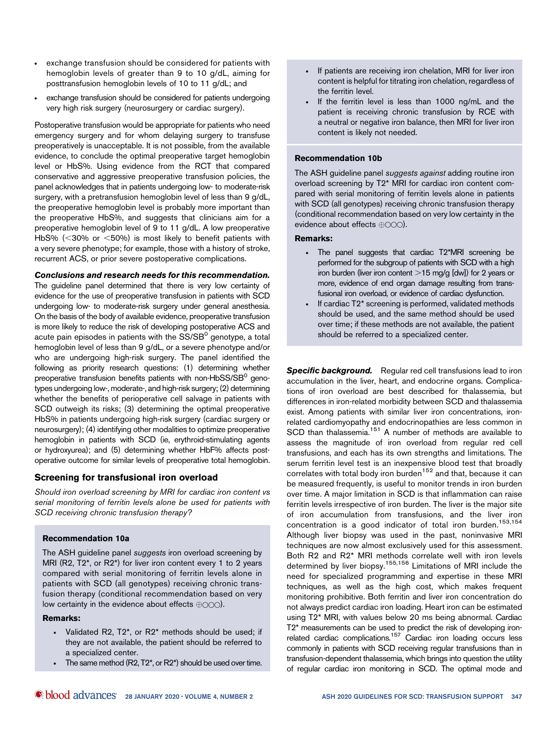- exchange transfusion should be considered for patients with hemoglobin levels of greater than 9 to 10 g/dL, aiming for posttransfusion hemoglobin levels of 10 to 11 g/dL; and
- exchange transfusion should be considered for patients undergoing very high risk surgery (neurosurgery or cardiac surgery).

Postoperative transfusion would be appropriate for patients who need emergency surgery and for whom delaying surgery to transfuse preoperatively is unacceptable. It is not possible, from the available evidence, to conclude the optimal preoperative target hemoglobin level or HbS%. Using evidence from the RCT that compared conservative and aggressive preoperative transfusion policies, the panel acknowledges that in patients undergoing low- to moderate-risk surgery, with a pretransfusion hemoglobin level of less than 9 g/dL, the preoperative hemoglobin level is probably more important than the preoperative HbS%, and suggests that clinicians aim for a preoperative hemoglobin level of 9 to 11 g/dL. A low preoperative HbS% (<30% or <50%) is most likely to benefit patients with a very severe phenotype; for example, those with a history of stroke, recurrent ACS, or prior severe postoperative complications.

***Conclusions and research needs for this recommendation.*** The guideline panel determined that there is very low certainty of evidence for the use of preoperative transfusion in patients with SCD undergoing low- to moderate-risk surgery under general anesthesia. On the basis of the body of available evidence, preoperative transfusion is more likely to reduce the risk of developing postoperative ACS and acute pain episodes in patients with the SS/SB$^0$ genotype, a total hemoglobin level of less than 9 g/dL, or a severe phenotype and/or who are undergoing high-risk surgery. The panel identified the following as priority research questions: (1) determining whether preoperative transfusion benefits patients with non-HbSS/SB$^0$ genotypes undergoing low-, moderate-, and high-risk surgery; (2) determining whether the benefits of perioperative cell salvage in patients with SCD outweigh its risks; (3) determining the optimal preoperative HbS% in patients undergoing high-risk surgery (cardiac surgery or neurosurgery); (4) identifying other modalities to optimize preoperative hemoglobin in patients with SCD (ie, erythroid-stimulating agents or hydroxyurea); and (5) determining whether HbF% affects postoperative outcome for similar levels of preoperative total hemoglobin.

## Screening for transfusional iron overload

*Should iron overload screening by MRI for cardiac iron content vs serial monitoring of ferritin levels alone be used for patients with SCD receiving chronic transfusion therapy?*

### Recommendation 10a

The ASH guideline panel *suggests* iron overload screening by MRI (R2, T2*, or R2*) for liver iron content every 1 to 2 years compared with serial monitoring of ferritin levels alone in patients with SCD (all genotypes) receiving chronic transfusion therapy (conditional recommendation based on very low certainty in the evidence about effects ⊕○○○).

**Remarks:**

- Validated R2, T2*, or R2* methods should be used; if they are not available, the patient should be referred to a specialized center.
- The same method (R2, T2*, or R2*) should be used over time.
- If patients are receiving iron chelation, MRI for liver iron content is helpful for titrating iron chelation, regardless of the ferritin level.
- If the ferritin level is less than 1000 ng/mL and the patient is receiving chronic transfusion by RCE with a neutral or negative iron balance, then MRI for liver iron content is likely not needed.

### Recommendation 10b

The ASH guideline panel *suggests against* adding routine iron overload screening by T2* MRI for cardiac iron content compared with serial monitoring of ferritin levels alone in patients with SCD (all genotypes) receiving chronic transfusion therapy (conditional recommendation based on very low certainty in the evidence about effects ⊕○○○).

**Remarks:**

- The panel suggests that cardiac T2*MRI screening be performed for the subgroup of patients with SCD with a high iron burden (liver iron content >15 mg/g [dw]) for 2 years or more, evidence of end organ damage resulting from transfusional iron overload, or evidence of cardiac dysfunction.
- If cardiac T2* screening is performed, validated methods should be used, and the same method should be used over time; if these methods are not available, the patient should be referred to a specialized center.

***Specific background.*** Regular red cell transfusions lead to iron accumulation in the liver, heart, and endocrine organs. Complications of iron overload are best described for thalassemia, but differences in iron-related morbidity between SCD and thalassemia exist. Among patients with similar liver iron concentrations, iron-related cardiomyopathy and endocrinopathies are less common in SCD than thalassemia.[151] A number of methods are available to assess the magnitude of iron overload from regular red cell transfusions, and each has its own strengths and limitations. The serum ferritin level test is an inexpensive blood test that broadly correlates with total body iron burden[152] and that, because it can be measured frequently, is useful to monitor trends in iron burden over time. A major limitation in SCD is that inflammation can raise ferritin levels irrespective of iron burden. The liver is the major site of iron accumulation from transfusions, and the liver iron concentration is a good indicator of total iron burden.[153,154] Although liver biopsy was used in the past, noninvasive MRI techniques are now almost exclusively used for this assessment. Both R2 and R2* MRI methods correlate well with iron levels determined by liver biopsy.[155,156] Limitations of MRI include the need for specialized programming and expertise in these MRI techniques, as well as the high cost, which makes frequent monitoring prohibitive. Both ferritin and liver iron concentration do not always predict cardiac iron loading. Heart iron can be estimated using T2* MRI, with values below 20 ms being abnormal. Cardiac T2* measurements can be used to predict the risk of developing iron-related cardiac complications.[157] Cardiac iron loading occurs less commonly in patients with SCD receiving regular transfusions than in transfusion-dependent thalassemia, which brings into question the utility of regular cardiac iron monitoring in SCD. The optimal mode and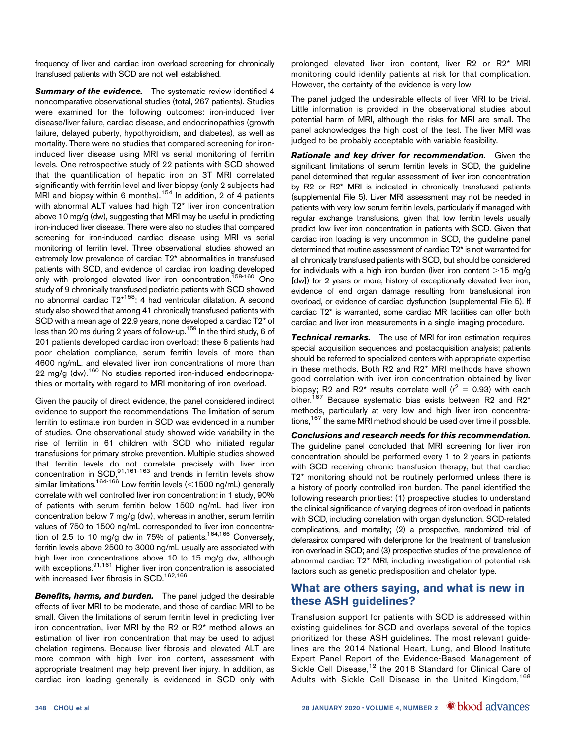frequency of liver and cardiac iron overload screening for chronically transfused patients with SCD are not well established.

***Summary of the evidence.*** The systematic review identified 4 noncomparative observational studies (total, 267 patients). Studies were examined for the following outcomes: iron-induced liver disease/liver failure, cardiac disease, and endocrinopathies (growth failure, delayed puberty, hypothyroidism, and diabetes), as well as mortality. There were no studies that compared screening for iron-induced liver disease using MRI vs serial monitoring of ferritin levels. One retrospective study of 22 patients with SCD showed that the quantification of hepatic iron on 3T MRI correlated significantly with ferritin level and liver biopsy (only 2 subjects had MRI and biopsy within 6 months).[154] In addition, 2 of 4 patients with abnormal ALT values had high T2* liver iron concentration above 10 mg/g (dw), suggesting that MRI may be useful in predicting iron-induced liver disease. There were also no studies that compared screening for iron-induced cardiac disease using MRI vs serial monitoring of ferritin level. Three observational studies showed an extremely low prevalence of cardiac T2* abnormalities in transfused patients with SCD, and evidence of cardiac iron loading developed only with prolonged elevated liver iron concentration.[158-160] One study of 9 chronically transfused pediatric patients with SCD showed no abnormal cardiac T2*[158]; 4 had ventricular dilatation. A second study also showed that among 41 chronically transfused patients with SCD with a mean age of 22.9 years, none developed a cardiac T2* of less than 20 ms during 2 years of follow-up.[159] In the third study, 6 of 201 patients developed cardiac iron overload; these 6 patients had poor chelation compliance, serum ferritin levels of more than 4600 ng/mL, and elevated liver iron concentrations of more than 22 mg/g (dw).[160] No studies reported iron-induced endocrinopathies or mortality with regard to MRI monitoring of iron overload.

Given the paucity of direct evidence, the panel considered indirect evidence to support the recommendations. The limitation of serum ferritin to estimate iron burden in SCD was evidenced in a number of studies. One observational study showed wide variability in the rise of ferritin in 61 children with SCD who initiated regular transfusions for primary stroke prevention. Multiple studies showed that ferritin levels do not correlate precisely with liver iron concentration in SCD,[91,161-163] and trends in ferritin levels show similar limitations.[164-166] Low ferritin levels (<1500 ng/mL) generally correlate with well controlled liver iron concentration: in 1 study, 90% of patients with serum ferritin below 1500 ng/mL had liver iron concentration below 7 mg/g (dw), whereas in another, serum ferritin values of 750 to 1500 ng/mL corresponded to liver iron concentration of 2.5 to 10 mg/g dw in 75% of patients.[164,166] Conversely, ferritin levels above 2500 to 3000 ng/mL usually are associated with high liver iron concentrations above 10 to 15 mg/g dw, although with exceptions.[91,161] Higher liver iron concentration is associated with increased liver fibrosis in SCD.[162,166]

***Benefits, harms, and burden.*** The panel judged the desirable effects of liver MRI to be moderate, and those of cardiac MRI to be small. Given the limitations of serum ferritin level in predicting liver iron concentration, liver MRI by the R2 or R2* method allows an estimation of liver iron concentration that may be used to adjust chelation regimens. Because liver fibrosis and elevated ALT are more common with high liver iron content, assessment with appropriate treatment may help prevent liver injury. In addition, as cardiac iron loading generally is evidenced in SCD only with prolonged elevated liver iron content, liver R2 or R2* MRI monitoring could identify patients at risk for that complication. However, the certainty of the evidence is very low.

The panel judged the undesirable effects of liver MRI to be trivial. Little information is provided in the observational studies about potential harm of MRI, although the risks for MRI are small. The panel acknowledges the high cost of the test. The liver MRI was judged to be probably acceptable with variable feasibility.

***Rationale and key driver for recommendation.*** Given the significant limitations of serum ferritin levels in SCD, the guideline panel determined that regular assessment of liver iron concentration by R2 or R2* MRI is indicated in chronically transfused patients (supplemental File 5). Liver MRI assessment may not be needed in patients with very low serum ferritin levels, particularly if managed with regular exchange transfusions, given that low ferritin levels usually predict low liver iron concentration in patients with SCD. Given that cardiac iron loading is very uncommon in SCD, the guideline panel determined that routine assessment of cardiac T2* is not warranted for all chronically transfused patients with SCD, but should be considered for individuals with a high iron burden (liver iron content >15 mg/g [dw]) for 2 years or more, history of exceptionally elevated liver iron, evidence of end organ damage resulting from transfusional iron overload, or evidence of cardiac dysfunction (supplemental File 5). If cardiac T2* is warranted, some cardiac MR facilities can offer both cardiac and liver iron measurements in a single imaging procedure.

***Technical remarks.*** The use of MRI for iron estimation requires special acquisition sequences and postacquisition analysis; patients should be referred to specialized centers with appropriate expertise in these methods. Both R2 and R2* MRI methods have shown good correlation with liver iron concentration obtained by liver biopsy; R2 and R2* results correlate well ($r^2 = 0.93$) with each other.[167] Because systematic bias exists between R2 and R2* methods, particularly at very low and high liver iron concentrations,[167] the same MRI method should be used over time if possible.

***Conclusions and research needs for this recommendation.*** The guideline panel concluded that MRI screening for liver iron concentration should be performed every 1 to 2 years in patients with SCD receiving chronic transfusion therapy, but that cardiac T2* monitoring should not be routinely performed unless there is a history of poorly controlled iron burden. The panel identified the following research priorities: (1) prospective studies to understand the clinical significance of varying degrees of iron overload in patients with SCD, including correlation with organ dysfunction, SCD-related complications, and mortality; (2) a prospective, randomized trial of deferasirox compared with deferiprone for the treatment of transfusion iron overload in SCD; and (3) prospective studies of the prevalence of abnormal cardiac T2* MRI, including investigation of potential risk factors such as genetic predisposition and chelator type.

## What are others saying, and what is new in these ASH guidelines?

Transfusion support for patients with SCD is addressed within existing guidelines for SCD and overlaps several of the topics prioritized for these ASH guidelines. The most relevant guidelines are the 2014 National Heart, Lung, and Blood Institute Expert Panel Report of the Evidence-Based Management of Sickle Cell Disease,[12] the 2018 Standard for Clinical Care of Adults with Sickle Cell Disease in the United Kingdom,[168]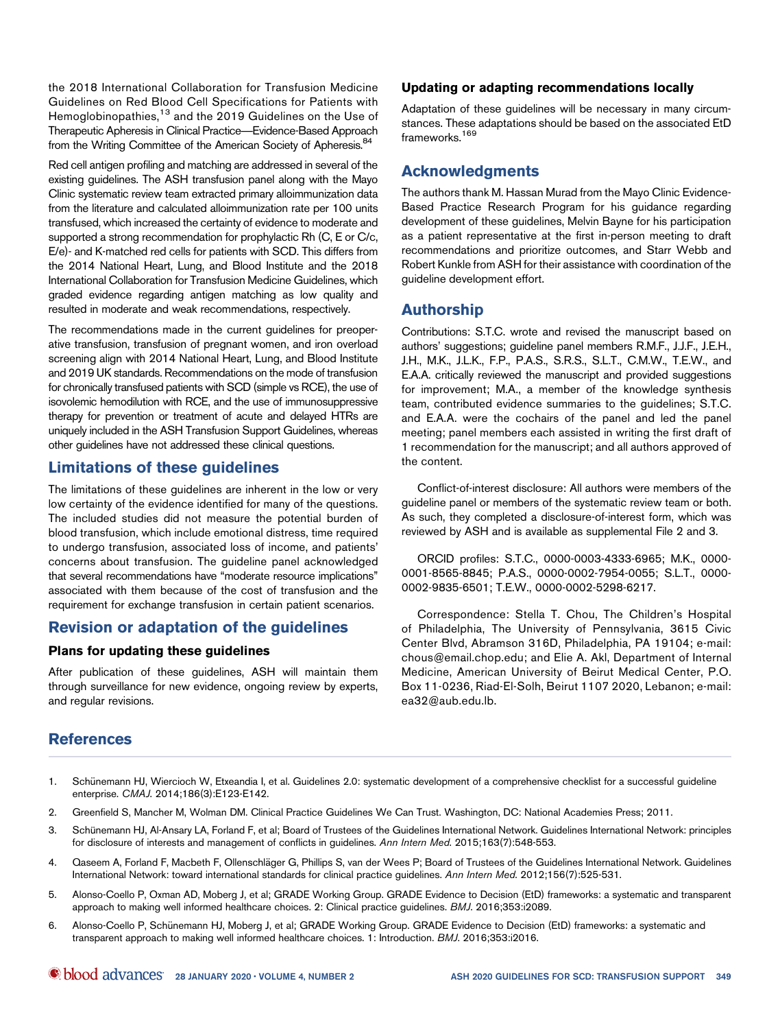the 2018 International Collaboration for Transfusion Medicine Guidelines on Red Blood Cell Specifications for Patients with Hemoglobinopathies,[13] and the 2019 Guidelines on the Use of Therapeutic Apheresis in Clinical Practice—Evidence-Based Approach from the Writing Committee of the American Society of Apheresis.[84]

Red cell antigen profiling and matching are addressed in several of the existing guidelines. The ASH transfusion panel along with the Mayo Clinic systematic review team extracted primary alloimmunization data from the literature and calculated alloimmunization rate per 100 units transfused, which increased the certainty of evidence to moderate and supported a strong recommendation for prophylactic Rh (C, E or C/c, E/e)- and K-matched red cells for patients with SCD. This differs from the 2014 National Heart, Lung, and Blood Institute and the 2018 International Collaboration for Transfusion Medicine Guidelines, which graded evidence regarding antigen matching as low quality and resulted in moderate and weak recommendations, respectively.

The recommendations made in the current guidelines for preoperative transfusion, transfusion of pregnant women, and iron overload screening align with 2014 National Heart, Lung, and Blood Institute and 2019 UK standards. Recommendations on the mode of transfusion for chronically transfused patients with SCD (simple vs RCE), the use of isovolemic hemodilution with RCE, and the use of immunosuppressive therapy for prevention or treatment of acute and delayed HTRs are uniquely included in the ASH Transfusion Support Guidelines, whereas other guidelines have not addressed these clinical questions.

## Limitations of these guidelines

The limitations of these guidelines are inherent in the low or very low certainty of the evidence identified for many of the questions. The included studies did not measure the potential burden of blood transfusion, which include emotional distress, time required to undergo transfusion, associated loss of income, and patients' concerns about transfusion. The guideline panel acknowledged that several recommendations have "moderate resource implications" associated with them because of the cost of transfusion and the requirement for exchange transfusion in certain patient scenarios.

## Revision or adaptation of the guidelines

### Plans for updating these guidelines

After publication of these guidelines, ASH will maintain them through surveillance for new evidence, ongoing review by experts, and regular revisions.

### Updating or adapting recommendations locally

Adaptation of these guidelines will be necessary in many circumstances. These adaptations should be based on the associated EtD frameworks.[169]

## Acknowledgments

The authors thank M. Hassan Murad from the Mayo Clinic Evidence-Based Practice Research Program for his guidance regarding development of these guidelines, Melvin Bayne for his participation as a patient representative at the first in-person meeting to draft recommendations and prioritize outcomes, and Starr Webb and Robert Kunkle from ASH for their assistance with coordination of the guideline development effort.

## Authorship

Contributions: S.T.C. wrote and revised the manuscript based on authors' suggestions; guideline panel members R.M.F., J.J.F., J.E.H., J.H., M.K., J.L.K., F.P., P.A.S., S.R.S., S.L.T., C.M.W., T.E.W., and E.A.A. critically reviewed the manuscript and provided suggestions for improvement; M.A., a member of the knowledge synthesis team, contributed evidence summaries to the guidelines; S.T.C. and E.A.A. were the cochairs of the panel and led the panel meeting; panel members each assisted in writing the first draft of 1 recommendation for the manuscript; and all authors approved of the content.

Conflict-of-interest disclosure: All authors were members of the guideline panel or members of the systematic review team or both. As such, they completed a disclosure-of-interest form, which was reviewed by ASH and is available as supplemental File 2 and 3.

ORCID profiles: S.T.C., 0000-0003-4333-6965; M.K., 0000-0001-8565-8845; P.A.S., 0000-0002-7954-0055; S.L.T., 0000-0002-9835-6501; T.E.W., 0000-0002-5298-6217.

Correspondence: Stella T. Chou, The Children's Hospital of Philadelphia, The University of Pennsylvania, 3615 Civic Center Blvd, Abramson 316D, Philadelphia, PA 19104; e-mail: chous@email.chop.edu; and Elie A. Akl, Department of Internal Medicine, American University of Beirut Medical Center, P.O. Box 11-0236, Riad-El-Solh, Beirut 1107 2020, Lebanon; e-mail: ea32@aub.edu.lb.

## References

1. Schünemann HJ, Wiercioch W, Etxeandia I, et al. Guidelines 2.0: systematic development of a comprehensive checklist for a successful guideline enterprise. *CMAJ*. 2014;186(3):E123-E142.
2. Greenfield S, Mancher M, Wolman DM. Clinical Practice Guidelines We Can Trust. Washington, DC: National Academies Press; 2011.
3. Schünemann HJ, Al-Ansary LA, Forland F, et al; Board of Trustees of the Guidelines International Network. Guidelines International Network: principles for disclosure of interests and management of conflicts in guidelines. *Ann Intern Med*. 2015;163(7):548-553.
4. Qaseem A, Forland F, Macbeth F, Ollenschläger G, Phillips S, van der Wees P; Board of Trustees of the Guidelines International Network. Guidelines International Network: toward international standards for clinical practice guidelines. *Ann Intern Med*. 2012;156(7):525-531.
5. Alonso-Coello P, Oxman AD, Moberg J, et al; GRADE Working Group. GRADE Evidence to Decision (EtD) frameworks: a systematic and transparent approach to making well informed healthcare choices. 2: Clinical practice guidelines. *BMJ*. 2016;353:i2089.
6. Alonso-Coello P, Schünemann HJ, Moberg J, et al; GRADE Working Group. GRADE Evidence to Decision (EtD) frameworks: a systematic and transparent approach to making well informed healthcare choices. 1: Introduction. *BMJ*. 2016;353:i2016.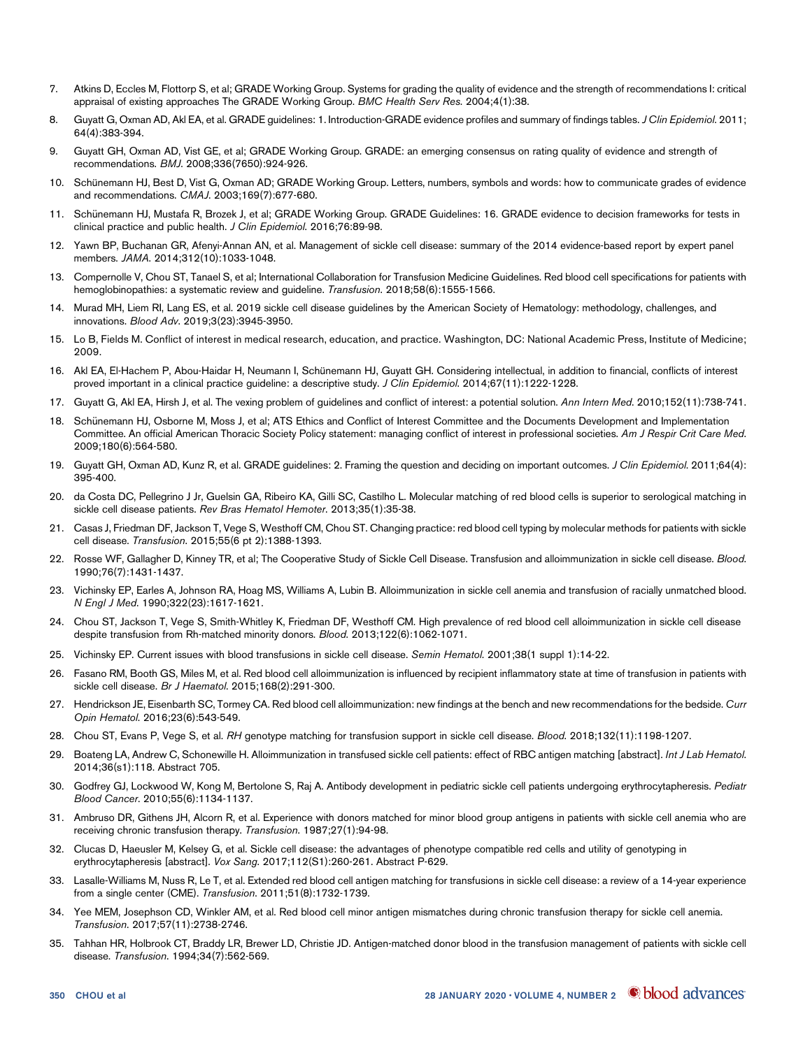7. Atkins D, Eccles M, Flottorp S, et al; GRADE Working Group. Systems for grading the quality of evidence and the strength of recommendations I: critical appraisal of existing approaches The GRADE Working Group. *BMC Health Serv Res*. 2004;4(1):38.
8. Guyatt G, Oxman AD, Akl EA, et al. GRADE guidelines: 1. Introduction-GRADE evidence profiles and summary of findings tables. *J Clin Epidemiol*. 2011; 64(4):383-394.
9. Guyatt GH, Oxman AD, Vist GE, et al; GRADE Working Group. GRADE: an emerging consensus on rating quality of evidence and strength of recommendations. *BMJ*. 2008;336(7650):924-926.
10. Schünemann HJ, Best D, Vist G, Oxman AD; GRADE Working Group. Letters, numbers, symbols and words: how to communicate grades of evidence and recommendations. *CMAJ*. 2003;169(7):677-680.
11. Schünemann HJ, Mustafa R, Brozek J, et al; GRADE Working Group. GRADE Guidelines: 16. GRADE evidence to decision frameworks for tests in clinical practice and public health. *J Clin Epidemiol*. 2016;76:89-98.
12. Yawn BP, Buchanan GR, Afenyi-Annan AN, et al. Management of sickle cell disease: summary of the 2014 evidence-based report by expert panel members. *JAMA*. 2014;312(10):1033-1048.
13. Compernolle V, Chou ST, Tanael S, et al; International Collaboration for Transfusion Medicine Guidelines. Red blood cell specifications for patients with hemoglobinopathies: a systematic review and guideline. *Transfusion*. 2018;58(6):1555-1566.
14. Murad MH, Liem RI, Lang ES, et al. 2019 sickle cell disease guidelines by the American Society of Hematology: methodology, challenges, and innovations. *Blood Adv*. 2019;3(23):3945-3950.
15. Lo B, Fields M. Conflict of interest in medical research, education, and practice. Washington, DC: National Academic Press, Institute of Medicine; 2009.
16. Akl EA, El-Hachem P, Abou-Haidar H, Neumann I, Schünemann HJ, Guyatt GH. Considering intellectual, in addition to financial, conflicts of interest proved important in a clinical practice guideline: a descriptive study. *J Clin Epidemiol*. 2014;67(11):1222-1228.
17. Guyatt G, Akl EA, Hirsh J, et al. The vexing problem of guidelines and conflict of interest: a potential solution. *Ann Intern Med*. 2010;152(11):738-741.
18. Schünemann HJ, Osborne M, Moss J, et al; ATS Ethics and Conflict of Interest Committee and the Documents Development and Implementation Committee. An official American Thoracic Society Policy statement: managing conflict of interest in professional societies. *Am J Respir Crit Care Med*. 2009;180(6):564-580.
19. Guyatt GH, Oxman AD, Kunz R, et al. GRADE guidelines: 2. Framing the question and deciding on important outcomes. *J Clin Epidemiol*. 2011;64(4): 395-400.
20. da Costa DC, Pellegrino J Jr, Guelsin GA, Ribeiro KA, Gilli SC, Castilho L. Molecular matching of red blood cells is superior to serological matching in sickle cell disease patients. *Rev Bras Hematol Hemoter*. 2013;35(1):35-38.
21. Casas J, Friedman DF, Jackson T, Vege S, Westhoff CM, Chou ST. Changing practice: red blood cell typing by molecular methods for patients with sickle cell disease. *Transfusion*. 2015;55(6 pt 2):1388-1393.
22. Rosse WF, Gallagher D, Kinney TR, et al; The Cooperative Study of Sickle Cell Disease. Transfusion and alloimmunization in sickle cell disease. *Blood*. 1990;76(7):1431-1437.
23. Vichinsky EP, Earles A, Johnson RA, Hoag MS, Williams A, Lubin B. Alloimmunization in sickle cell anemia and transfusion of racially unmatched blood. *N Engl J Med*. 1990;322(23):1617-1621.
24. Chou ST, Jackson T, Vege S, Smith-Whitley K, Friedman DF, Westhoff CM. High prevalence of red blood cell alloimmunization in sickle cell disease despite transfusion from Rh-matched minority donors. *Blood*. 2013;122(6):1062-1071.
25. Vichinsky EP. Current issues with blood transfusions in sickle cell disease. *Semin Hematol*. 2001;38(1 suppl 1):14-22.
26. Fasano RM, Booth GS, Miles M, et al. Red blood cell alloimmunization is influenced by recipient inflammatory state at time of transfusion in patients with sickle cell disease. *Br J Haematol*. 2015;168(2):291-300.
27. Hendrickson JE, Eisenbarth SC, Tormey CA. Red blood cell alloimmunization: new findings at the bench and new recommendations for the bedside. *Curr Opin Hematol*. 2016;23(6):543-549.
28. Chou ST, Evans P, Vege S, et al. *RH* genotype matching for transfusion support in sickle cell disease. *Blood*. 2018;132(11):1198-1207.
29. Boateng LA, Andrew C, Schonewille H. Alloimmunization in transfused sickle cell patients: effect of RBC antigen matching [abstract]. *Int J Lab Hematol*. 2014;36(s1):118. Abstract 705.
30. Godfrey GJ, Lockwood W, Kong M, Bertolone S, Raj A. Antibody development in pediatric sickle cell patients undergoing erythrocytapheresis. *Pediatr Blood Cancer*. 2010;55(6):1134-1137.
31. Ambruso DR, Githens JH, Alcorn R, et al. Experience with donors matched for minor blood group antigens in patients with sickle cell anemia who are receiving chronic transfusion therapy. *Transfusion*. 1987;27(1):94-98.
32. Clucas D, Haeusler M, Kelsey G, et al. Sickle cell disease: the advantages of phenotype compatible red cells and utility of genotyping in erythrocytapheresis [abstract]. *Vox Sang*. 2017;112(S1):260-261. Abstract P-629.
33. Lasalle-Williams M, Nuss R, Le T, et al. Extended red blood cell antigen matching for transfusions in sickle cell disease: a review of a 14-year experience from a single center (CME). *Transfusion*. 2011;51(8):1732-1739.
34. Yee MEM, Josephson CD, Winkler AM, et al. Red blood cell minor antigen mismatches during chronic transfusion therapy for sickle cell anemia. *Transfusion*. 2017;57(11):2738-2746.
35. Tahhan HR, Holbrook CT, Braddy LR, Brewer LD, Christie JD. Antigen-matched donor blood in the transfusion management of patients with sickle cell disease. *Transfusion*. 1994;34(7):562-569.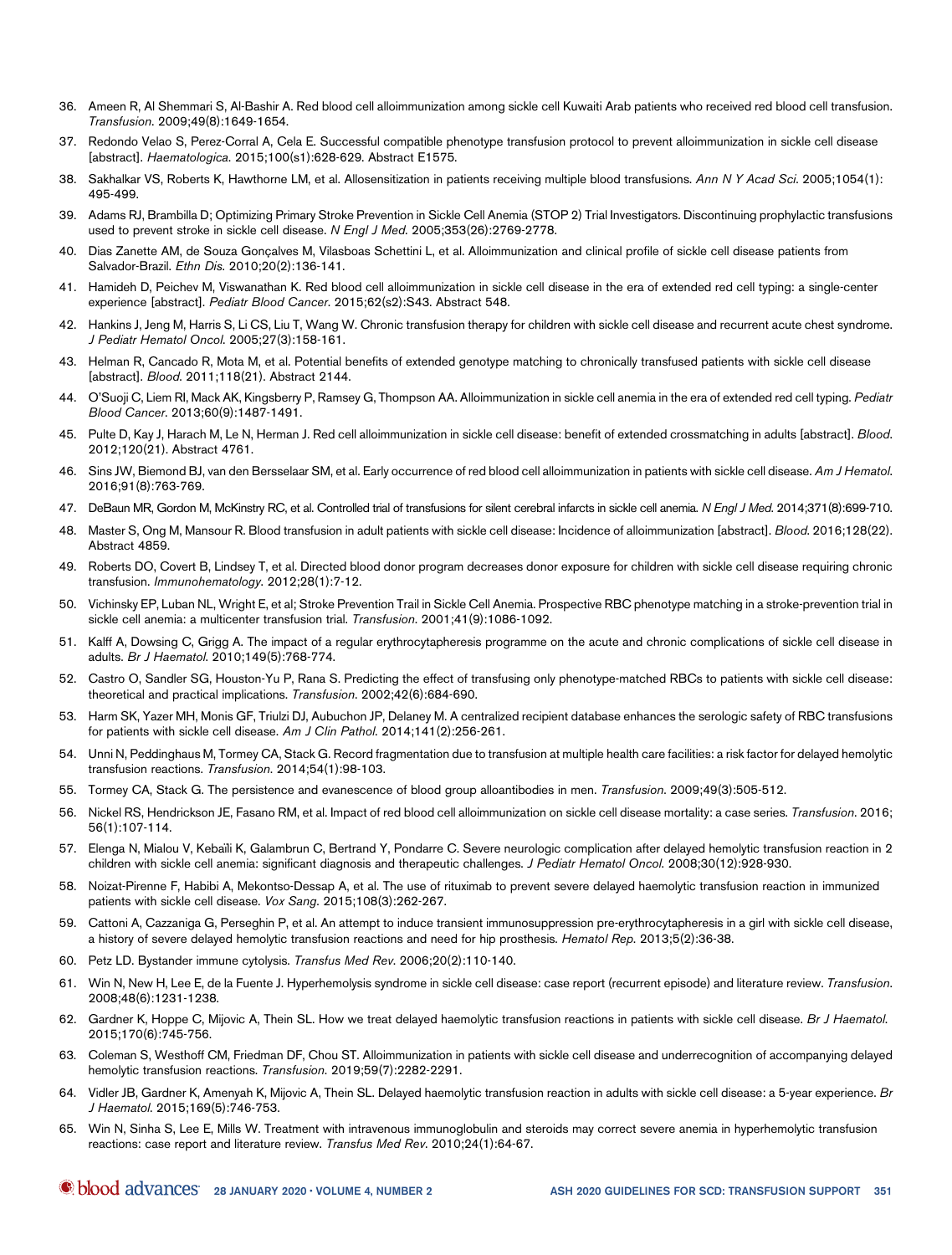36. Ameen R, Al Shemmari S, Al-Bashir A. Red blood cell alloimmunization among sickle cell Kuwaiti Arab patients who received red blood cell transfusion. *Transfusion*. 2009;49(8):1649-1654.
37. Redondo Velao S, Perez-Corral A, Cela E. Successful compatible phenotype transfusion protocol to prevent alloimmunization in sickle cell disease [abstract]. *Haematologica*. 2015;100(s1):628-629. Abstract E1575.
38. Sakhalkar VS, Roberts K, Hawthorne LM, et al. Allosensitization in patients receiving multiple blood transfusions. *Ann N Y Acad Sci*. 2005;1054(1): 495-499.
39. Adams RJ, Brambilla D; Optimizing Primary Stroke Prevention in Sickle Cell Anemia (STOP 2) Trial Investigators. Discontinuing prophylactic transfusions used to prevent stroke in sickle cell disease. *N Engl J Med*. 2005;353(26):2769-2778.
40. Dias Zanette AM, de Souza Gonçalves M, Vilasboas Schettini L, et al. Alloimmunization and clinical profile of sickle cell disease patients from Salvador-Brazil. *Ethn Dis*. 2010;20(2):136-141.
41. Hamideh D, Peichev M, Viswanathan K. Red blood cell alloimmunization in sickle cell disease in the era of extended red cell typing: a single-center experience [abstract]. *Pediatr Blood Cancer*. 2015;62(s2):S43. Abstract 548.
42. Hankins J, Jeng M, Harris S, Li CS, Liu T, Wang W. Chronic transfusion therapy for children with sickle cell disease and recurrent acute chest syndrome. *J Pediatr Hematol Oncol*. 2005;27(3):158-161.
43. Helman R, Cancado R, Mota M, et al. Potential benefits of extended genotype matching to chronically transfused patients with sickle cell disease [abstract]. *Blood*. 2011;118(21). Abstract 2144.
44. O'Suoji C, Liem RI, Mack AK, Kingsberry P, Ramsey G, Thompson AA. Alloimmunization in sickle cell anemia in the era of extended red cell typing. *Pediatr Blood Cancer*. 2013;60(9):1487-1491.
45. Pulte D, Kay J, Harach M, Le N, Herman J. Red cell alloimmunization in sickle cell disease: benefit of extended crossmatching in adults [abstract]. *Blood*. 2012;120(21). Abstract 4761.
46. Sins JW, Biemond BJ, van den Bersselaar SM, et al. Early occurrence of red blood cell alloimmunization in patients with sickle cell disease. *Am J Hematol*. 2016;91(8):763-769.
47. DeBaun MR, Gordon M, McKinstry RC, et al. Controlled trial of transfusions for silent cerebral infarcts in sickle cell anemia. *N Engl J Med*. 2014;371(8):699-710.
48. Master S, Ong M, Mansour R. Blood transfusion in adult patients with sickle cell disease: Incidence of alloimmunization [abstract]. *Blood*. 2016;128(22). Abstract 4859.
49. Roberts DO, Covert B, Lindsey T, et al. Directed blood donor program decreases donor exposure for children with sickle cell disease requiring chronic transfusion. *Immunohematology*. 2012;28(1):7-12.
50. Vichinsky EP, Luban NL, Wright E, et al; Stroke Prevention Trail in Sickle Cell Anemia. Prospective RBC phenotype matching in a stroke-prevention trial in sickle cell anemia: a multicenter transfusion trial. *Transfusion*. 2001;41(9):1086-1092.
51. Kalff A, Dowsing C, Grigg A. The impact of a regular erythrocytapheresis programme on the acute and chronic complications of sickle cell disease in adults. *Br J Haematol*. 2010;149(5):768-774.
52. Castro O, Sandler SG, Houston-Yu P, Rana S. Predicting the effect of transfusing only phenotype-matched RBCs to patients with sickle cell disease: theoretical and practical implications. *Transfusion*. 2002;42(6):684-690.
53. Harm SK, Yazer MH, Monis GF, Triulzi DJ, Aubuchon JP, Delaney M. A centralized recipient database enhances the serologic safety of RBC transfusions for patients with sickle cell disease. *Am J Clin Pathol*. 2014;141(2):256-261.
54. Unni N, Peddinghaus M, Tormey CA, Stack G. Record fragmentation due to transfusion at multiple health care facilities: a risk factor for delayed hemolytic transfusion reactions. *Transfusion*. 2014;54(1):98-103.
55. Tormey CA, Stack G. The persistence and evanescence of blood group alloantibodies in men. *Transfusion*. 2009;49(3):505-512.
56. Nickel RS, Hendrickson JE, Fasano RM, et al. Impact of red blood cell alloimmunization on sickle cell disease mortality: a case series. *Transfusion*. 2016; 56(1):107-114.
57. Elenga N, Mialou V, Kebaïli K, Galambrun C, Bertrand Y, Pondarre C. Severe neurologic complication after delayed hemolytic transfusion reaction in 2 children with sickle cell anemia: significant diagnosis and therapeutic challenges. *J Pediatr Hematol Oncol*. 2008;30(12):928-930.
58. Noizat-Pirenne F, Habibi A, Mekontso-Dessap A, et al. The use of rituximab to prevent severe delayed haemolytic transfusion reaction in immunized patients with sickle cell disease. *Vox Sang*. 2015;108(3):262-267.
59. Cattoni A, Cazzaniga G, Perseghin P, et al. An attempt to induce transient immunosuppression pre-erythrocytapheresis in a girl with sickle cell disease, a history of severe delayed hemolytic transfusion reactions and need for hip prosthesis. *Hematol Rep*. 2013;5(2):36-38.
60. Petz LD. Bystander immune cytolysis. *Transfus Med Rev*. 2006;20(2):110-140.
61. Win N, New H, Lee E, de la Fuente J. Hyperhemolysis syndrome in sickle cell disease: case report (recurrent episode) and literature review. *Transfusion*. 2008;48(6):1231-1238.
62. Gardner K, Hoppe C, Mijovic A, Thein SL. How we treat delayed haemolytic transfusion reactions in patients with sickle cell disease. *Br J Haematol*. 2015;170(6):745-756.
63. Coleman S, Westhoff CM, Friedman DF, Chou ST. Alloimmunization in patients with sickle cell disease and underrecognition of accompanying delayed hemolytic transfusion reactions. *Transfusion*. 2019;59(7):2282-2291.
64. Vidler JB, Gardner K, Amenyah K, Mijovic A, Thein SL. Delayed haemolytic transfusion reaction in adults with sickle cell disease: a 5-year experience. *Br J Haematol*. 2015;169(5):746-753.
65. Win N, Sinha S, Lee E, Mills W. Treatment with intravenous immunoglobulin and steroids may correct severe anemia in hyperhemolytic transfusion reactions: case report and literature review. *Transfus Med Rev*. 2010;24(1):64-67.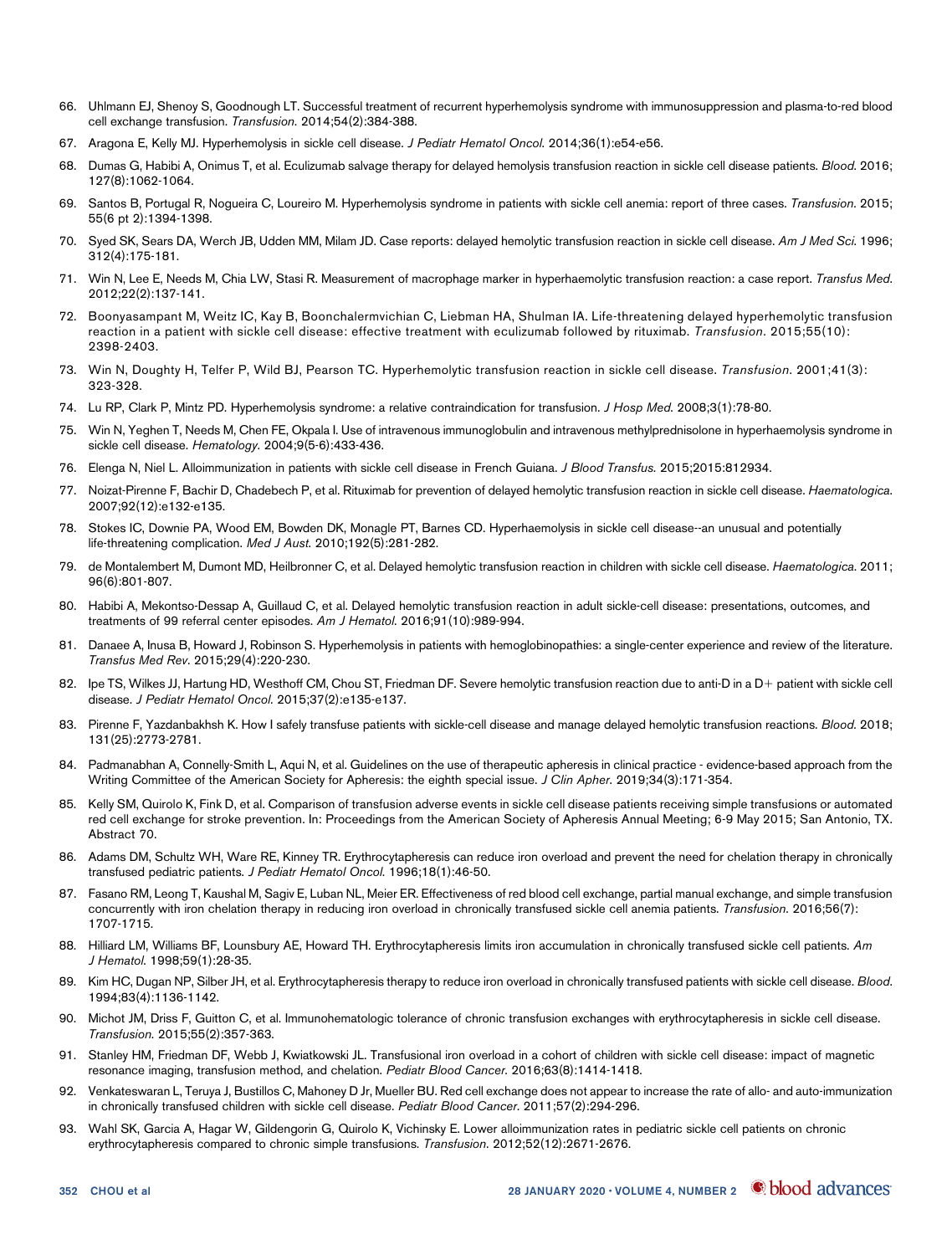66. Uhlmann EJ, Shenoy S, Goodnough LT. Successful treatment of recurrent hyperhemolysis syndrome with immunosuppression and plasma-to-red blood cell exchange transfusion. *Transfusion*. 2014;54(2):384-388.
67. Aragona E, Kelly MJ. Hyperhemolysis in sickle cell disease. *J Pediatr Hematol Oncol*. 2014;36(1):e54-e56.
68. Dumas G, Habibi A, Onimus T, et al. Eculizumab salvage therapy for delayed hemolysis transfusion reaction in sickle cell disease patients. *Blood*. 2016; 127(8):1062-1064.
69. Santos B, Portugal R, Nogueira C, Loureiro M. Hyperhemolysis syndrome in patients with sickle cell anemia: report of three cases. *Transfusion*. 2015; 55(6 pt 2):1394-1398.
70. Syed SK, Sears DA, Werch JB, Udden MM, Milam JD. Case reports: delayed hemolytic transfusion reaction in sickle cell disease. *Am J Med Sci*. 1996; 312(4):175-181.
71. Win N, Lee E, Needs M, Chia LW, Stasi R. Measurement of macrophage marker in hyperhaemolytic transfusion reaction: a case report. *Transfus Med*. 2012;22(2):137-141.
72. Boonyasampant M, Weitz IC, Kay B, Boonchalermvichian C, Liebman HA, Shulman IA. Life-threatening delayed hyperhemolytic transfusion reaction in a patient with sickle cell disease: effective treatment with eculizumab followed by rituximab. *Transfusion*. 2015;55(10): 2398-2403.
73. Win N, Doughty H, Telfer P, Wild BJ, Pearson TC. Hyperhemolytic transfusion reaction in sickle cell disease. *Transfusion*. 2001;41(3): 323-328.
74. Lu RP, Clark P, Mintz PD. Hyperhemolysis syndrome: a relative contraindication for transfusion. *J Hosp Med*. 2008;3(1):78-80.
75. Win N, Yeghen T, Needs M, Chen FE, Okpala I. Use of intravenous immunoglobulin and intravenous methylprednisolone in hyperhaemolysis syndrome in sickle cell disease. *Hematology*. 2004;9(5-6):433-436.
76. Elenga N, Niel L. Alloimmunization in patients with sickle cell disease in French Guiana. *J Blood Transfus*. 2015;2015:812934.
77. Noizat-Pirenne F, Bachir D, Chadebech P, et al. Rituximab for prevention of delayed hemolytic transfusion reaction in sickle cell disease. *Haematologica*. 2007;92(12):e132-e135.
78. Stokes IC, Downie PA, Wood EM, Bowden DK, Monagle PT, Barnes CD. Hyperhaemolysis in sickle cell disease--an unusual and potentially life-threatening complication. *Med J Aust*. 2010;192(5):281-282.
79. de Montalembert M, Dumont MD, Heilbronner C, et al. Delayed hemolytic transfusion reaction in children with sickle cell disease. *Haematologica*. 2011; 96(6):801-807.
80. Habibi A, Mekontso-Dessap A, Guillaud C, et al. Delayed hemolytic transfusion reaction in adult sickle-cell disease: presentations, outcomes, and treatments of 99 referral center episodes. *Am J Hematol*. 2016;91(10):989-994.
81. Danaee A, Inusa B, Howard J, Robinson S. Hyperhemolysis in patients with hemoglobinopathies: a single-center experience and review of the literature. *Transfus Med Rev*. 2015;29(4):220-230.
82. Ipe TS, Wilkes JJ, Hartung HD, Westhoff CM, Chou ST, Friedman DF. Severe hemolytic transfusion reaction due to anti-D in a D+ patient with sickle cell disease. *J Pediatr Hematol Oncol*. 2015;37(2):e135-e137.
83. Pirenne F, Yazdanbakhsh K. How I safely transfuse patients with sickle-cell disease and manage delayed hemolytic transfusion reactions. *Blood*. 2018; 131(25):2773-2781.
84. Padmanabhan A, Connelly-Smith L, Aqui N, et al. Guidelines on the use of therapeutic apheresis in clinical practice - evidence-based approach from the Writing Committee of the American Society for Apheresis: the eighth special issue. *J Clin Apher*. 2019;34(3):171-354.
85. Kelly SM, Quirolo K, Fink D, et al. Comparison of transfusion adverse events in sickle cell disease patients receiving simple transfusions or automated red cell exchange for stroke prevention. In: Proceedings from the American Society of Apheresis Annual Meeting; 6-9 May 2015; San Antonio, TX. Abstract 70.
86. Adams DM, Schultz WH, Ware RE, Kinney TR. Erythrocytapheresis can reduce iron overload and prevent the need for chelation therapy in chronically transfused pediatric patients. *J Pediatr Hematol Oncol*. 1996;18(1):46-50.
87. Fasano RM, Leong T, Kaushal M, Sagiv E, Luban NL, Meier ER. Effectiveness of red blood cell exchange, partial manual exchange, and simple transfusion concurrently with iron chelation therapy in reducing iron overload in chronically transfused sickle cell anemia patients. *Transfusion*. 2016;56(7): 1707-1715.
88. Hilliard LM, Williams BF, Lounsbury AE, Howard TH. Erythrocytapheresis limits iron accumulation in chronically transfused sickle cell patients. *Am J Hematol*. 1998;59(1):28-35.
89. Kim HC, Dugan NP, Silber JH, et al. Erythrocytapheresis therapy to reduce iron overload in chronically transfused patients with sickle cell disease. *Blood*. 1994;83(4):1136-1142.
90. Michot JM, Driss F, Guitton C, et al. Immunohematologic tolerance of chronic transfusion exchanges with erythrocytapheresis in sickle cell disease. *Transfusion*. 2015;55(2):357-363.
91. Stanley HM, Friedman DF, Webb J, Kwiatkowski JL. Transfusional iron overload in a cohort of children with sickle cell disease: impact of magnetic resonance imaging, transfusion method, and chelation. *Pediatr Blood Cancer*. 2016;63(8):1414-1418.
92. Venkateswaran L, Teruya J, Bustillos C, Mahoney D Jr, Mueller BU. Red cell exchange does not appear to increase the rate of allo- and auto-immunization in chronically transfused children with sickle cell disease. *Pediatr Blood Cancer*. 2011;57(2):294-296.
93. Wahl SK, Garcia A, Hagar W, Gildengorin G, Quirolo K, Vichinsky E. Lower alloimmunization rates in pediatric sickle cell patients on chronic erythrocytapheresis compared to chronic simple transfusions. *Transfusion*. 2012;52(12):2671-2676.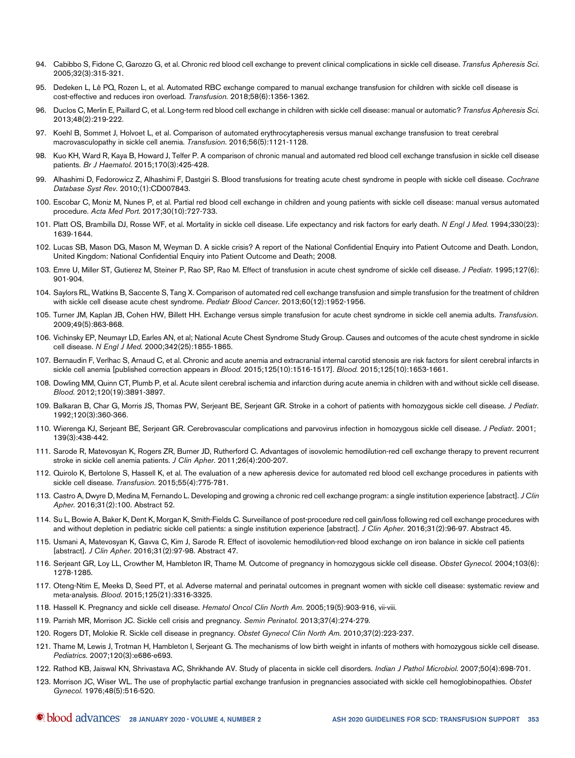94. Cabibbo S, Fidone C, Garozzo G, et al. Chronic red blood cell exchange to prevent clinical complications in sickle cell disease. *Transfus Apheresis Sci*. 2005;32(3):315-321.

95. Dedeken L, Lê PQ, Rozen L, et al. Automated RBC exchange compared to manual exchange transfusion for children with sickle cell disease is cost-effective and reduces iron overload. *Transfusion*. 2018;58(6):1356-1362.

96. Duclos C, Merlin E, Paillard C, et al. Long-term red blood cell exchange in children with sickle cell disease: manual or automatic? *Transfus Apheresis Sci*. 2013;48(2):219-222.

97. Koehl B, Sommet J, Holvoet L, et al. Comparison of automated erythrocytapheresis versus manual exchange transfusion to treat cerebral macrovasculopathy in sickle cell anemia. *Transfusion*. 2016;56(5):1121-1128.

98. Kuo KH, Ward R, Kaya B, Howard J, Telfer P. A comparison of chronic manual and automated red blood cell exchange transfusion in sickle cell disease patients. *Br J Haematol*. 2015;170(3):425-428.

99. Alhashimi D, Fedorowicz Z, Alhashimi F, Dastgiri S. Blood transfusions for treating acute chest syndrome in people with sickle cell disease. *Cochrane Database Syst Rev*. 2010;(1):CD007843.

100. Escobar C, Moniz M, Nunes P, et al. Partial red blood cell exchange in children and young patients with sickle cell disease: manual versus automated procedure. *Acta Med Port*. 2017;30(10):727-733.

101. Platt OS, Brambilla DJ, Rosse WF, et al. Mortality in sickle cell disease. Life expectancy and risk factors for early death. *N Engl J Med*. 1994;330(23): 1639-1644.

102. Lucas SB, Mason DG, Mason M, Weyman D. A sickle crisis? A report of the National Confidential Enquiry into Patient Outcome and Death. London, United Kingdom: National Confidential Enquiry into Patient Outcome and Death; 2008.

103. Emre U, Miller ST, Gutierez M, Steiner P, Rao SP, Rao M. Effect of transfusion in acute chest syndrome of sickle cell disease. *J Pediatr*. 1995;127(6): 901-904.

104. Saylors RL, Watkins B, Saccente S, Tang X. Comparison of automated red cell exchange transfusion and simple transfusion for the treatment of children with sickle cell disease acute chest syndrome. *Pediatr Blood Cancer*. 2013;60(12):1952-1956.

105. Turner JM, Kaplan JB, Cohen HW, Billett HH. Exchange versus simple transfusion for acute chest syndrome in sickle cell anemia adults. *Transfusion*. 2009;49(5):863-868.

106. Vichinsky EP, Neumayr LD, Earles AN, et al; National Acute Chest Syndrome Study Group. Causes and outcomes of the acute chest syndrome in sickle cell disease. *N Engl J Med*. 2000;342(25):1855-1865.

107. Bernaudin F, Verlhac S, Arnaud C, et al. Chronic and acute anemia and extracranial internal carotid stenosis are risk factors for silent cerebral infarcts in sickle cell anemia [published correction appears in *Blood*. 2015;125(10):1516-1517]. *Blood*. 2015;125(10):1653-1661.

108. Dowling MM, Quinn CT, Plumb P, et al. Acute silent cerebral ischemia and infarction during acute anemia in children with and without sickle cell disease. *Blood*. 2012;120(19):3891-3897.

109. Balkaran B, Char G, Morris JS, Thomas PW, Serjeant BE, Serjeant GR. Stroke in a cohort of patients with homozygous sickle cell disease. *J Pediatr*. 1992;120(3):360-366.

110. Wierenga KJ, Serjeant BE, Serjeant GR. Cerebrovascular complications and parvovirus infection in homozygous sickle cell disease. *J Pediatr*. 2001; 139(3):438-442.

111. Sarode R, Matevosyan K, Rogers ZR, Burner JD, Rutherford C. Advantages of isovolemic hemodilution-red cell exchange therapy to prevent recurrent stroke in sickle cell anemia patients. *J Clin Apher*. 2011;26(4):200-207.

112. Quirolo K, Bertolone S, Hassell K, et al. The evaluation of a new apheresis device for automated red blood cell exchange procedures in patients with sickle cell disease. *Transfusion*. 2015;55(4):775-781.

113. Castro A, Dwyre D, Medina M, Fernando L. Developing and growing a chronic red cell exchange program: a single institution experience [abstract]. *J Clin Apher*. 2016;31(2):100. Abstract 52.

114. Su L, Bowie A, Baker K, Dent K, Morgan K, Smith-Fields C. Surveillance of post-procedure red cell gain/loss following red cell exchange procedures with and without depletion in pediatric sickle cell patients: a single institution experience [abstract]. *J Clin Apher*. 2016;31(2):96-97. Abstract 45.

115. Usmani A, Matevosyan K, Gavva C, Kim J, Sarode R. Effect of isovolemic hemodilution-red blood exchange on iron balance in sickle cell patients [abstract]. *J Clin Apher*. 2016;31(2):97-98. Abstract 47.

116. Serjeant GR, Loy LL, Crowther M, Hambleton IR, Thame M. Outcome of pregnancy in homozygous sickle cell disease. *Obstet Gynecol*. 2004;103(6): 1278-1285.

117. Oteng-Ntim E, Meeks D, Seed PT, et al. Adverse maternal and perinatal outcomes in pregnant women with sickle cell disease: systematic review and meta-analysis. *Blood*. 2015;125(21):3316-3325.

118. Hassell K. Pregnancy and sickle cell disease. *Hematol Oncol Clin North Am*. 2005;19(5):903-916, vii-viii.

119. Parrish MR, Morrison JC. Sickle cell crisis and pregnancy. *Semin Perinatol*. 2013;37(4):274-279.

120. Rogers DT, Molokie R. Sickle cell disease in pregnancy. *Obstet Gynecol Clin North Am*. 2010;37(2):223-237.

121. Thame M, Lewis J, Trotman H, Hambleton I, Serjeant G. The mechanisms of low birth weight in infants of mothers with homozygous sickle cell disease. *Pediatrics*. 2007;120(3):e686-e693.

122. Rathod KB, Jaiswal KN, Shrivastava AC, Shrikhande AV. Study of placenta in sickle cell disorders. *Indian J Pathol Microbiol*. 2007;50(4):698-701.

123. Morrison JC, Wiser WL. The use of prophylactic partial exchange tranfusion in pregnancies associated with sickle cell hemoglobinopathies. *Obstet Gynecol*. 1976;48(5):516-520.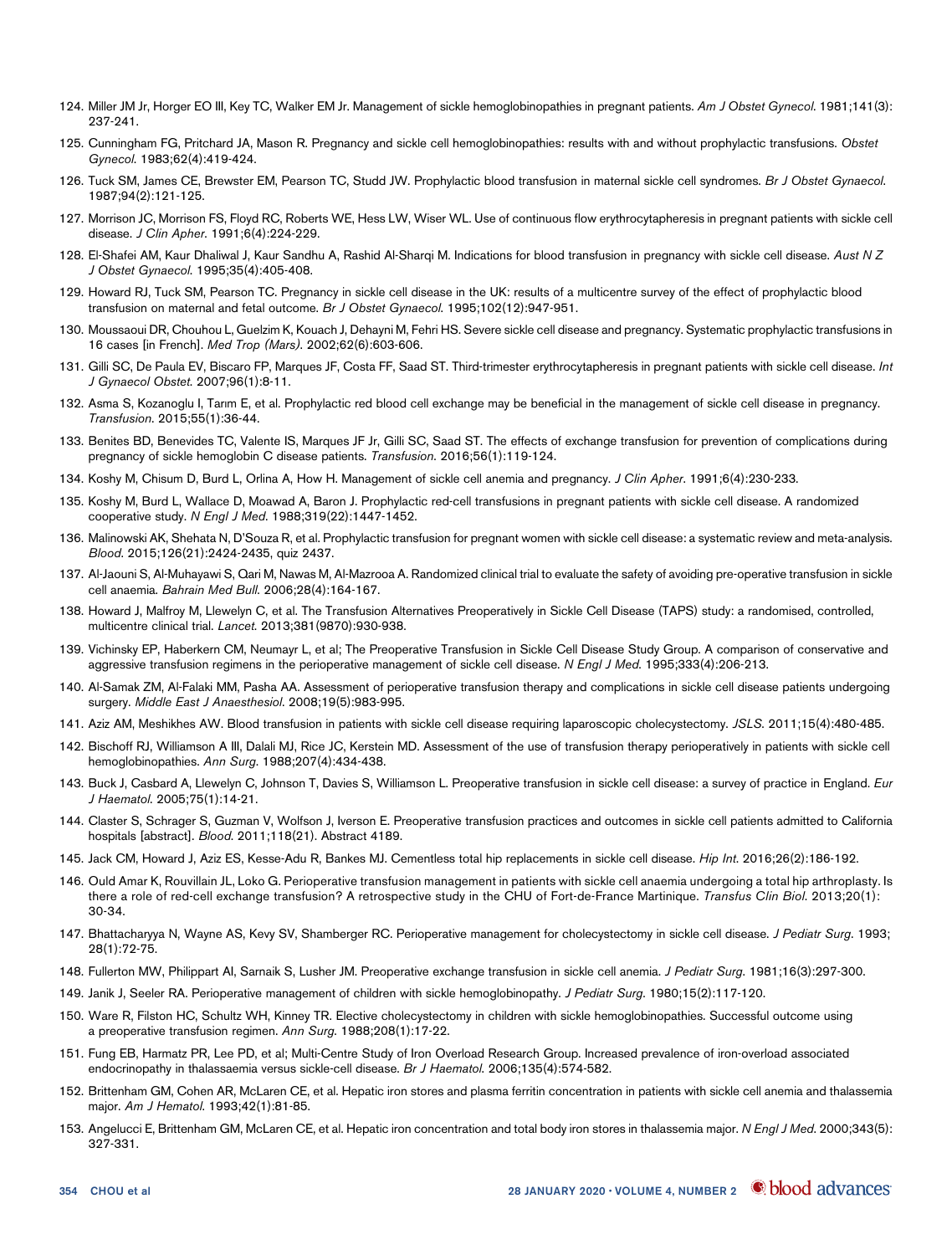124. Miller JM Jr, Horger EO III, Key TC, Walker EM Jr. Management of sickle hemoglobinopathies in pregnant patients. *Am J Obstet Gynecol*. 1981;141(3): 237-241.

125. Cunningham FG, Pritchard JA, Mason R. Pregnancy and sickle cell hemoglobinopathies: results with and without prophylactic transfusions. *Obstet Gynecol*. 1983;62(4):419-424.

126. Tuck SM, James CE, Brewster EM, Pearson TC, Studd JW. Prophylactic blood transfusion in maternal sickle cell syndromes. *Br J Obstet Gynaecol*. 1987;94(2):121-125.

127. Morrison JC, Morrison FS, Floyd RC, Roberts WE, Hess LW, Wiser WL. Use of continuous flow erythrocytapheresis in pregnant patients with sickle cell disease. *J Clin Apher*. 1991;6(4):224-229.

128. El-Shafei AM, Kaur Dhaliwal J, Kaur Sandhu A, Rashid Al-Sharqi M. Indications for blood transfusion in pregnancy with sickle cell disease. *Aust N Z J Obstet Gynaecol*. 1995;35(4):405-408.

129. Howard RJ, Tuck SM, Pearson TC. Pregnancy in sickle cell disease in the UK: results of a multicentre survey of the effect of prophylactic blood transfusion on maternal and fetal outcome. *Br J Obstet Gynaecol*. 1995;102(12):947-951.

130. Moussaoui DR, Chouhou L, Guelzim K, Kouach J, Dehayni M, Fehri HS. Severe sickle cell disease and pregnancy. Systematic prophylactic transfusions in 16 cases [in French]. *Med Trop (Mars)*. 2002;62(6):603-606.

131. Gilli SC, De Paula EV, Biscaro FP, Marques JF, Costa FF, Saad ST. Third-trimester erythrocytapheresis in pregnant patients with sickle cell disease. *Int J Gynaecol Obstet*. 2007;96(1):8-11.

132. Asma S, Kozanoglu I, Tarım E, et al. Prophylactic red blood cell exchange may be beneficial in the management of sickle cell disease in pregnancy. *Transfusion*. 2015;55(1):36-44.

133. Benites BD, Benevides TC, Valente IS, Marques JF Jr, Gilli SC, Saad ST. The effects of exchange transfusion for prevention of complications during pregnancy of sickle hemoglobin C disease patients. *Transfusion*. 2016;56(1):119-124.

134. Koshy M, Chisum D, Burd L, Orlina A, How H. Management of sickle cell anemia and pregnancy. *J Clin Apher*. 1991;6(4):230-233.

135. Koshy M, Burd L, Wallace D, Moawad A, Baron J. Prophylactic red-cell transfusions in pregnant patients with sickle cell disease. A randomized cooperative study. *N Engl J Med*. 1988;319(22):1447-1452.

136. Malinowski AK, Shehata N, D'Souza R, et al. Prophylactic transfusion for pregnant women with sickle cell disease: a systematic review and meta-analysis. *Blood*. 2015;126(21):2424-2435, quiz 2437.

137. Al-Jaouni S, Al-Muhayawi S, Qari M, Nawas M, Al-Mazrooa A. Randomized clinical trial to evaluate the safety of avoiding pre-operative transfusion in sickle cell anaemia. *Bahrain Med Bull*. 2006;28(4):164-167.

138. Howard J, Malfroy M, Llewelyn C, et al. The Transfusion Alternatives Preoperatively in Sickle Cell Disease (TAPS) study: a randomised, controlled, multicentre clinical trial. *Lancet*. 2013;381(9870):930-938.

139. Vichinsky EP, Haberkern CM, Neumayr L, et al; The Preoperative Transfusion in Sickle Cell Disease Study Group. A comparison of conservative and aggressive transfusion regimens in the perioperative management of sickle cell disease. *N Engl J Med*. 1995;333(4):206-213.

140. Al-Samak ZM, Al-Falaki MM, Pasha AA. Assessment of perioperative transfusion therapy and complications in sickle cell disease patients undergoing surgery. *Middle East J Anaesthesiol*. 2008;19(5):983-995.

141. Aziz AM, Meshikhes AW. Blood transfusion in patients with sickle cell disease requiring laparoscopic cholecystectomy. *JSLS*. 2011;15(4):480-485.

142. Bischoff RJ, Williamson A III, Dalali MJ, Rice JC, Kerstein MD. Assessment of the use of transfusion therapy perioperatively in patients with sickle cell hemoglobinopathies. *Ann Surg*. 1988;207(4):434-438.

143. Buck J, Casbard A, Llewelyn C, Johnson T, Davies S, Williamson L. Preoperative transfusion in sickle cell disease: a survey of practice in England. *Eur J Haematol*. 2005;75(1):14-21.

144. Claster S, Schrager S, Guzman V, Wolfson J, Iverson E. Preoperative transfusion practices and outcomes in sickle cell patients admitted to California hospitals [abstract]. *Blood*. 2011;118(21). Abstract 4189.

145. Jack CM, Howard J, Aziz ES, Kesse-Adu R, Bankes MJ. Cementless total hip replacements in sickle cell disease. *Hip Int*. 2016;26(2):186-192.

146. Ould Amar K, Rouvillain JL, Loko G. Perioperative transfusion management in patients with sickle cell anaemia undergoing a total hip arthroplasty. Is there a role of red-cell exchange transfusion? A retrospective study in the CHU of Fort-de-France Martinique. *Transfus Clin Biol*. 2013;20(1): 30-34.

147. Bhattacharyya N, Wayne AS, Kevy SV, Shamberger RC. Perioperative management for cholecystectomy in sickle cell disease. *J Pediatr Surg*. 1993; 28(1):72-75.

148. Fullerton MW, Philippart AI, Sarnaik S, Lusher JM. Preoperative exchange transfusion in sickle cell anemia. *J Pediatr Surg*. 1981;16(3):297-300.

149. Janik J, Seeler RA. Perioperative management of children with sickle hemoglobinopathy. *J Pediatr Surg*. 1980;15(2):117-120.

150. Ware R, Filston HC, Schultz WH, Kinney TR. Elective cholecystectomy in children with sickle hemoglobinopathies. Successful outcome using a preoperative transfusion regimen. *Ann Surg*. 1988;208(1):17-22.

151. Fung EB, Harmatz PR, Lee PD, et al; Multi-Centre Study of Iron Overload Research Group. Increased prevalence of iron-overload associated endocrinopathy in thalassaemia versus sickle-cell disease. *Br J Haematol*. 2006;135(4):574-582.

152. Brittenham GM, Cohen AR, McLaren CE, et al. Hepatic iron stores and plasma ferritin concentration in patients with sickle cell anemia and thalassemia major. *Am J Hematol*. 1993;42(1):81-85.

153. Angelucci E, Brittenham GM, McLaren CE, et al. Hepatic iron concentration and total body iron stores in thalassemia major. *N Engl J Med*. 2000;343(5): 327-331.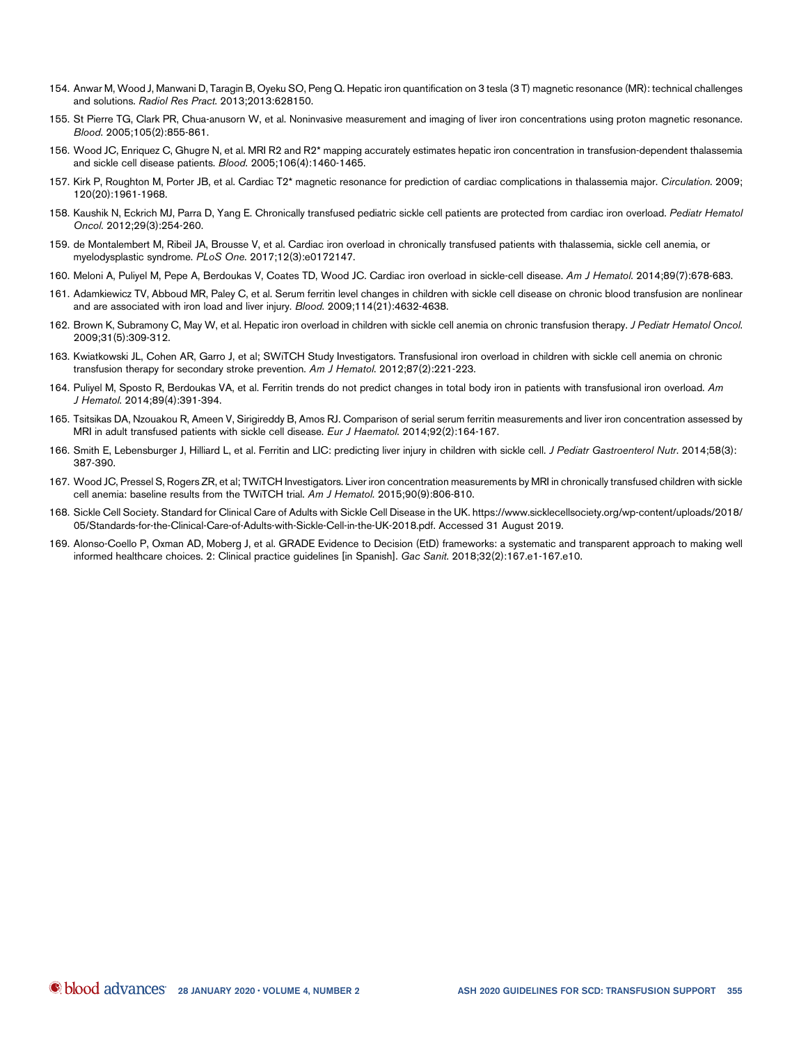154. Anwar M, Wood J, Manwani D, Taragin B, Oyeku SO, Peng Q. Hepatic iron quantification on 3 tesla (3 T) magnetic resonance (MR): technical challenges and solutions. *Radiol Res Pract*. 2013;2013:628150.

155. St Pierre TG, Clark PR, Chua-anusorn W, et al. Noninvasive measurement and imaging of liver iron concentrations using proton magnetic resonance. *Blood*. 2005;105(2):855-861.

156. Wood JC, Enriquez C, Ghugre N, et al. MRI R2 and R2* mapping accurately estimates hepatic iron concentration in transfusion-dependent thalassemia and sickle cell disease patients. *Blood*. 2005;106(4):1460-1465.

157. Kirk P, Roughton M, Porter JB, et al. Cardiac T2* magnetic resonance for prediction of cardiac complications in thalassemia major. *Circulation*. 2009;120(20):1961-1968.

158. Kaushik N, Eckrich MJ, Parra D, Yang E. Chronically transfused pediatric sickle cell patients are protected from cardiac iron overload. *Pediatr Hematol Oncol*. 2012;29(3):254-260.

159. de Montalembert M, Ribeil JA, Brousse V, et al. Cardiac iron overload in chronically transfused patients with thalassemia, sickle cell anemia, or myelodysplastic syndrome. *PLoS One*. 2017;12(3):e0172147.

160. Meloni A, Puliyel M, Pepe A, Berdoukas V, Coates TD, Wood JC. Cardiac iron overload in sickle-cell disease. *Am J Hematol*. 2014;89(7):678-683.

161. Adamkiewicz TV, Abboud MR, Paley C, et al. Serum ferritin level changes in children with sickle cell disease on chronic blood transfusion are nonlinear and are associated with iron load and liver injury. *Blood*. 2009;114(21):4632-4638.

162. Brown K, Subramony C, May W, et al. Hepatic iron overload in children with sickle cell anemia on chronic transfusion therapy. *J Pediatr Hematol Oncol*. 2009;31(5):309-312.

163. Kwiatkowski JL, Cohen AR, Garro J, et al; SWiTCH Study Investigators. Transfusional iron overload in children with sickle cell anemia on chronic transfusion therapy for secondary stroke prevention. *Am J Hematol*. 2012;87(2):221-223.

164. Puliyel M, Sposto R, Berdoukas VA, et al. Ferritin trends do not predict changes in total body iron in patients with transfusional iron overload. *Am J Hematol*. 2014;89(4):391-394.

165. Tsitsikas DA, Nzouakou R, Ameen V, Sirigireddy B, Amos RJ. Comparison of serial serum ferritin measurements and liver iron concentration assessed by MRI in adult transfused patients with sickle cell disease. *Eur J Haematol*. 2014;92(2):164-167.

166. Smith E, Lebensburger J, Hilliard L, et al. Ferritin and LIC: predicting liver injury in children with sickle cell. *J Pediatr Gastroenterol Nutr*. 2014;58(3):387-390.

167. Wood JC, Pressel S, Rogers ZR, et al; TWiTCH Investigators. Liver iron concentration measurements by MRI in chronically transfused children with sickle cell anemia: baseline results from the TWiTCH trial. *Am J Hematol*. 2015;90(9):806-810.

168. Sickle Cell Society. Standard for Clinical Care of Adults with Sickle Cell Disease in the UK. https://www.sicklecellsociety.org/wp-content/uploads/2018/05/Standards-for-the-Clinical-Care-of-Adults-with-Sickle-Cell-in-the-UK-2018.pdf. Accessed 31 August 2019.

169. Alonso-Coello P, Oxman AD, Moberg J, et al. GRADE Evidence to Decision (EtD) frameworks: a systematic and transparent approach to making well informed healthcare choices. 2: Clinical practice guidelines [in Spanish]. *Gac Sanit*. 2018;32(2):167.e1-167.e10.